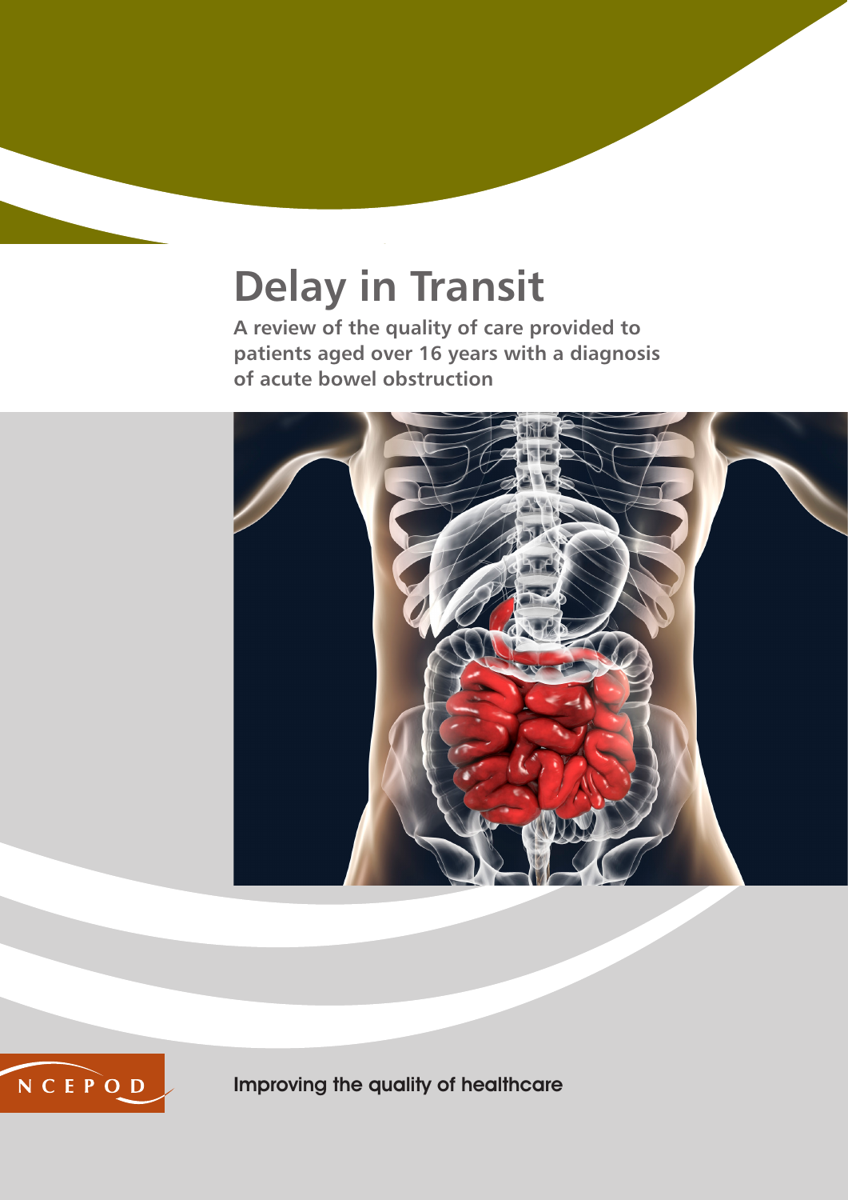# Delay in Transit

**A review of the quality of care provided to patients aged over 16 years with a diagnosis of acute bowel obstruction**

NCEPOD

Improving the quality of healthcare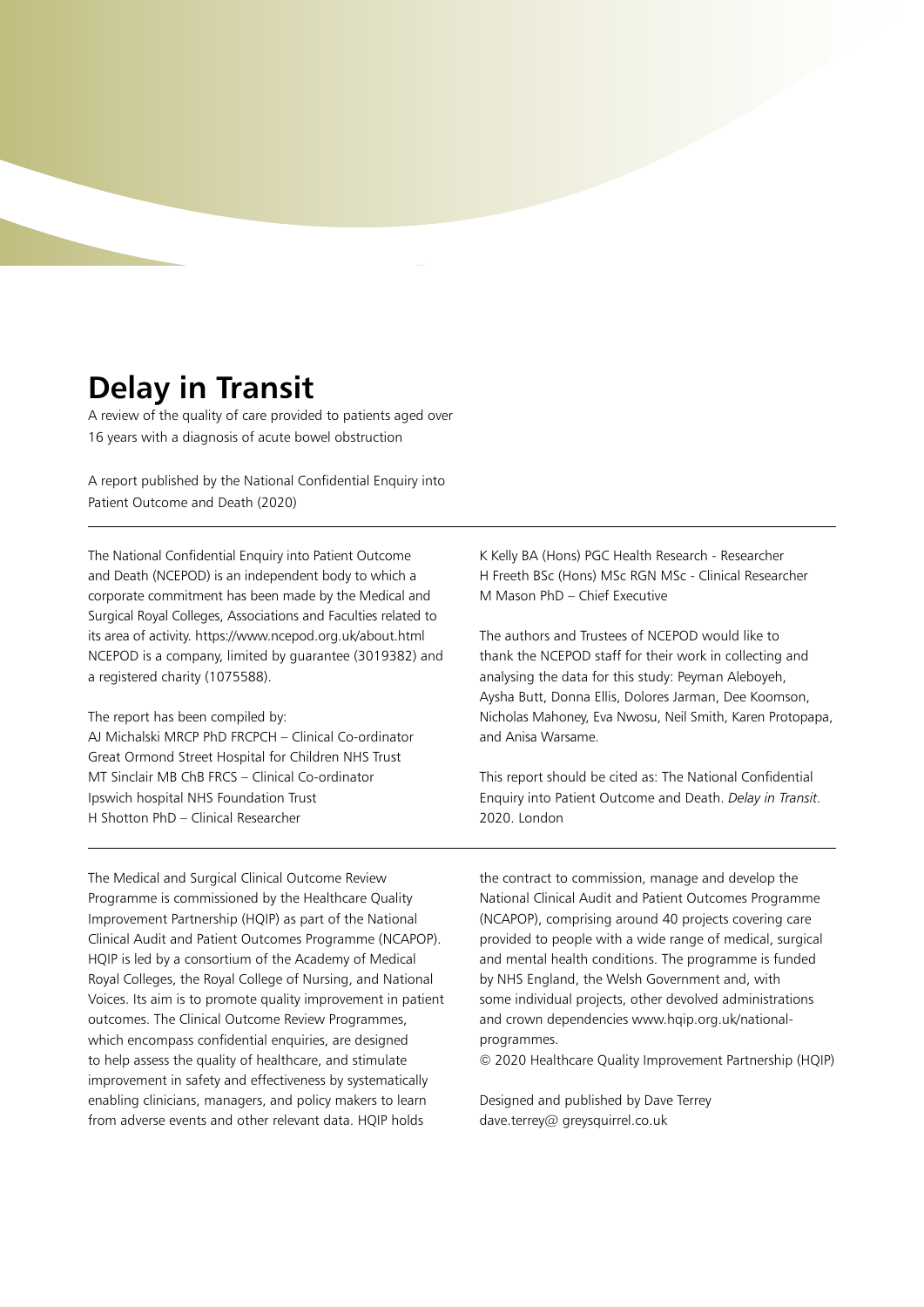# Delay in Transit

A review of the quality of care provided to patients aged over 16 years with a diagnosis of acute bowel obstruction

A report published by the National Confidential Enquiry into Patient Outcome and Death (2020)

---

The National Confidential Enquiry into Patient Outcome and Death (NCEPOD) is an independent body to which a corporate commitment has been made by the Medical and Surgical Royal Colleges, Associations and Faculties related to its area of activity. https://www.ncepod.org.uk/about.html NCEPOD is a company, limited by guarantee (3019382) and a registered charity (1075588).

The report has been compiled by:
AJ Michalski MRCP PhD FRCPCH – Clinical Co-ordinator
Great Ormond Street Hospital for Children NHS Trust
MT Sinclair MB ChB FRCS – Clinical Co-ordinator
Ipswich hospital NHS Foundation Trust
H Shotton PhD – Clinical Researcher
K Kelly BA (Hons) PGC Health Research - Researcher
H Freeth BSc (Hons) MSc RGN MSc - Clinical Researcher
M Mason PhD – Chief Executive

The authors and Trustees of NCEPOD would like to thank the NCEPOD staff for their work in collecting and analysing the data for this study: Peyman Aleboyeh, Aysha Butt, Donna Ellis, Dolores Jarman, Dee Koomson, Nicholas Mahoney, Eva Nwosu, Neil Smith, Karen Protopapa, and Anisa Warsame.

This report should be cited as: The National Confidential Enquiry into Patient Outcome and Death. *Delay in Transit.* 2020. London

---

The Medical and Surgical Clinical Outcome Review Programme is commissioned by the Healthcare Quality Improvement Partnership (HQIP) as part of the National Clinical Audit and Patient Outcomes Programme (NCAPOP). HQIP is led by a consortium of the Academy of Medical Royal Colleges, the Royal College of Nursing, and National Voices. Its aim is to promote quality improvement in patient outcomes. The Clinical Outcome Review Programmes, which encompass confidential enquiries, are designed to help assess the quality of healthcare, and stimulate improvement in safety and effectiveness by systematically enabling clinicians, managers, and policy makers to learn from adverse events and other relevant data. HQIP holds the contract to commission, manage and develop the National Clinical Audit and Patient Outcomes Programme (NCAPOP), comprising around 40 projects covering care provided to people with a wide range of medical, surgical and mental health conditions. The programme is funded by NHS England, the Welsh Government and, with some individual projects, other devolved administrations and crown dependencies www.hqip.org.uk/national-programmes.

© 2020 Healthcare Quality Improvement Partnership (HQIP)

Designed and published by Dave Terrey
dave.terrey@ greysquirrel.co.uk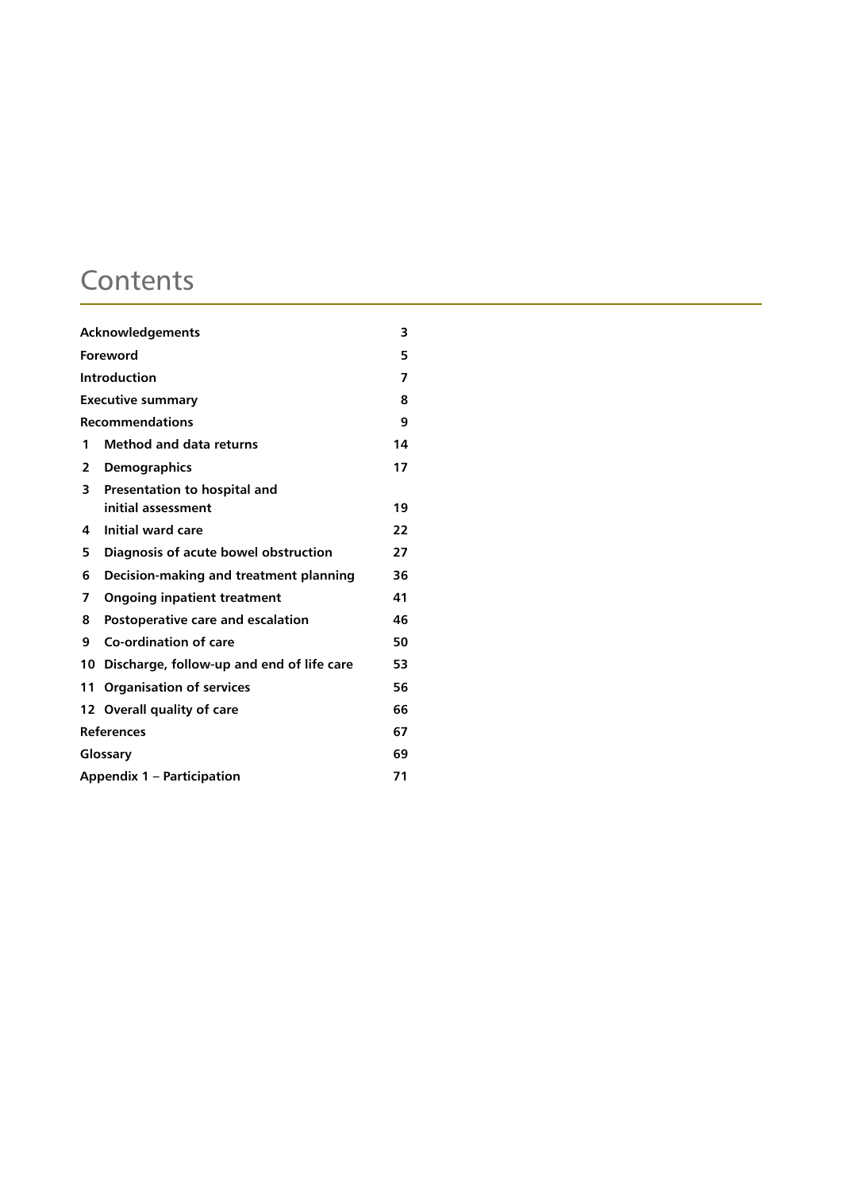# Contents

| | | |
|---|---|---|
| **Acknowledgements** | | **3** |
| **Foreword** | | **5** |
| **Introduction** | | **7** |
| **Executive summary** | | **8** |
| **Recommendations** | | **9** |
| **1** | **Method and data returns** | **14** |
| **2** | **Demographics** | **17** |
| **3** | **Presentation to hospital and initial assessment** | **19** |
| **4** | **Initial ward care** | **22** |
| **5** | **Diagnosis of acute bowel obstruction** | **27** |
| **6** | **Decision-making and treatment planning** | **36** |
| **7** | **Ongoing inpatient treatment** | **41** |
| **8** | **Postoperative care and escalation** | **46** |
| **9** | **Co-ordination of care** | **50** |
| **10** | **Discharge, follow-up and end of life care** | **53** |
| **11** | **Organisation of services** | **56** |
| **12** | **Overall quality of care** | **66** |
| **References** | | **67** |
| **Glossary** | | **69** |
| **Appendix 1 – Participation** | | **71** |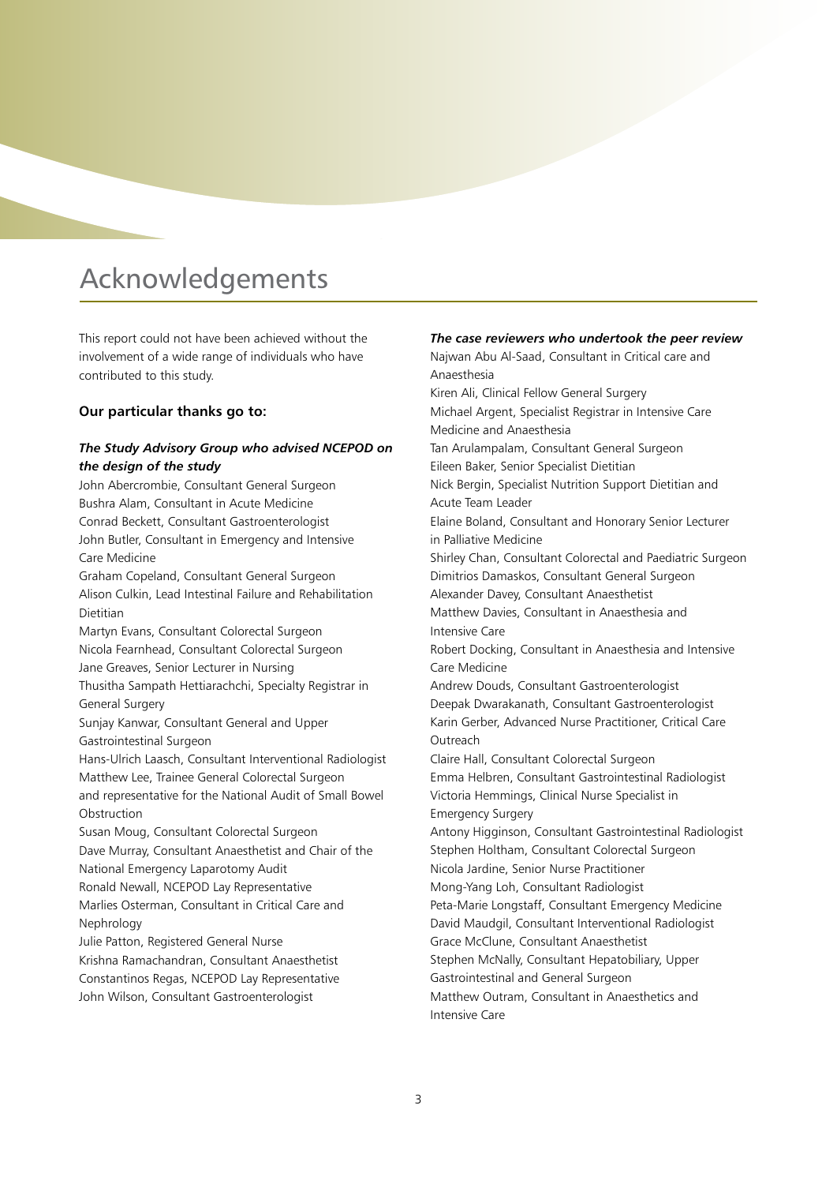# Acknowledgements

This report could not have been achieved without the involvement of a wide range of individuals who have contributed to this study.

**Our particular thanks go to:**

***The Study Advisory Group who advised NCEPOD on the design of the study***

John Abercrombie, Consultant General Surgeon
Bushra Alam, Consultant in Acute Medicine
Conrad Beckett, Consultant Gastroenterologist
John Butler, Consultant in Emergency and Intensive Care Medicine
Graham Copeland, Consultant General Surgeon
Alison Culkin, Lead Intestinal Failure and Rehabilitation Dietitian
Martyn Evans, Consultant Colorectal Surgeon
Nicola Fearnhead, Consultant Colorectal Surgeon
Jane Greaves, Senior Lecturer in Nursing
Thusitha Sampath Hettiarachchi, Specialty Registrar in General Surgery
Sunjay Kanwar, Consultant General and Upper Gastrointestinal Surgeon
Hans-Ulrich Laasch, Consultant Interventional Radiologist
Matthew Lee, Trainee General Colorectal Surgeon and representative for the National Audit of Small Bowel Obstruction
Susan Moug, Consultant Colorectal Surgeon
Dave Murray, Consultant Anaesthetist and Chair of the National Emergency Laparotomy Audit
Ronald Newall, NCEPOD Lay Representative
Marlies Osterman, Consultant in Critical Care and Nephrology
Julie Patton, Registered General Nurse
Krishna Ramachandran, Consultant Anaesthetist
Constantinos Regas, NCEPOD Lay Representative
John Wilson, Consultant Gastroenterologist

***The case reviewers who undertook the peer review***

Najwan Abu Al-Saad, Consultant in Critical care and Anaesthesia
Kiren Ali, Clinical Fellow General Surgery
Michael Argent, Specialist Registrar in Intensive Care Medicine and Anaesthesia
Tan Arulampalam, Consultant General Surgeon
Eileen Baker, Senior Specialist Dietitian
Nick Bergin, Specialist Nutrition Support Dietitian and Acute Team Leader
Elaine Boland, Consultant and Honorary Senior Lecturer in Palliative Medicine
Shirley Chan, Consultant Colorectal and Paediatric Surgeon
Dimitrios Damaskos, Consultant General Surgeon
Alexander Davey, Consultant Anaesthetist
Matthew Davies, Consultant in Anaesthesia and Intensive Care
Robert Docking, Consultant in Anaesthesia and Intensive Care Medicine
Andrew Douds, Consultant Gastroenterologist
Deepak Dwarakanath, Consultant Gastroenterologist
Karin Gerber, Advanced Nurse Practitioner, Critical Care Outreach
Claire Hall, Consultant Colorectal Surgeon
Emma Helbren, Consultant Gastrointestinal Radiologist
Victoria Hemmings, Clinical Nurse Specialist in Emergency Surgery
Antony Higginson, Consultant Gastrointestinal Radiologist
Stephen Holtham, Consultant Colorectal Surgeon
Nicola Jardine, Senior Nurse Practitioner
Mong-Yang Loh, Consultant Radiologist
Peta-Marie Longstaff, Consultant Emergency Medicine
David Maudgil, Consultant Interventional Radiologist
Grace McClune, Consultant Anaesthetist
Stephen McNally, Consultant Hepatobiliary, Upper Gastrointestinal and General Surgeon
Matthew Outram, Consultant in Anaesthetics and Intensive Care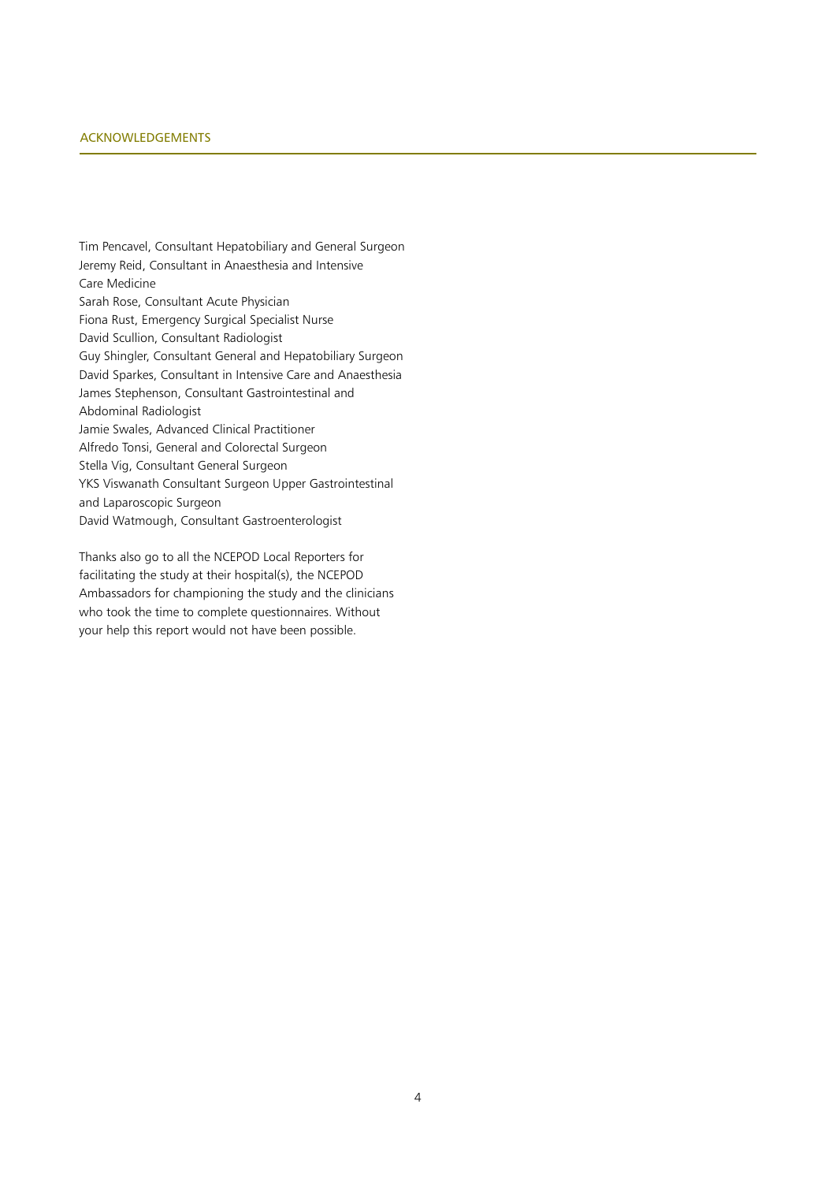## ACKNOWLEDGEMENTS

Tim Pencavel, Consultant Hepatobiliary and General Surgeon
Jeremy Reid, Consultant in Anaesthesia and Intensive Care Medicine
Sarah Rose, Consultant Acute Physician
Fiona Rust, Emergency Surgical Specialist Nurse
David Scullion, Consultant Radiologist
Guy Shingler, Consultant General and Hepatobiliary Surgeon
David Sparkes, Consultant in Intensive Care and Anaesthesia
James Stephenson, Consultant Gastrointestinal and Abdominal Radiologist
Jamie Swales, Advanced Clinical Practitioner
Alfredo Tonsi, General and Colorectal Surgeon
Stella Vig, Consultant General Surgeon
YKS Viswanath Consultant Surgeon Upper Gastrointestinal and Laparoscopic Surgeon
David Watmough, Consultant Gastroenterologist

Thanks also go to all the NCEPOD Local Reporters for facilitating the study at their hospital(s), the NCEPOD Ambassadors for championing the study and the clinicians who took the time to complete questionnaires. Without your help this report would not have been possible.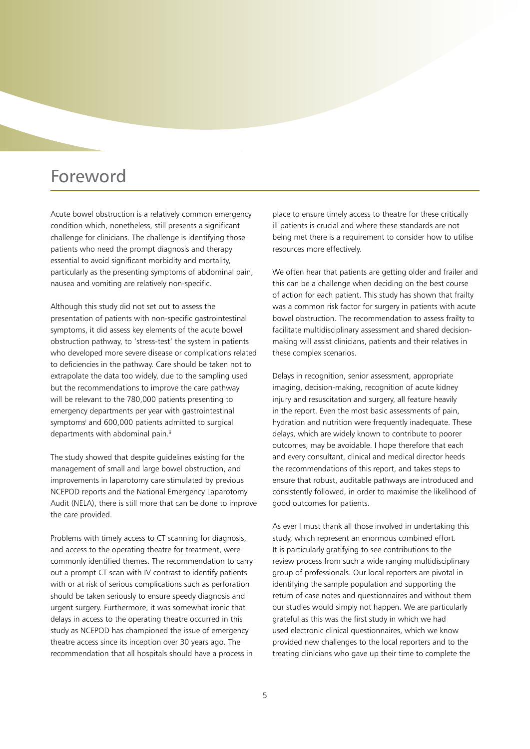# Foreword

Acute bowel obstruction is a relatively common emergency condition which, nonetheless, still presents a significant challenge for clinicians. The challenge is identifying those patients who need the prompt diagnosis and therapy essential to avoid significant morbidity and mortality, particularly as the presenting symptoms of abdominal pain, nausea and vomiting are relatively non-specific.

Although this study did not set out to assess the presentation of patients with non-specific gastrointestinal symptoms, it did assess key elements of the acute bowel obstruction pathway, to 'stress-test' the system in patients who developed more severe disease or complications related to deficiencies in the pathway. Care should be taken not to extrapolate the data too widely, due to the sampling used but the recommendations to improve the care pathway will be relevant to the 780,000 patients presenting to emergency departments per year with gastrointestinal symptoms[i] and 600,000 patients admitted to surgical departments with abdominal pain.[ii]

The study showed that despite guidelines existing for the management of small and large bowel obstruction, and improvements in laparotomy care stimulated by previous NCEPOD reports and the National Emergency Laparotomy Audit (NELA), there is still more that can be done to improve the care provided.

Problems with timely access to CT scanning for diagnosis, and access to the operating theatre for treatment, were commonly identified themes. The recommendation to carry out a prompt CT scan with IV contrast to identify patients with or at risk of serious complications such as perforation should be taken seriously to ensure speedy diagnosis and urgent surgery. Furthermore, it was somewhat ironic that delays in access to the operating theatre occurred in this study as NCEPOD has championed the issue of emergency theatre access since its inception over 30 years ago. The recommendation that all hospitals should have a process in place to ensure timely access to theatre for these critically ill patients is crucial and where these standards are not being met there is a requirement to consider how to utilise resources more effectively.

We often hear that patients are getting older and frailer and this can be a challenge when deciding on the best course of action for each patient. This study has shown that frailty was a common risk factor for surgery in patients with acute bowel obstruction. The recommendation to assess frailty to facilitate multidisciplinary assessment and shared decision-making will assist clinicians, patients and their relatives in these complex scenarios.

Delays in recognition, senior assessment, appropriate imaging, decision-making, recognition of acute kidney injury and resuscitation and surgery, all feature heavily in the report. Even the most basic assessments of pain, hydration and nutrition were frequently inadequate. These delays, which are widely known to contribute to poorer outcomes, may be avoidable. I hope therefore that each and every consultant, clinical and medical director heeds the recommendations of this report, and takes steps to ensure that robust, auditable pathways are introduced and consistently followed, in order to maximise the likelihood of good outcomes for patients.

As ever I must thank all those involved in undertaking this study, which represent an enormous combined effort. It is particularly gratifying to see contributions to the review process from such a wide ranging multidisciplinary group of professionals. Our local reporters are pivotal in identifying the sample population and supporting the return of case notes and questionnaires and without them our studies would simply not happen. We are particularly grateful as this was the first study in which we had used electronic clinical questionnaires, which we know provided new challenges to the local reporters and to the treating clinicians who gave up their time to complete the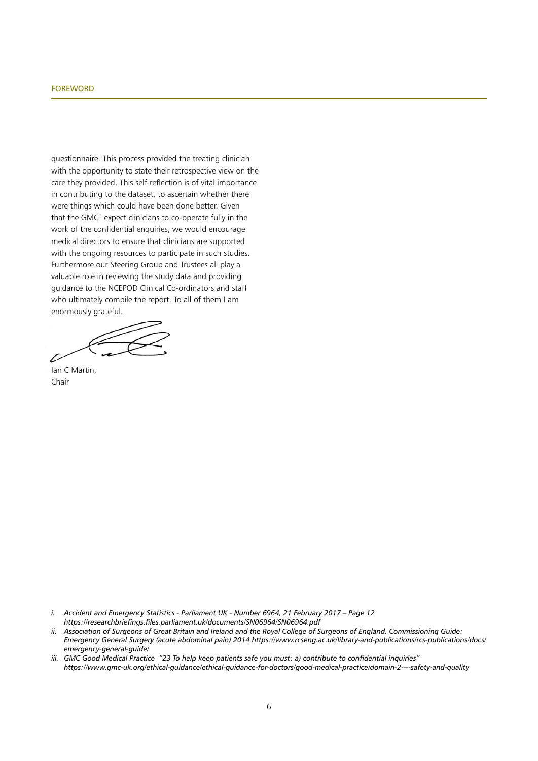questionnaire. This process provided the treating clinician with the opportunity to state their retrospective view on the care they provided. This self-reflection is of vital importance in contributing to the dataset, to ascertain whether there were things which could have been done better. Given that the GMC[iii] expect clinicians to co-operate fully in the work of the confidential enquiries, we would encourage medical directors to ensure that clinicians are supported with the ongoing resources to participate in such studies. Furthermore our Steering Group and Trustees all play a valuable role in reviewing the study data and providing guidance to the NCEPOD Clinical Co-ordinators and staff who ultimately compile the report. To all of them I am enormously grateful.

Ian C Martin,
Chair

*i. Accident and Emergency Statistics - Parliament UK - Number 6964, 21 February 2017 – Page 12 https://researchbriefings.files.parliament.uk/documents/SN06964/SN06964.pdf*

*ii. Association of Surgeons of Great Britain and Ireland and the Royal College of Surgeons of England. Commissioning Guide: Emergency General Surgery (acute abdominal pain) 2014 https://www.rcseng.ac.uk/library-and-publications/rcs-publications/docs/emergency-general-guide/*

*iii. GMC Good Medical Practice "23 To help keep patients safe you must: a) contribute to confidential inquiries" https://www.gmc-uk.org/ethical-guidance/ethical-guidance-for-doctors/good-medical-practice/domain-2----safety-and-quality*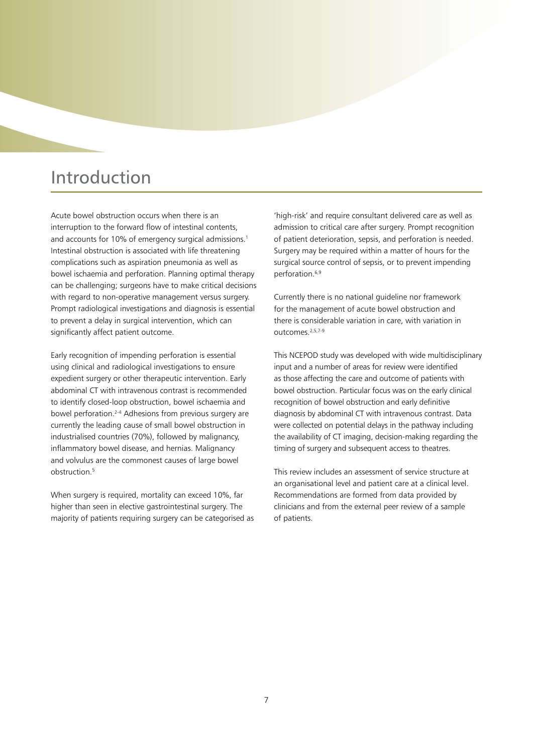# Introduction

Acute bowel obstruction occurs when there is an interruption to the forward flow of intestinal contents, and accounts for 10% of emergency surgical admissions.[1] Intestinal obstruction is associated with life threatening complications such as aspiration pneumonia as well as bowel ischaemia and perforation. Planning optimal therapy can be challenging; surgeons have to make critical decisions with regard to non-operative management versus surgery. Prompt radiological investigations and diagnosis is essential to prevent a delay in surgical intervention, which can significantly affect patient outcome.

Early recognition of impending perforation is essential using clinical and radiological investigations to ensure expedient surgery or other therapeutic intervention. Early abdominal CT with intravenous contrast is recommended to identify closed-loop obstruction, bowel ischaemia and bowel perforation.[2-4] Adhesions from previous surgery are currently the leading cause of small bowel obstruction in industrialised countries (70%), followed by malignancy, inflammatory bowel disease, and hernias. Malignancy and volvulus are the commonest causes of large bowel obstruction.[5]

When surgery is required, mortality can exceed 10%, far higher than seen in elective gastrointestinal surgery. The majority of patients requiring surgery can be categorised as 'high-risk' and require consultant delivered care as well as admission to critical care after surgery. Prompt recognition of patient deterioration, sepsis, and perforation is needed. Surgery may be required within a matter of hours for the surgical source control of sepsis, or to prevent impending perforation.[6,9]

Currently there is no national guideline nor framework for the management of acute bowel obstruction and there is considerable variation in care, with variation in outcomes.[2,5,7-9]

This NCEPOD study was developed with wide multidisciplinary input and a number of areas for review were identified as those affecting the care and outcome of patients with bowel obstruction. Particular focus was on the early clinical recognition of bowel obstruction and early definitive diagnosis by abdominal CT with intravenous contrast. Data were collected on potential delays in the pathway including the availability of CT imaging, decision-making regarding the timing of surgery and subsequent access to theatres.

This review includes an assessment of service structure at an organisational level and patient care at a clinical level. Recommendations are formed from data provided by clinicians and from the external peer review of a sample of patients.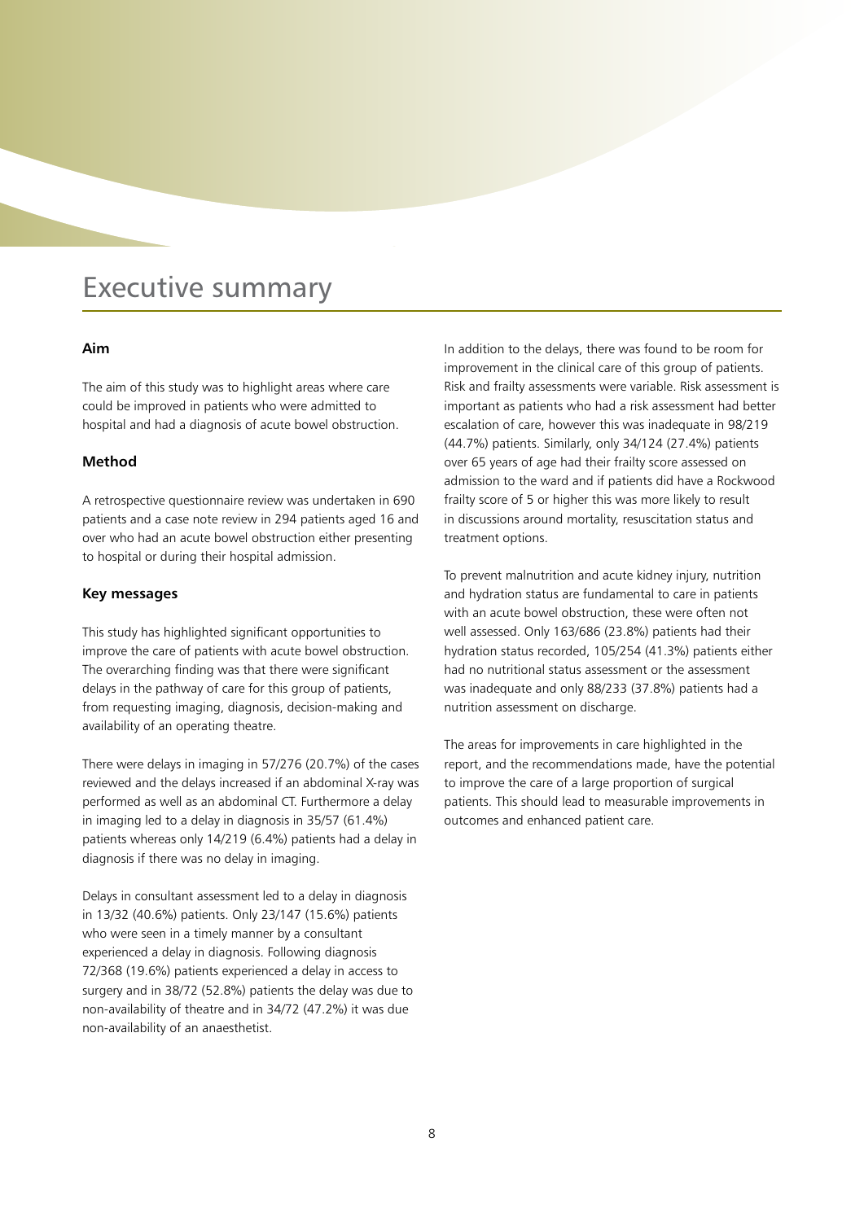# Executive summary

## Aim

The aim of this study was to highlight areas where care could be improved in patients who were admitted to hospital and had a diagnosis of acute bowel obstruction.

## Method

A retrospective questionnaire review was undertaken in 690 patients and a case note review in 294 patients aged 16 and over who had an acute bowel obstruction either presenting to hospital or during their hospital admission.

## Key messages

This study has highlighted significant opportunities to improve the care of patients with acute bowel obstruction. The overarching finding was that there were significant delays in the pathway of care for this group of patients, from requesting imaging, diagnosis, decision-making and availability of an operating theatre.

There were delays in imaging in 57/276 (20.7%) of the cases reviewed and the delays increased if an abdominal X-ray was performed as well as an abdominal CT. Furthermore a delay in imaging led to a delay in diagnosis in 35/57 (61.4%) patients whereas only 14/219 (6.4%) patients had a delay in diagnosis if there was no delay in imaging.

Delays in consultant assessment led to a delay in diagnosis in 13/32 (40.6%) patients. Only 23/147 (15.6%) patients who were seen in a timely manner by a consultant experienced a delay in diagnosis. Following diagnosis 72/368 (19.6%) patients experienced a delay in access to surgery and in 38/72 (52.8%) patients the delay was due to non-availability of theatre and in 34/72 (47.2%) it was due non-availability of an anaesthetist.

In addition to the delays, there was found to be room for improvement in the clinical care of this group of patients. Risk and frailty assessments were variable. Risk assessment is important as patients who had a risk assessment had better escalation of care, however this was inadequate in 98/219 (44.7%) patients. Similarly, only 34/124 (27.4%) patients over 65 years of age had their frailty score assessed on admission to the ward and if patients did have a Rockwood frailty score of 5 or higher this was more likely to result in discussions around mortality, resuscitation status and treatment options.

To prevent malnutrition and acute kidney injury, nutrition and hydration status are fundamental to care in patients with an acute bowel obstruction, these were often not well assessed. Only 163/686 (23.8%) patients had their hydration status recorded, 105/254 (41.3%) patients either had no nutritional status assessment or the assessment was inadequate and only 88/233 (37.8%) patients had a nutrition assessment on discharge.

The areas for improvements in care highlighted in the report, and the recommendations made, have the potential to improve the care of a large proportion of surgical patients. This should lead to measurable improvements in outcomes and enhanced patient care.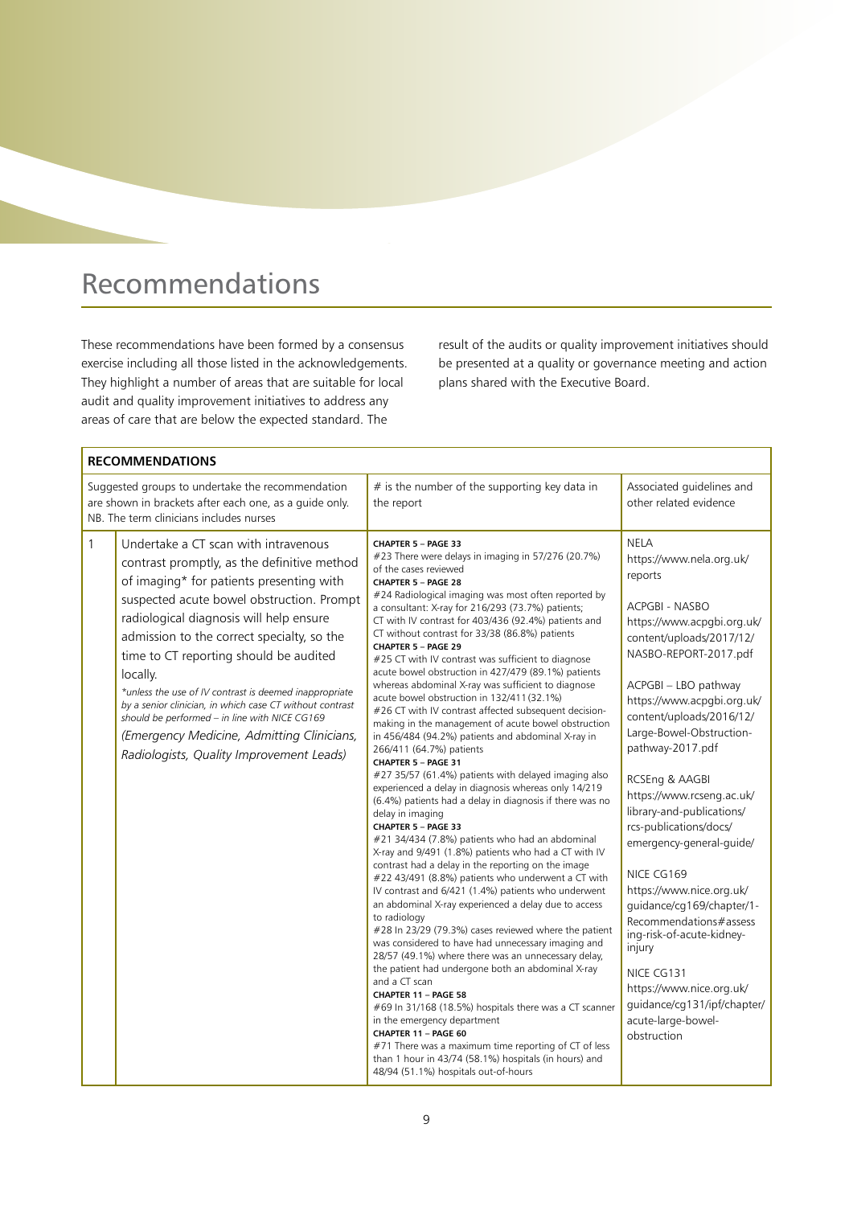# Recommendations

These recommendations have been formed by a consensus exercise including all those listed in the acknowledgements. They highlight a number of areas that are suitable for local audit and quality improvement initiatives to address any areas of care that are below the expected standard. The result of the audits or quality improvement initiatives should be presented at a quality or governance meeting and action plans shared with the Executive Board.

| **RECOMMENDATIONS** | | | |
|---|---|---|---|
| Suggested groups to undertake the recommendation are shown in brackets after each one, as a guide only. NB. The term clinicians includes nurses | | # is the number of the supporting key data in the report | Associated guidelines and other related evidence |
| 1 | Undertake a CT scan with intravenous contrast promptly, as the definitive method of imaging* for patients presenting with suspected acute bowel obstruction. Prompt radiological diagnosis will help ensure admission to the correct specialty, so the time to CT reporting should be audited locally.<br><br>*\*unless the use of IV contrast is deemed inappropriate by a senior clinician, in which case CT without contrast should be performed – in line with NICE CG169*<br><br>*(Emergency Medicine, Admitting Clinicians, Radiologists, Quality Improvement Leads)* | **CHAPTER 5 – PAGE 33**<br>#23 There were delays in imaging in 57/276 (20.7%) of the cases reviewed<br>**CHAPTER 5 – PAGE 28**<br>#24 Radiological imaging was most often reported by a consultant: X-ray for 216/293 (73.7%) patients; CT with IV contrast for 403/436 (92.4%) patients and CT without contrast for 33/38 (86.8%) patients<br>**CHAPTER 5 – PAGE 29**<br>#25 CT with IV contrast was sufficient to diagnose acute bowel obstruction in 427/479 (89.1%) patients whereas abdominal X-ray was sufficient to diagnose acute bowel obstruction in 132/411 (32.1%)<br>#26 CT with IV contrast affected subsequent decision-making in the management of acute bowel obstruction in 456/484 (94.2%) patients and abdominal X-ray in 266/411 (64.7%) patients<br>**CHAPTER 5 – PAGE 31**<br>#27 35/57 (61.4%) patients with delayed imaging also experienced a delay in diagnosis whereas only 14/219 (6.4%) patients had a delay in diagnosis if there was no delay in imaging<br>**CHAPTER 5 – PAGE 33**<br>#21 34/434 (7.8%) patients who had an abdominal X-ray and 9/491 (1.8%) patients who had a CT with IV contrast had a delay in the reporting on the image<br>#22 43/491 (8.8%) patients who underwent a CT with IV contrast and 6/421 (1.4%) patients who underwent an abdominal X-ray experienced a delay due to access to radiology<br>#28 In 23/29 (79.3%) cases reviewed where the patient was considered to have had unnecessary imaging and 28/57 (49.1%) where there was an unnecessary delay, the patient had undergone both an abdominal X-ray and a CT scan<br>**CHAPTER 11 – PAGE 58**<br>#69 In 31/168 (18.5%) hospitals there was a CT scanner in the emergency department<br>**CHAPTER 11 – PAGE 60**<br>#71 There was a maximum time reporting of CT of less than 1 hour in 43/74 (58.1%) hospitals (in hours) and 48/94 (51.1%) hospitals out-of-hours | NELA<br>https://www.nela.org.uk/reports<br><br>ACPGBI - NASBO<br>https://www.acpgbi.org.uk/content/uploads/2017/12/NASBO-REPORT-2017.pdf<br><br>ACPGBI – LBO pathway<br>https://www.acpgbi.org.uk/content/uploads/2016/12/Large-Bowel-Obstruction-pathway-2017.pdf<br><br>RCSEng & AAGBI<br>https://www.rcseng.ac.uk/library-and-publications/rcs-publications/docs/emergency-general-guide/<br><br>NICE CG169<br>https://www.nice.org.uk/guidance/cg169/chapter/1-Recommendations#assessing-risk-of-acute-kidney-injury<br><br>NICE CG131<br>https://www.nice.org.uk/guidance/cg131/ipf/chapter/acute-large-bowel-obstruction |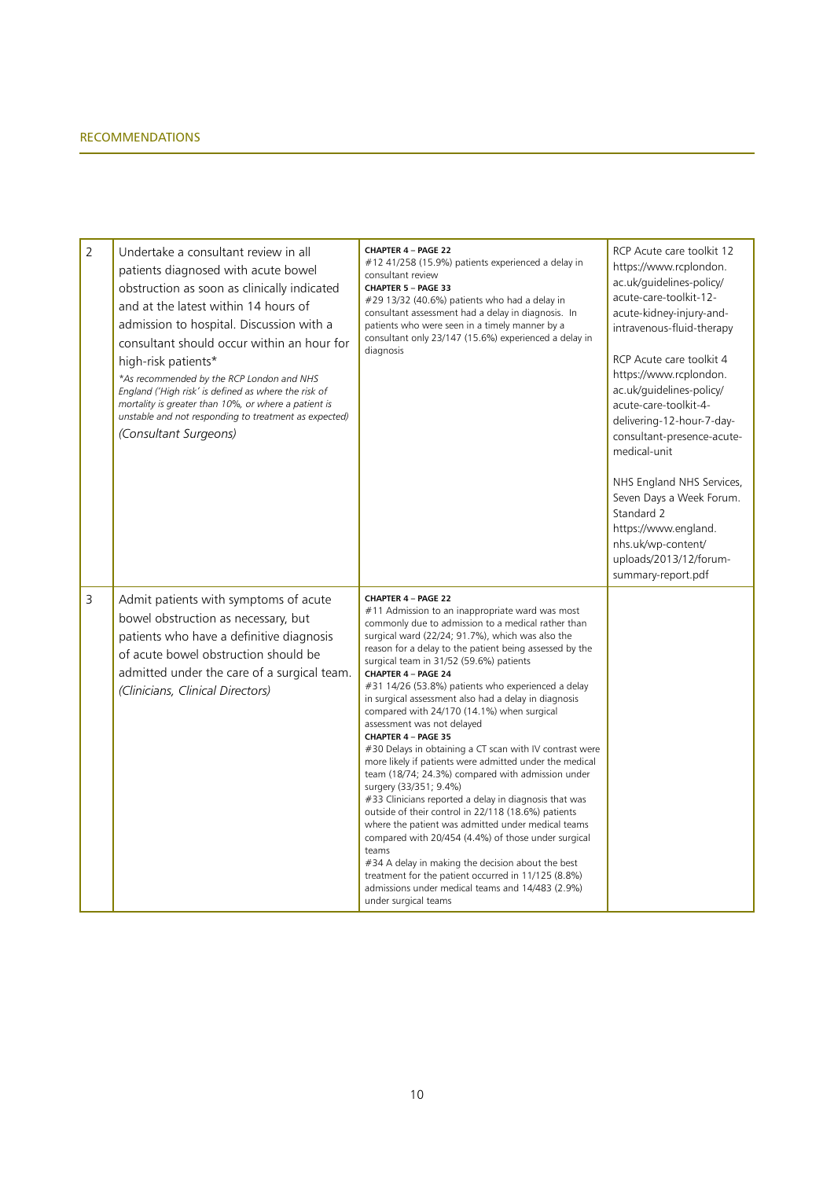## RECOMMENDATIONS

| | | | |
|---|---|---|---|
| 2 | Undertake a consultant review in all patients diagnosed with acute bowel obstruction as soon as clinically indicated and at the latest within 14 hours of admission to hospital. Discussion with a consultant should occur within an hour for high-risk patients*<br>*\*As recommended by the RCP London and NHS England ('High risk' is defined as where the risk of mortality is greater than 10%, or where a patient is unstable and not responding to treatment as expected)*<br>*(Consultant Surgeons)* | **CHAPTER 4 – PAGE 22**<br>#12 41/258 (15.9%) patients experienced a delay in consultant review<br>**CHAPTER 5 – PAGE 33**<br>#29 13/32 (40.6%) patients who had a delay in consultant assessment had a delay in diagnosis. In patients who were seen in a timely manner by a consultant only 23/147 (15.6%) experienced a delay in diagnosis | RCP Acute care toolkit 12 https://www.rcplondon.ac.uk/guidelines-policy/acute-care-toolkit-12-acute-kidney-injury-and-intravenous-fluid-therapy<br><br>RCP Acute care toolkit 4 https://www.rcplondon.ac.uk/guidelines-policy/acute-care-toolkit-4-delivering-12-hour-7-day-consultant-presence-acute-medical-unit<br><br>NHS England NHS Services, Seven Days a Week Forum. Standard 2 https://www.england.nhs.uk/wp-content/uploads/2013/12/forum-summary-report.pdf |
| 3 | Admit patients with symptoms of acute bowel obstruction as necessary, but patients who have a definitive diagnosis of acute bowel obstruction should be admitted under the care of a surgical team.<br>*(Clinicians, Clinical Directors)* | **CHAPTER 4 – PAGE 22**<br>#11 Admission to an inappropriate ward was most commonly due to admission to a medical rather than surgical ward (22/24; 91.7%), which was also the reason for a delay to the patient being assessed by the surgical team in 31/52 (59.6%) patients<br>**CHAPTER 4 – PAGE 24**<br>#31 14/26 (53.8%) patients who experienced a delay in surgical assessment also had a delay in diagnosis compared with 24/170 (14.1%) when surgical assessment was not delayed<br>**CHAPTER 4 – PAGE 35**<br>#30 Delays in obtaining a CT scan with IV contrast were more likely if patients were admitted under the medical team (18/74; 24.3%) compared with admission under surgery (33/351; 9.4%)<br>#33 Clinicians reported a delay in diagnosis that was outside of their control in 22/118 (18.6%) patients where the patient was admitted under medical teams compared with 20/454 (4.4%) of those under surgical teams<br>#34 A delay in making the decision about the best treatment for the patient occurred in 11/125 (8.8%) admissions under medical teams and 14/483 (2.9%) under surgical teams | |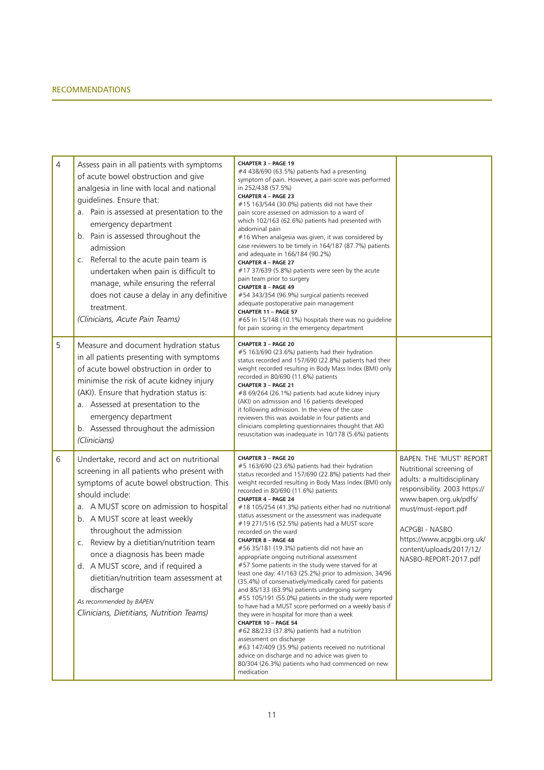## RECOMMENDATIONS

| | | | |
|---|---|---|---|
| 4 | Assess pain in all patients with symptoms of acute bowel obstruction and give analgesia in line with local and national guidelines. Ensure that:<br>a. Pain is assessed at presentation to the emergency department<br>b. Pain is assessed throughout the admission<br>c. Referral to the acute pain team is undertaken when pain is difficult to manage, while ensuring the referral does not cause a delay in any definitive treatment.<br>*(Clinicians, Acute Pain Teams)* | **CHAPTER 3 – PAGE 19**<br>#4 438/690 (63.5%) patients had a presenting symptom of pain. However, a pain score was performed in 252/438 (57.5%)<br>**CHAPTER 4 – PAGE 23**<br>#15 163/544 (30.0%) patients did not have their pain score assessed on admission to a ward of which 102/163 (62.6%) patients had presented with abdominal pain<br>#16 When analgesia was given, it was considered by case reviewers to be timely in 164/187 (87.7%) patients and adequate in 166/184 (90.2%)<br>**CHAPTER 4 – PAGE 27**<br>#17 37/639 (5.8%) patients were seen by the acute pain team prior to surgery<br>**CHAPTER 8 – PAGE 49**<br>#54 343/354 (96.9%) surgical patients received adequate postoperative pain management<br>**CHAPTER 11 – PAGE 57**<br>#65 In 15/148 (10.1%) hospitals there was no guideline for pain scoring in the emergency department | |
| 5 | Measure and document hydration status in all patients presenting with symptoms of acute bowel obstruction in order to minimise the risk of acute kidney injury (AKI). Ensure that hydration status is:<br>a. Assessed at presentation to the emergency department<br>b. Assessed throughout the admission<br>*(Clinicians)* | **CHAPTER 3 – PAGE 20**<br>#5 163/690 (23.6%) patients had their hydration status recorded and 157/690 (22.8%) patients had their weight recorded resulting in Body Mass Index (BMI) only recorded in 80/690 (11.6%) patients<br>**CHAPTER 3 – PAGE 21**<br>#8 69/264 (26.1%) patients had acute kidney injury (AKI) on admission and 16 patients developed it following admission. In the view of the case reviewers this was avoidable in four patients and clinicians completing questionnaires thought that AKI resuscitation was inadequate in 10/178 (5.6%) patients | |
| 6 | Undertake, record and act on nutritional screening in all patients who present with symptoms of acute bowel obstruction. This should include:<br>a. A MUST score on admission to hospital<br>b. A MUST score at least weekly throughout the admission<br>c. Review by a dietitian/nutrition team once a diagnosis has been made<br>d. A MUST score, and if required a dietitian/nutrition team assessment at discharge<br>*As recommended by BAPEN*<br>*Clinicians, Dietitians, Nutrition Teams)* | **CHAPTER 3 – PAGE 20**<br>#5 163/690 (23.6%) patients had their hydration status recorded and 157/690 (22.8%) patients had their weight recorded resulting in Body Mass Index (BMI) only recorded in 80/690 (11.6%) patients<br>**CHAPTER 4 – PAGE 24**<br>#18 105/254 (41.3%) patients either had no nutritional status assessment or the assessment was inadequate<br>#19 271/516 (52.5%) patients had a MUST score recorded on the ward<br>**CHAPTER 8 – PAGE 48**<br>#56 35/181 (19.3%) patients did not have an appropriate ongoing nutritional assessment<br>#57 Some patients in the study were starved for at least one day: 41/163 (25.2%) prior to admission, 34/96 (35.4%) of conservatively/medically cared for patients and 85/133 (63.9%) patients undergoing surgery<br>#55 105/191 (55.0%) patients in the study were reported to have had a MUST score performed on a weekly basis if they were in hospital for more than a week<br>**CHAPTER 10 – PAGE 54**<br>#62 88/233 (37.8%) patients had a nutrition assessment on discharge<br>#63 147/409 (35.9%) patients received no nutritional advice on discharge and no advice was given to 80/304 (26.3%) patients who had commenced on new medication | BAPEN. THE 'MUST' REPORT Nutritional screening of adults: a multidisciplinary responsibility. 2003 https://www.bapen.org.uk/pdfs/must/must-report.pdf<br><br>ACPGBI - NASBO https://www.acpgbi.org.uk/content/uploads/2017/12/NASBO-REPORT-2017.pdf |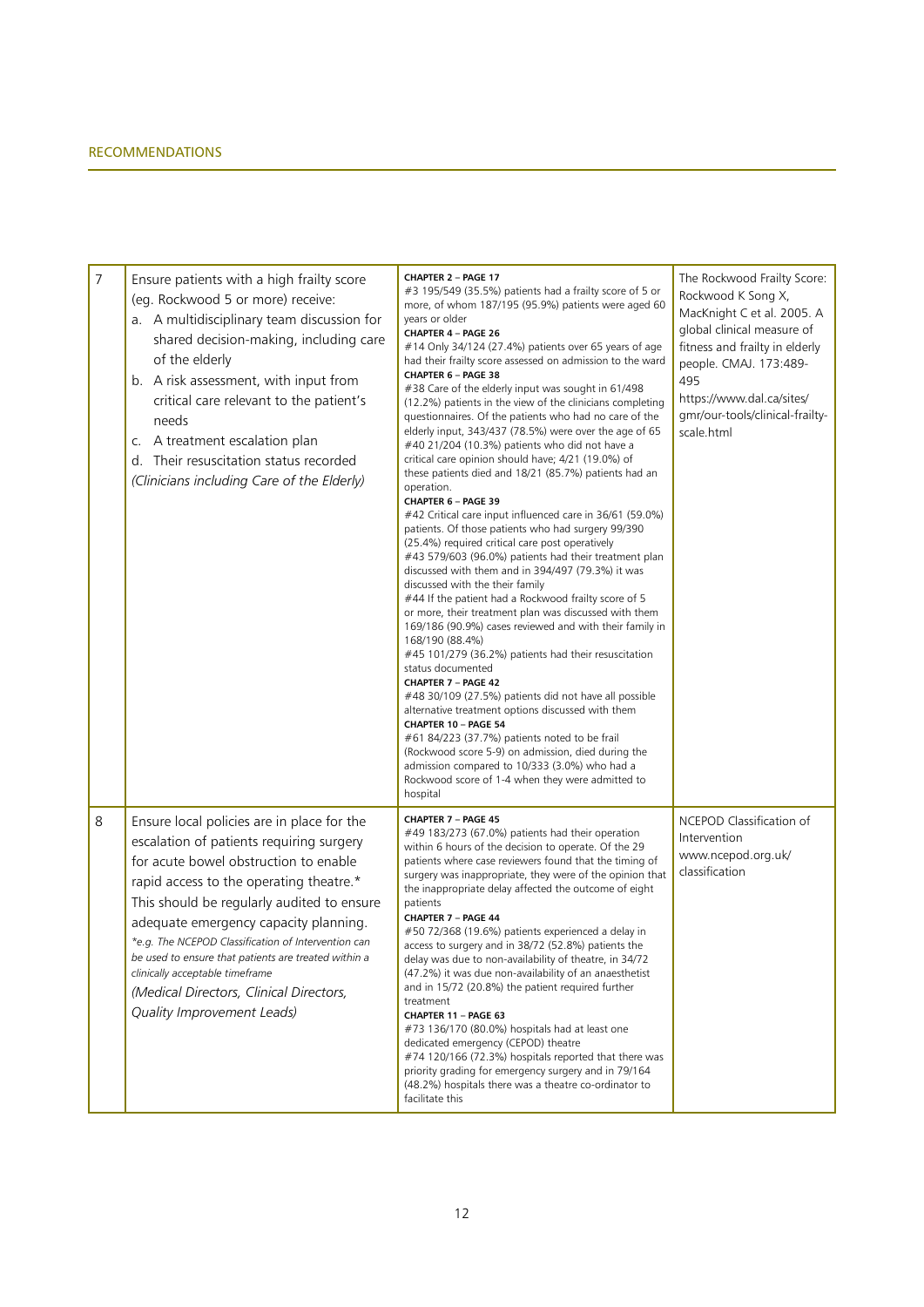## RECOMMENDATIONS

| | | | |
|---|---|---|---|
| 7 | Ensure patients with a high frailty score (eg. Rockwood 5 or more) receive:<br>a. A multidisciplinary team discussion for shared decision-making, including care of the elderly<br>b. A risk assessment, with input from critical care relevant to the patient's needs<br>c. A treatment escalation plan<br>d. Their resuscitation status recorded<br>*(Clinicians including Care of the Elderly)* | **CHAPTER 2 – PAGE 17**<br>#3 195/549 (35.5%) patients had a frailty score of 5 or more, of whom 187/195 (95.9%) patients were aged 60 years or older<br>**CHAPTER 4 – PAGE 26**<br>#14 Only 34/124 (27.4%) patients over 65 years of age had their frailty score assessed on admission to the ward<br>**CHAPTER 6 – PAGE 38**<br>#38 Care of the elderly input was sought in 61/498 (12.2%) patients in the view of the clinicians completing questionnaires. Of the patients who had no care of the elderly input, 343/437 (78.5%) were over the age of 65<br>#40 21/204 (10.3%) patients who did not have a critical care opinion should have; 4/21 (19.0%) of these patients died and 18/21 (85.7%) patients had an operation.<br>**CHAPTER 6 – PAGE 39**<br>#42 Critical care input influenced care in 36/61 (59.0%) patients. Of those patients who had surgery 99/390 (25.4%) required critical care post operatively<br>#43 579/603 (96.0%) patients had their treatment plan discussed with them and in 394/497 (79.3%) it was discussed with the their family<br>#44 If the patient had a Rockwood frailty score of 5 or more, their treatment plan was discussed with them 169/186 (90.9%) cases reviewed and with their family in 168/190 (88.4%)<br>#45 101/279 (36.2%) patients had their resuscitation status documented<br>**CHAPTER 7 – PAGE 42**<br>#48 30/109 (27.5%) patients did not have all possible alternative treatment options discussed with them<br>**CHAPTER 10 – PAGE 54**<br>#61 84/223 (37.7%) patients noted to be frail (Rockwood score 5-9) on admission, died during the admission compared to 10/333 (3.0%) who had a Rockwood score of 1-4 when they were admitted to hospital | The Rockwood Frailty Score: Rockwood K Song X, MacKnight C et al. 2005. A global clinical measure of fitness and frailty in elderly people. CMAJ. 173:489-495<br>https://www.dal.ca/sites/gmr/our-tools/clinical-frailty-scale.html |
| 8 | Ensure local policies are in place for the escalation of patients requiring surgery for acute bowel obstruction to enable rapid access to the operating theatre.* This should be regularly audited to ensure adequate emergency capacity planning.<br>*\*e.g. The NCEPOD Classification of Intervention can be used to ensure that patients are treated within a clinically acceptable timeframe*<br>*(Medical Directors, Clinical Directors, Quality Improvement Leads)* | **CHAPTER 7 – PAGE 45**<br>#49 183/273 (67.0%) patients had their operation within 6 hours of the decision to operate. Of the 29 patients where case reviewers found that the timing of surgery was inappropriate, they were of the opinion that the inappropriate delay affected the outcome of eight patients<br>**CHAPTER 7 – PAGE 44**<br>#50 72/368 (19.6%) patients experienced a delay in access to surgery and in 38/72 (52.8%) patients the delay was due to non-availability of theatre, in 34/72 (47.2%) it was due non-availability of an anaesthetist and in 15/72 (20.8%) the patient required further treatment<br>**CHAPTER 11 – PAGE 63**<br>#73 136/170 (80.0%) hospitals had at least one dedicated emergency (CEPOD) theatre<br>#74 120/166 (72.3%) hospitals reported that there was priority grading for emergency surgery and in 79/164 (48.2%) hospitals there was a theatre co-ordinator to facilitate this | NCEPOD Classification of Intervention<br>www.ncepod.org.uk/classification |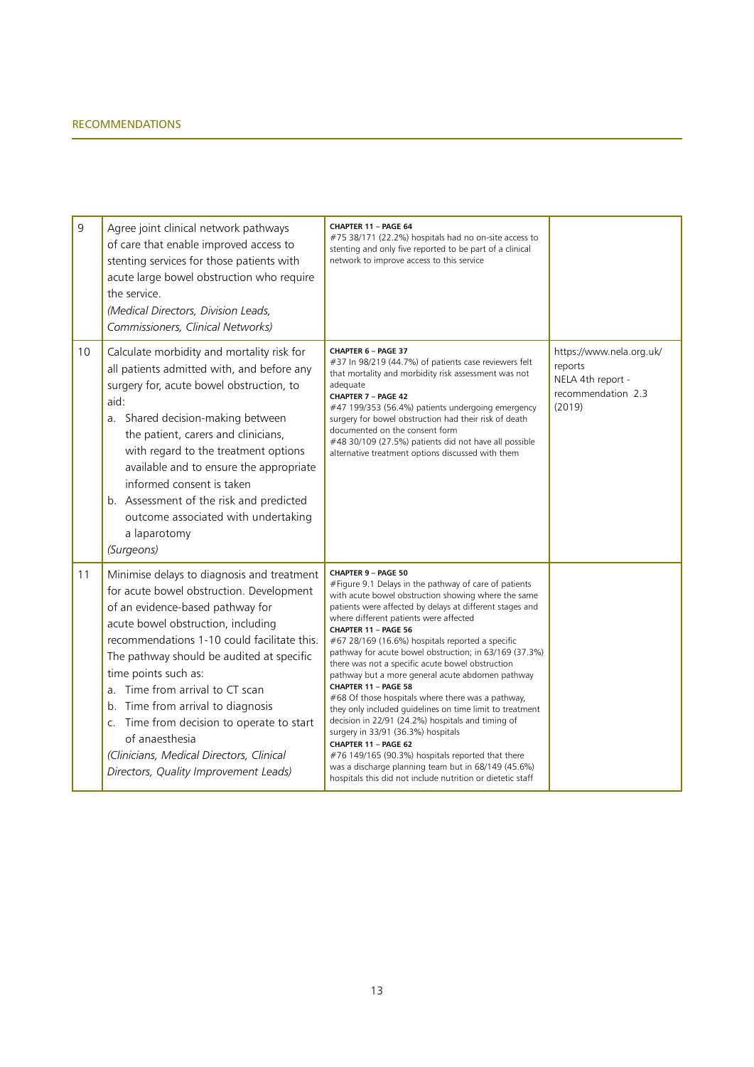| | | | |
|---|---|---|---|
| 9 | Agree joint clinical network pathways of care that enable improved access to stenting services for those patients with acute large bowel obstruction who require the service.<br>*(Medical Directors, Division Leads, Commissioners, Clinical Networks)* | **CHAPTER 11 – PAGE 64**<br>#75 38/171 (22.2%) hospitals had no on-site access to stenting and only five reported to be part of a clinical network to improve access to this service | |
| 10 | Calculate morbidity and mortality risk for all patients admitted with, and before any surgery for, acute bowel obstruction, to aid:<br>a. Shared decision-making between the patient, carers and clinicians, with regard to the treatment options available and to ensure the appropriate informed consent is taken<br>b. Assessment of the risk and predicted outcome associated with undertaking a laparotomy<br>*(Surgeons)* | **CHAPTER 6 – PAGE 37**<br>#37 In 98/219 (44.7%) of patients case reviewers felt that mortality and morbidity risk assessment was not adequate<br>**CHAPTER 7 – PAGE 42**<br>#47 199/353 (56.4%) patients undergoing emergency surgery for bowel obstruction had their risk of death documented on the consent form<br>#48 30/109 (27.5%) patients did not have all possible alternative treatment options discussed with them | https://www.nela.org.uk/reports<br>NELA 4th report - recommendation 2.3 (2019) |
| 11 | Minimise delays to diagnosis and treatment for acute bowel obstruction. Development of an evidence-based pathway for acute bowel obstruction, including recommendations 1-10 could facilitate this. The pathway should be audited at specific time points such as:<br>a. Time from arrival to CT scan<br>b. Time from arrival to diagnosis<br>c. Time from decision to operate to start of anaesthesia<br>*(Clinicians, Medical Directors, Clinical Directors, Quality Improvement Leads)* | **CHAPTER 9 – PAGE 50**<br>#Figure 9.1 Delays in the pathway of care of patients with acute bowel obstruction showing where the same patients were affected by delays at different stages and where different patients were affected<br>**CHAPTER 11 – PAGE 56**<br>#67 28/169 (16.6%) hospitals reported a specific pathway for acute bowel obstruction; in 63/169 (37.3%) there was not a specific acute bowel obstruction pathway but a more general acute abdomen pathway<br>**CHAPTER 11 – PAGE 58**<br>#68 Of those hospitals where there was a pathway, they only included guidelines on time limit to treatment decision in 22/91 (24.2%) hospitals and timing of surgery in 33/91 (36.3%) hospitals<br>**CHAPTER 11 – PAGE 62**<br>#76 149/165 (90.3%) hospitals reported that there was a discharge planning team but in 68/149 (45.6%) hospitals this did not include nutrition or dietetic staff | |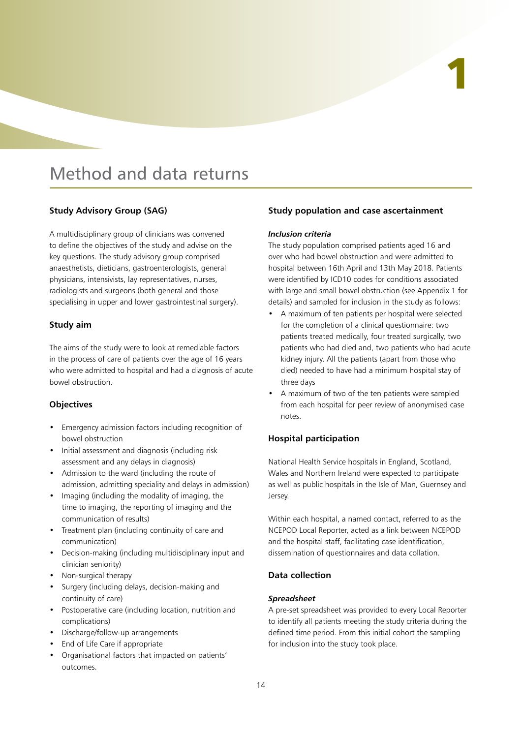# 1

# Method and data returns

## Study Advisory Group (SAG)

A multidisciplinary group of clinicians was convened to define the objectives of the study and advise on the key questions. The study advisory group comprised anaesthetists, dieticians, gastroenterologists, general physicians, intensivists, lay representatives, nurses, radiologists and surgeons (both general and those specialising in upper and lower gastrointestinal surgery).

## Study aim

The aims of the study were to look at remediable factors in the process of care of patients over the age of 16 years who were admitted to hospital and had a diagnosis of acute bowel obstruction.

## Objectives

- Emergency admission factors including recognition of bowel obstruction
- Initial assessment and diagnosis (including risk assessment and any delays in diagnosis)
- Admission to the ward (including the route of admission, admitting speciality and delays in admission)
- Imaging (including the modality of imaging, the time to imaging, the reporting of imaging and the communication of results)
- Treatment plan (including continuity of care and communication)
- Decision-making (including multidisciplinary input and clinician seniority)
- Non-surgical therapy
- Surgery (including delays, decision-making and continuity of care)
- Postoperative care (including location, nutrition and complications)
- Discharge/follow-up arrangements
- End of Life Care if appropriate
- Organisational factors that impacted on patients' outcomes.

## Study population and case ascertainment

### *Inclusion criteria*

The study population comprised patients aged 16 and over who had bowel obstruction and were admitted to hospital between 16th April and 13th May 2018. Patients were identified by ICD10 codes for conditions associated with large and small bowel obstruction (see Appendix 1 for details) and sampled for inclusion in the study as follows:

- A maximum of ten patients per hospital were selected for the completion of a clinical questionnaire: two patients treated medically, four treated surgically, two patients who had died and, two patients who had acute kidney injury. All the patients (apart from those who died) needed to have had a minimum hospital stay of three days
- A maximum of two of the ten patients were sampled from each hospital for peer review of anonymised case notes.

## Hospital participation

National Health Service hospitals in England, Scotland, Wales and Northern Ireland were expected to participate as well as public hospitals in the Isle of Man, Guernsey and Jersey.

Within each hospital, a named contact, referred to as the NCEPOD Local Reporter, acted as a link between NCEPOD and the hospital staff, facilitating case identification, dissemination of questionnaires and data collation.

## Data collection

### *Spreadsheet*

A pre-set spreadsheet was provided to every Local Reporter to identify all patients meeting the study criteria during the defined time period. From this initial cohort the sampling for inclusion into the study took place.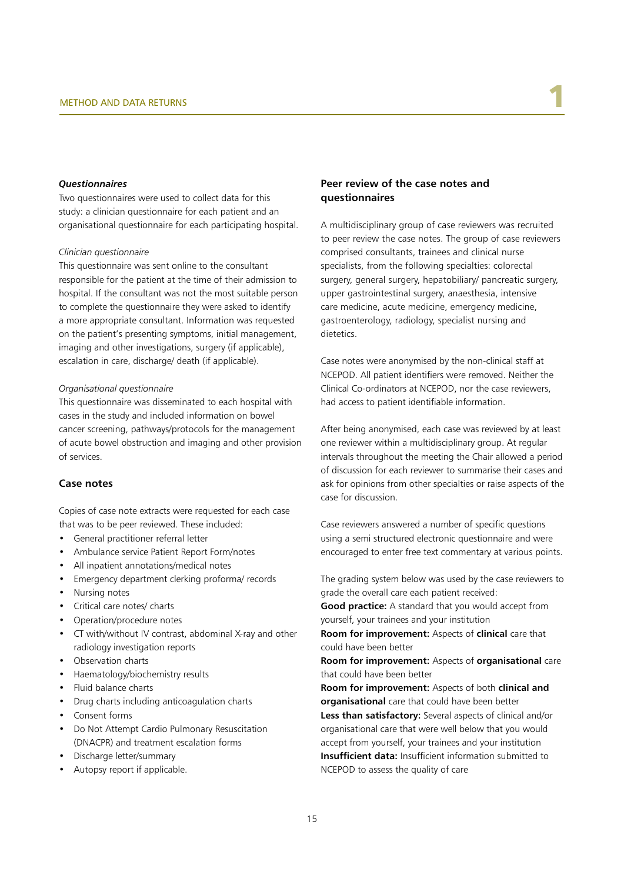### *Questionnaires*

Two questionnaires were used to collect data for this study: a clinician questionnaire for each patient and an organisational questionnaire for each participating hospital.

*Clinician questionnaire*

This questionnaire was sent online to the consultant responsible for the patient at the time of their admission to hospital. If the consultant was not the most suitable person to complete the questionnaire they were asked to identify a more appropriate consultant. Information was requested on the patient's presenting symptoms, initial management, imaging and other investigations, surgery (if applicable), escalation in care, discharge/ death (if applicable).

*Organisational questionnaire*

This questionnaire was disseminated to each hospital with cases in the study and included information on bowel cancer screening, pathways/protocols for the management of acute bowel obstruction and imaging and other provision of services.

### Case notes

Copies of case note extracts were requested for each case that was to be peer reviewed. These included:

- General practitioner referral letter
- Ambulance service Patient Report Form/notes
- All inpatient annotations/medical notes
- Emergency department clerking proforma/ records
- Nursing notes
- Critical care notes/ charts
- Operation/procedure notes
- CT with/without IV contrast, abdominal X-ray and other radiology investigation reports
- Observation charts
- Haematology/biochemistry results
- Fluid balance charts
- Drug charts including anticoagulation charts
- Consent forms
- Do Not Attempt Cardio Pulmonary Resuscitation (DNACPR) and treatment escalation forms
- Discharge letter/summary
- Autopsy report if applicable.

### Peer review of the case notes and questionnaires

A multidisciplinary group of case reviewers was recruited to peer review the case notes. The group of case reviewers comprised consultants, trainees and clinical nurse specialists, from the following specialties: colorectal surgery, general surgery, hepatobiliary/ pancreatic surgery, upper gastrointestinal surgery, anaesthesia, intensive care medicine, acute medicine, emergency medicine, gastroenterology, radiology, specialist nursing and dietetics.

Case notes were anonymised by the non-clinical staff at NCEPOD. All patient identifiers were removed. Neither the Clinical Co-ordinators at NCEPOD, nor the case reviewers, had access to patient identifiable information.

After being anonymised, each case was reviewed by at least one reviewer within a multidisciplinary group. At regular intervals throughout the meeting the Chair allowed a period of discussion for each reviewer to summarise their cases and ask for opinions from other specialties or raise aspects of the case for discussion.

Case reviewers answered a number of specific questions using a semi structured electronic questionnaire and were encouraged to enter free text commentary at various points.

The grading system below was used by the case reviewers to grade the overall care each patient received:

**Good practice:** A standard that you would accept from yourself, your trainees and your institution

**Room for improvement:** Aspects of **clinical** care that could have been better

**Room for improvement:** Aspects of **organisational** care that could have been better

**Room for improvement:** Aspects of both **clinical and organisational** care that could have been better

**Less than satisfactory:** Several aspects of clinical and/or organisational care that were well below that you would accept from yourself, your trainees and your institution

**Insufficient data:** Insufficient information submitted to NCEPOD to assess the quality of care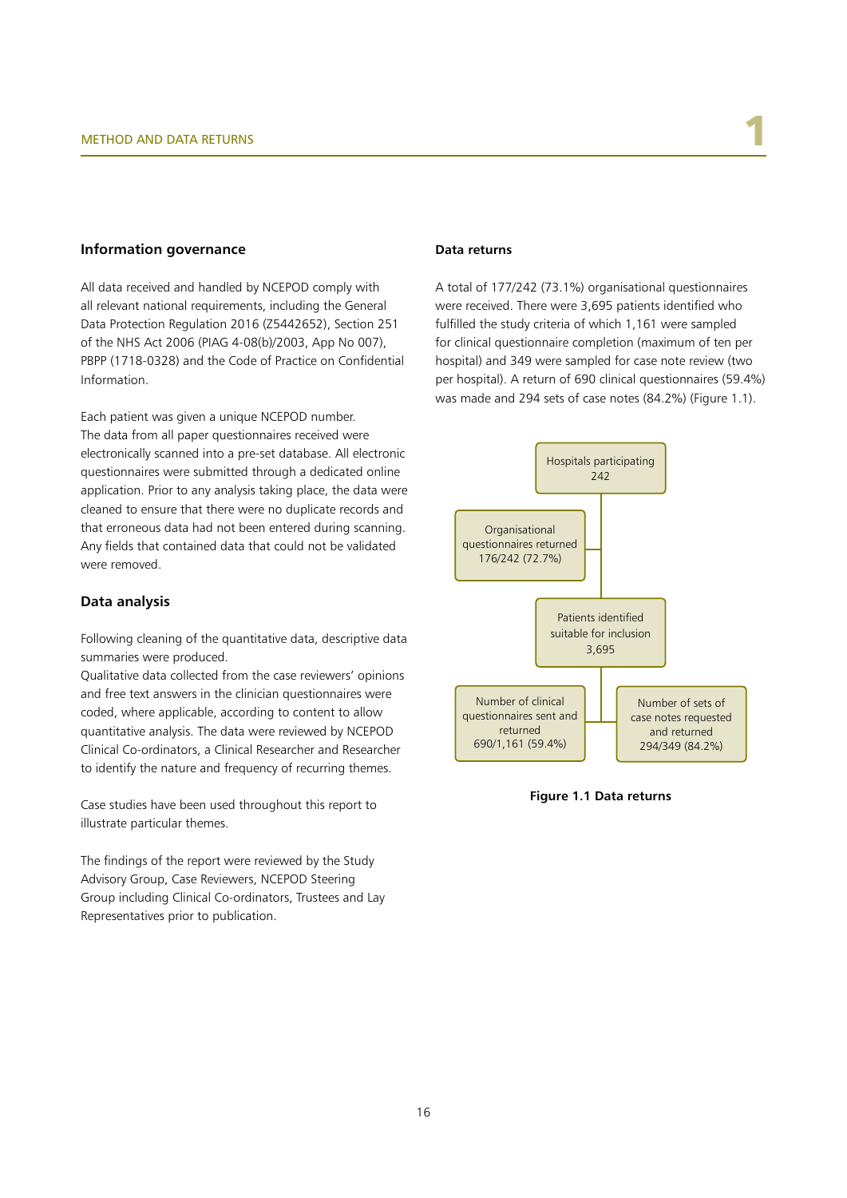## Information governance

All data received and handled by NCEPOD comply with all relevant national requirements, including the General Data Protection Regulation 2016 (Z5442652), Section 251 of the NHS Act 2006 (PIAG 4-08(b)/2003, App No 007), PBPP (1718-0328) and the Code of Practice on Confidential Information.

Each patient was given a unique NCEPOD number. The data from all paper questionnaires received were electronically scanned into a pre-set database. All electronic questionnaires were submitted through a dedicated online application. Prior to any analysis taking place, the data were cleaned to ensure that there were no duplicate records and that erroneous data had not been entered during scanning. Any fields that contained data that could not be validated were removed.

## Data analysis

Following cleaning of the quantitative data, descriptive data summaries were produced.
Qualitative data collected from the case reviewers' opinions and free text answers in the clinician questionnaires were coded, where applicable, according to content to allow quantitative analysis. The data were reviewed by NCEPOD Clinical Co-ordinators, a Clinical Researcher and Researcher to identify the nature and frequency of recurring themes.

Case studies have been used throughout this report to illustrate particular themes.

The findings of the report were reviewed by the Study Advisory Group, Case Reviewers, NCEPOD Steering Group including Clinical Co-ordinators, Trustees and Lay Representatives prior to publication.

### Data returns

A total of 177/242 (73.1%) organisational questionnaires were received. There were 3,695 patients identified who fulfilled the study criteria of which 1,161 were sampled for clinical questionnaire completion (maximum of ten per hospital) and 349 were sampled for case note review (two per hospital). A return of 690 clinical questionnaires (59.4%) was made and 294 sets of case notes (84.2%) (Figure 1.1).

Hospitals participating 242

Organisational questionnaires returned 176/242 (72.7%)

Patients identified suitable for inclusion 3,695

Number of clinical questionnaires sent and returned 690/1,161 (59.4%)

Number of sets of case notes requested and returned 294/349 (84.2%)

**Figure 1.1 Data returns**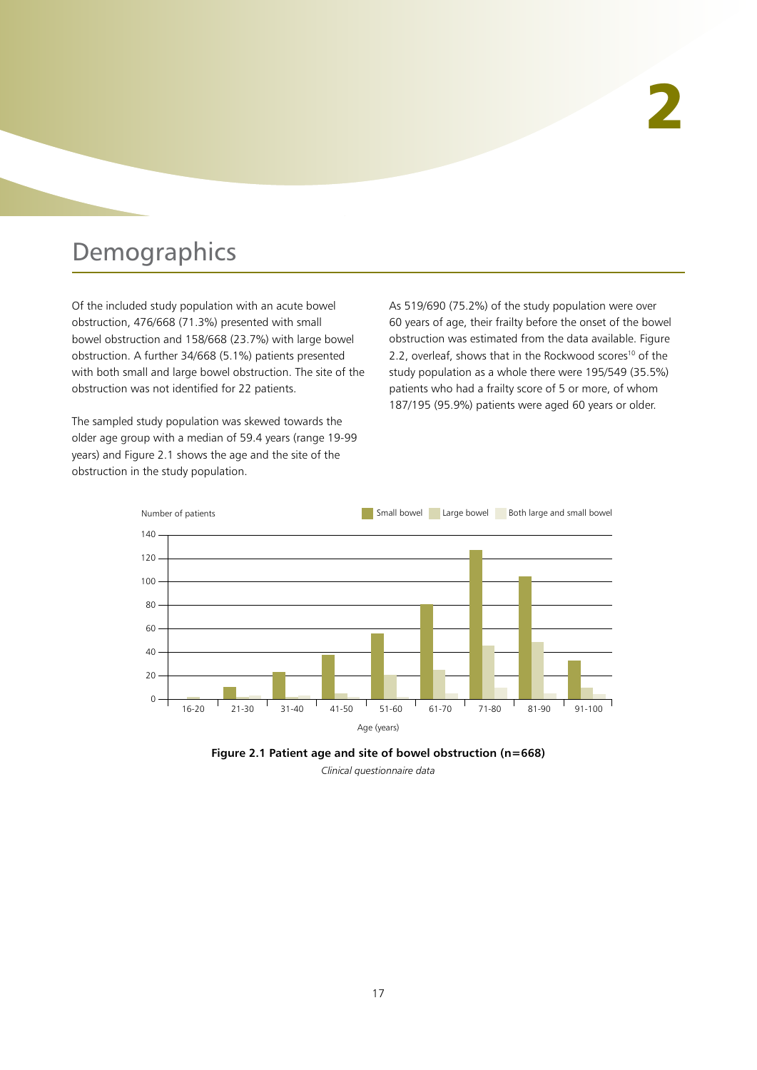# 2

# Demographics

Of the included study population with an acute bowel obstruction, 476/668 (71.3%) presented with small bowel obstruction and 158/668 (23.7%) with large bowel obstruction. A further 34/668 (5.1%) patients presented with both small and large bowel obstruction. The site of the obstruction was not identified for 22 patients.

The sampled study population was skewed towards the older age group with a median of 59.4 years (range 19-99 years) and Figure 2.1 shows the age and the site of the obstruction in the study population.

As 519/690 (75.2%) of the study population were over 60 years of age, their frailty before the onset of the bowel obstruction was estimated from the data available. Figure 2.2, overleaf, shows that in the Rockwood scores[10] of the study population as a whole there were 195/549 (35.5%) patients who had a frailty score of 5 or more, of whom 187/195 (95.9%) patients were aged 60 years or older.

**Figure 2.1 Patient age and site of bowel obstruction (n=668)**

*Clinical questionnaire data*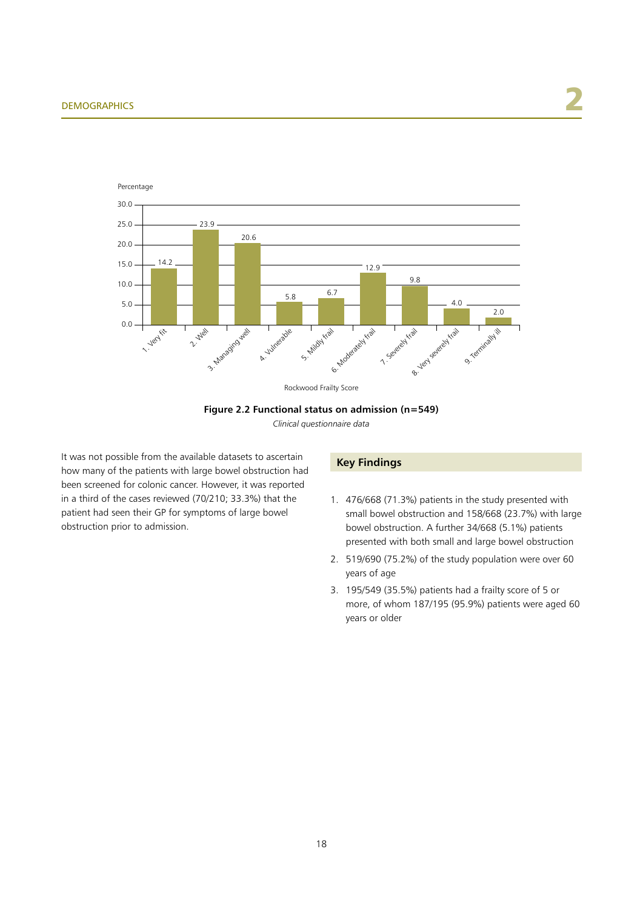Figure 2.2 Functional status on admission (n=549)

*Clinical questionnaire data*

| Rockwood Frailty Score | Percentage |
|---|---|
| 1. Very fit | 14.2 |
| 2. Well | 23.9 |
| 3. Managing well | 20.6 |
| 4. Vulnerable | 5.8 |
| 5. Mildly frail | 6.7 |
| 6. Moderately frail | 12.9 |
| 7. Severely frail | 9.8 |
| 8. Very severely frail | 4.0 |
| 9. Terminally ill | 2.0 |

It was not possible from the available datasets to ascertain how many of the patients with large bowel obstruction had been screened for colonic cancer. However, it was reported in a third of the cases reviewed (70/210; 33.3%) that the patient had seen their GP for symptoms of large bowel obstruction prior to admission.

### Key Findings

1. 476/668 (71.3%) patients in the study presented with small bowel obstruction and 158/668 (23.7%) with large bowel obstruction. A further 34/668 (5.1%) patients presented with both small and large bowel obstruction
2. 519/690 (75.2%) of the study population were over 60 years of age
3. 195/549 (35.5%) patients had a frailty score of 5 or more, of whom 187/195 (95.9%) patients were aged 60 years or older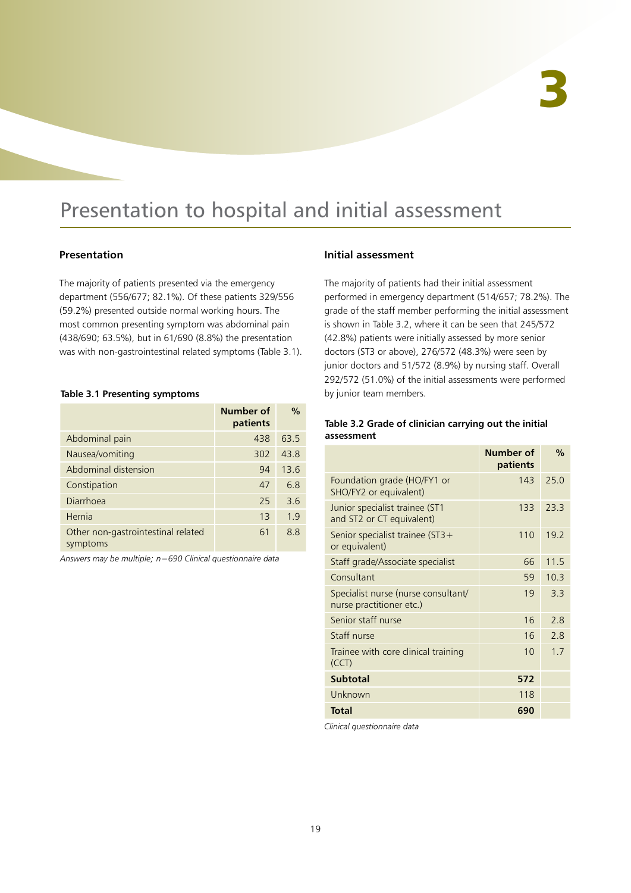# 3

# Presentation to hospital and initial assessment

## Presentation

The majority of patients presented via the emergency department (556/677; 82.1%). Of these patients 329/556 (59.2%) presented outside normal working hours. The most common presenting symptom was abdominal pain (438/690; 63.5%), but in 61/690 (8.8%) the presentation was with non-gastrointestinal related symptoms (Table 3.1).

**Table 3.1 Presenting symptoms**

| | Number of patients | % |
|---|---|---|
| Abdominal pain | 438 | 63.5 |
| Nausea/vomiting | 302 | 43.8 |
| Abdominal distension | 94 | 13.6 |
| Constipation | 47 | 6.8 |
| Diarrhoea | 25 | 3.6 |
| Hernia | 13 | 1.9 |
| Other non-gastrointestinal related symptoms | 61 | 8.8 |

*Answers may be multiple; n=690 Clinical questionnaire data*

## Initial assessment

The majority of patients had their initial assessment performed in emergency department (514/657; 78.2%). The grade of the staff member performing the initial assessment is shown in Table 3.2, where it can be seen that 245/572 (42.8%) patients were initially assessed by more senior doctors (ST3 or above), 276/572 (48.3%) were seen by junior doctors and 51/572 (8.9%) by nursing staff. Overall 292/572 (51.0%) of the initial assessments were performed by junior team members.

**Table 3.2 Grade of clinician carrying out the initial assessment**

| | Number of patients | % |
|---|---|---|
| Foundation grade (HO/FY1 or SHO/FY2 or equivalent) | 143 | 25.0 |
| Junior specialist trainee (ST1 and ST2 or CT equivalent) | 133 | 23.3 |
| Senior specialist trainee (ST3+ or equivalent) | 110 | 19.2 |
| Staff grade/Associate specialist | 66 | 11.5 |
| Consultant | 59 | 10.3 |
| Specialist nurse (nurse consultant/ nurse practitioner etc.) | 19 | 3.3 |
| Senior staff nurse | 16 | 2.8 |
| Staff nurse | 16 | 2.8 |
| Trainee with core clinical training (CCT) | 10 | 1.7 |
| **Subtotal** | **572** | |
| Unknown | 118 | |
| **Total** | **690** | |

*Clinical questionnaire data*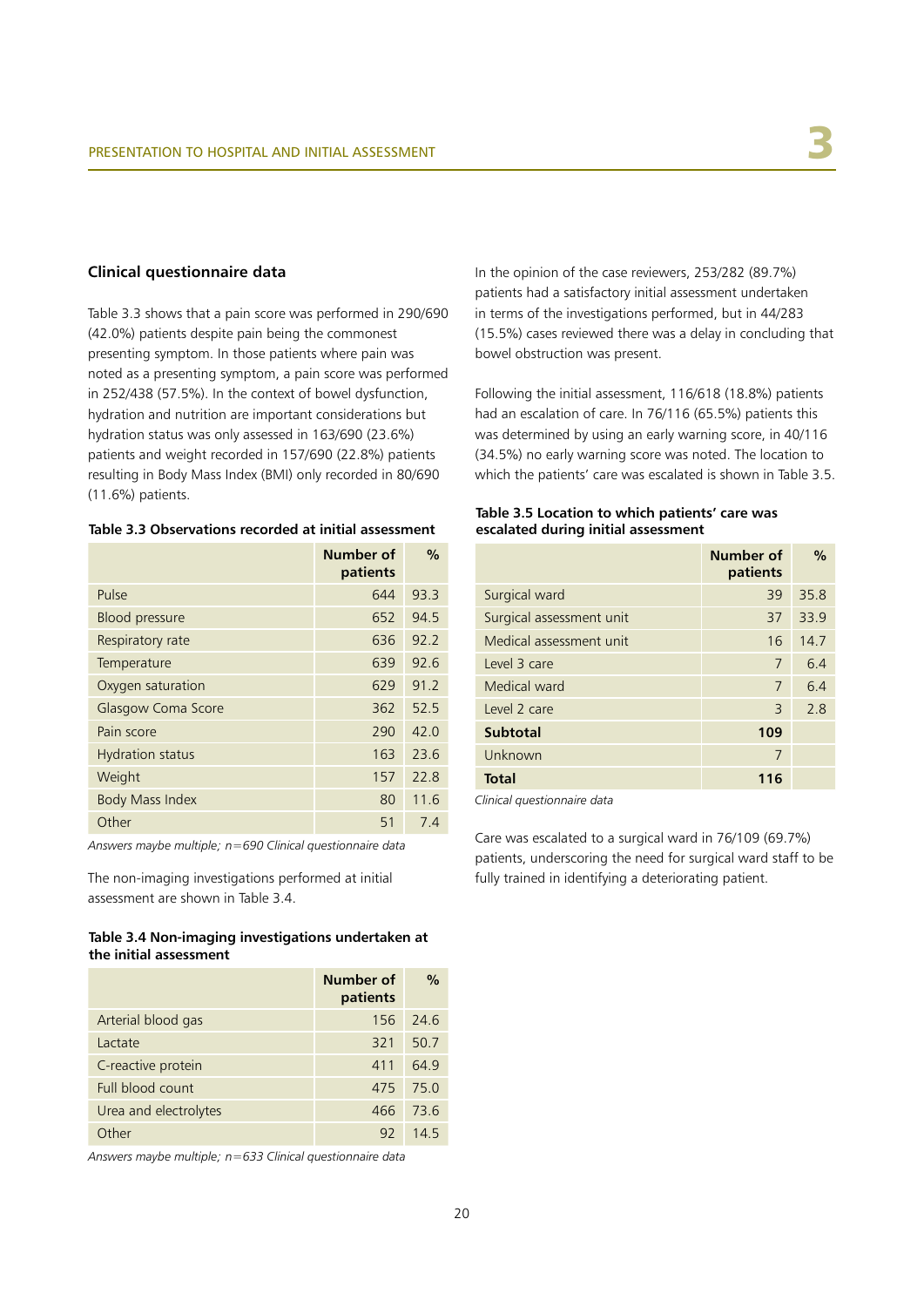### Clinical questionnaire data

Table 3.3 shows that a pain score was performed in 290/690 (42.0%) patients despite pain being the commonest presenting symptom. In those patients where pain was noted as a presenting symptom, a pain score was performed in 252/438 (57.5%). In the context of bowel dysfunction, hydration and nutrition are important considerations but hydration status was only assessed in 163/690 (23.6%) patients and weight recorded in 157/690 (22.8%) patients resulting in Body Mass Index (BMI) only recorded in 80/690 (11.6%) patients.

**Table 3.3 Observations recorded at initial assessment**

| | Number of patients | % |
|---|---|---|
| Pulse | 644 | 93.3 |
| Blood pressure | 652 | 94.5 |
| Respiratory rate | 636 | 92.2 |
| Temperature | 639 | 92.6 |
| Oxygen saturation | 629 | 91.2 |
| Glasgow Coma Score | 362 | 52.5 |
| Pain score | 290 | 42.0 |
| Hydration status | 163 | 23.6 |
| Weight | 157 | 22.8 |
| Body Mass Index | 80 | 11.6 |
| Other | 51 | 7.4 |

*Answers maybe multiple; n=690 Clinical questionnaire data*

The non-imaging investigations performed at initial assessment are shown in Table 3.4.

**Table 3.4 Non-imaging investigations undertaken at the initial assessment**

| | Number of patients | % |
|---|---|---|
| Arterial blood gas | 156 | 24.6 |
| Lactate | 321 | 50.7 |
| C-reactive protein | 411 | 64.9 |
| Full blood count | 475 | 75.0 |
| Urea and electrolytes | 466 | 73.6 |
| Other | 92 | 14.5 |

*Answers maybe multiple; n=633 Clinical questionnaire data*

In the opinion of the case reviewers, 253/282 (89.7%) patients had a satisfactory initial assessment undertaken in terms of the investigations performed, but in 44/283 (15.5%) cases reviewed there was a delay in concluding that bowel obstruction was present.

Following the initial assessment, 116/618 (18.8%) patients had an escalation of care. In 76/116 (65.5%) patients this was determined by using an early warning score, in 40/116 (34.5%) no early warning score was noted. The location to which the patients' care was escalated is shown in Table 3.5.

**Table 3.5 Location to which patients' care was escalated during initial assessment**

| | Number of patients | % |
|---|---|---|
| Surgical ward | 39 | 35.8 |
| Surgical assessment unit | 37 | 33.9 |
| Medical assessment unit | 16 | 14.7 |
| Level 3 care | 7 | 6.4 |
| Medical ward | 7 | 6.4 |
| Level 2 care | 3 | 2.8 |
| **Subtotal** | **109** | |
| Unknown | 7 | |
| **Total** | **116** | |

*Clinical questionnaire data*

Care was escalated to a surgical ward in 76/109 (69.7%) patients, underscoring the need for surgical ward staff to be fully trained in identifying a deteriorating patient.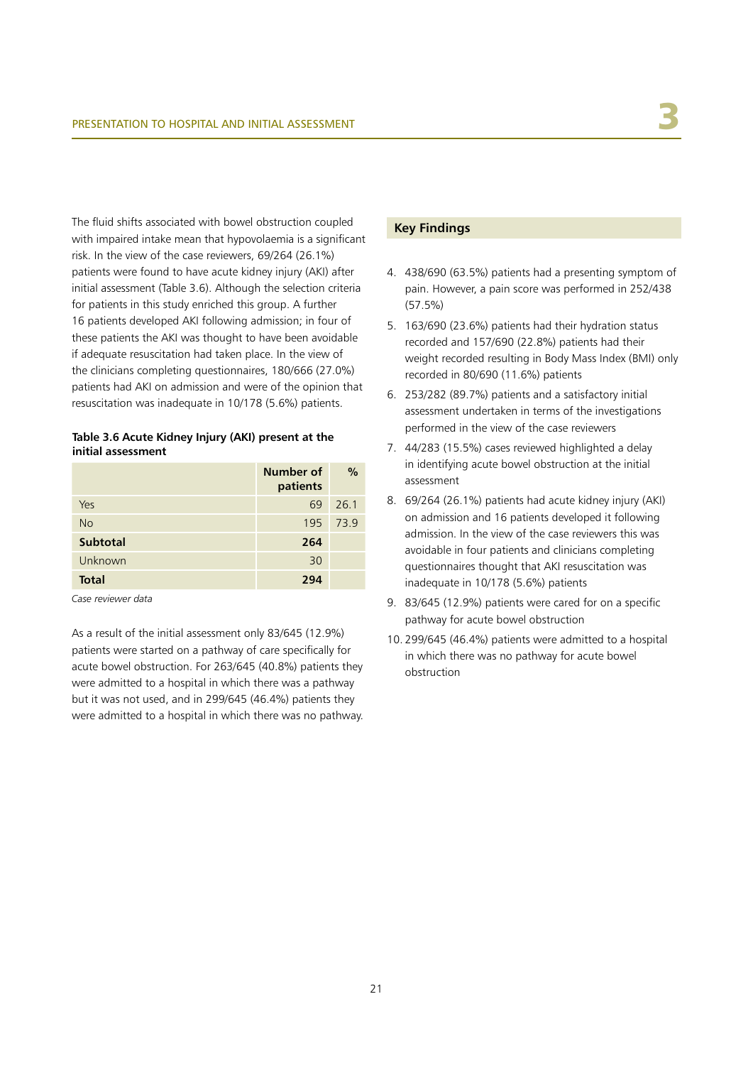The fluid shifts associated with bowel obstruction coupled with impaired intake mean that hypovolaemia is a significant risk. In the view of the case reviewers, 69/264 (26.1%) patients were found to have acute kidney injury (AKI) after initial assessment (Table 3.6). Although the selection criteria for patients in this study enriched this group. A further 16 patients developed AKI following admission; in four of these patients the AKI was thought to have been avoidable if adequate resuscitation had taken place. In the view of the clinicians completing questionnaires, 180/666 (27.0%) patients had AKI on admission and were of the opinion that resuscitation was inadequate in 10/178 (5.6%) patients.

**Table 3.6 Acute Kidney Injury (AKI) present at the initial assessment**

| | Number of patients | % |
|---|---|---|
| Yes | 69 | 26.1 |
| No | 195 | 73.9 |
| **Subtotal** | **264** | |
| Unknown | 30 | |
| **Total** | **294** | |

*Case reviewer data*

As a result of the initial assessment only 83/645 (12.9%) patients were started on a pathway of care specifically for acute bowel obstruction. For 263/645 (40.8%) patients they were admitted to a hospital in which there was a pathway but it was not used, and in 299/645 (46.4%) patients they were admitted to a hospital in which there was no pathway.

## Key Findings

4. 438/690 (63.5%) patients had a presenting symptom of pain. However, a pain score was performed in 252/438 (57.5%)
5. 163/690 (23.6%) patients had their hydration status recorded and 157/690 (22.8%) patients had their weight recorded resulting in Body Mass Index (BMI) only recorded in 80/690 (11.6%) patients
6. 253/282 (89.7%) patients and a satisfactory initial assessment undertaken in terms of the investigations performed in the view of the case reviewers
7. 44/283 (15.5%) cases reviewed highlighted a delay in identifying acute bowel obstruction at the initial assessment
8. 69/264 (26.1%) patients had acute kidney injury (AKI) on admission and 16 patients developed it following admission. In the view of the case reviewers this was avoidable in four patients and clinicians completing questionnaires thought that AKI resuscitation was inadequate in 10/178 (5.6%) patients
9. 83/645 (12.9%) patients were cared for on a specific pathway for acute bowel obstruction
10. 299/645 (46.4%) patients were admitted to a hospital in which there was no pathway for acute bowel obstruction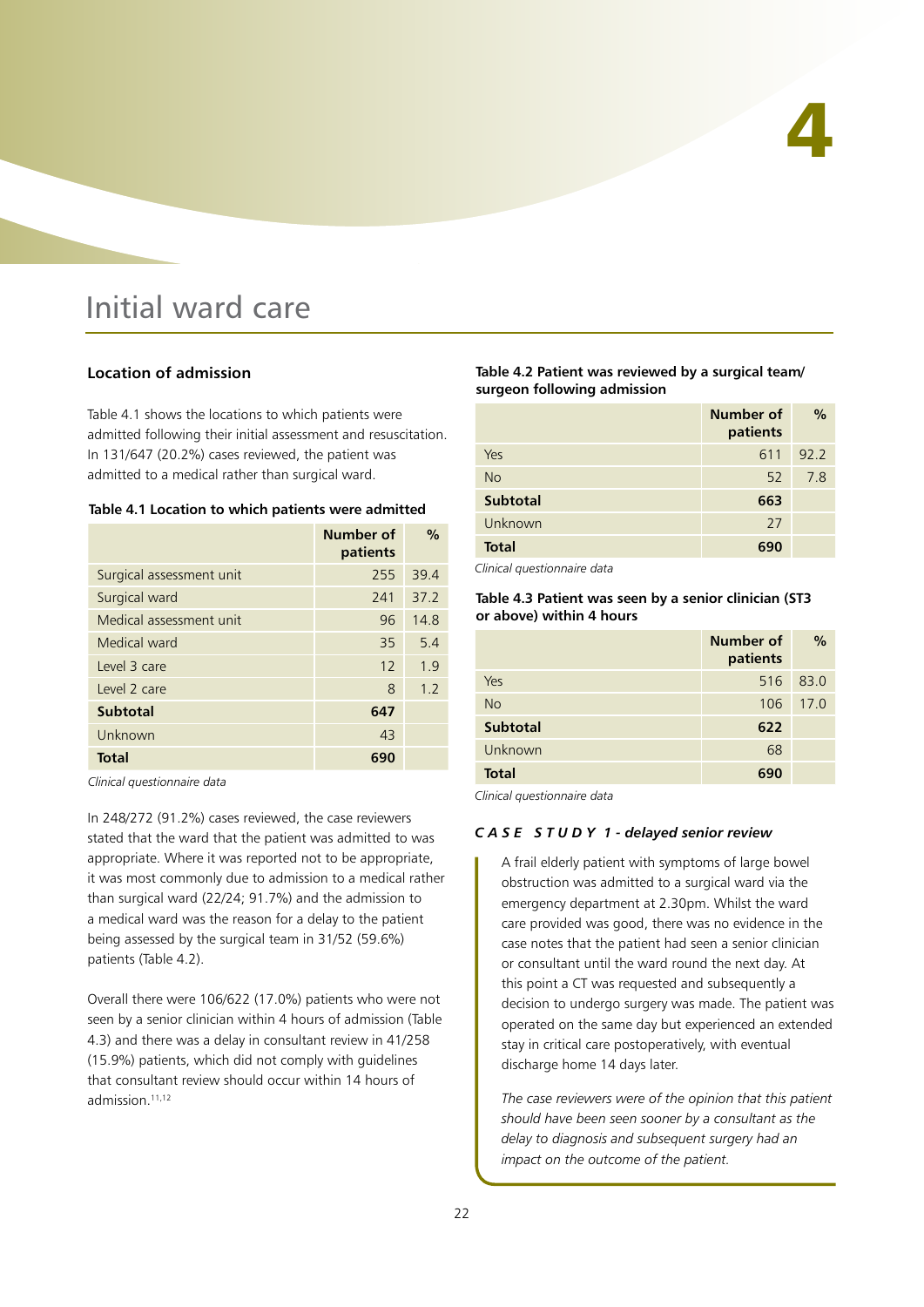# 4

# Initial ward care

## Location of admission

Table 4.1 shows the locations to which patients were admitted following their initial assessment and resuscitation. In 131/647 (20.2%) cases reviewed, the patient was admitted to a medical rather than surgical ward.

**Table 4.1 Location to which patients were admitted**

| | Number of patients | % |
|---|---|---|
| Surgical assessment unit | 255 | 39.4 |
| Surgical ward | 241 | 37.2 |
| Medical assessment unit | 96 | 14.8 |
| Medical ward | 35 | 5.4 |
| Level 3 care | 12 | 1.9 |
| Level 2 care | 8 | 1.2 |
| **Subtotal** | **647** | |
| Unknown | 43 | |
| **Total** | **690** | |

*Clinical questionnaire data*

In 248/272 (91.2%) cases reviewed, the case reviewers stated that the ward that the patient was admitted to was appropriate. Where it was reported not to be appropriate, it was most commonly due to admission to a medical rather than surgical ward (22/24; 91.7%) and the admission to a medical ward was the reason for a delay to the patient being assessed by the surgical team in 31/52 (59.6%) patients (Table 4.2).

Overall there were 106/622 (17.0%) patients who were not seen by a senior clinician within 4 hours of admission (Table 4.3) and there was a delay in consultant review in 41/258 (15.9%) patients, which did not comply with guidelines that consultant review should occur within 14 hours of admission.[11,12]

**Table 4.2 Patient was reviewed by a surgical team/ surgeon following admission**

| | Number of patients | % |
|---|---|---|
| Yes | 611 | 92.2 |
| No | 52 | 7.8 |
| **Subtotal** | **663** | |
| Unknown | 27 | |
| **Total** | **690** | |

*Clinical questionnaire data*

**Table 4.3 Patient was seen by a senior clinician (ST3 or above) within 4 hours**

| | Number of patients | % |
|---|---|---|
| Yes | 516 | 83.0 |
| No | 106 | 17.0 |
| **Subtotal** | **622** | |
| Unknown | 68 | |
| **Total** | **690** | |

*Clinical questionnaire data*

***CASE STUDY 1 - delayed senior review***

A frail elderly patient with symptoms of large bowel obstruction was admitted to a surgical ward via the emergency department at 2.30pm. Whilst the ward care provided was good, there was no evidence in the case notes that the patient had seen a senior clinician or consultant until the ward round the next day. At this point a CT was requested and subsequently a decision to undergo surgery was made. The patient was operated on the same day but experienced an extended stay in critical care postoperatively, with eventual discharge home 14 days later.

*The case reviewers were of the opinion that this patient should have been seen sooner by a consultant as the delay to diagnosis and subsequent surgery had an impact on the outcome of the patient.*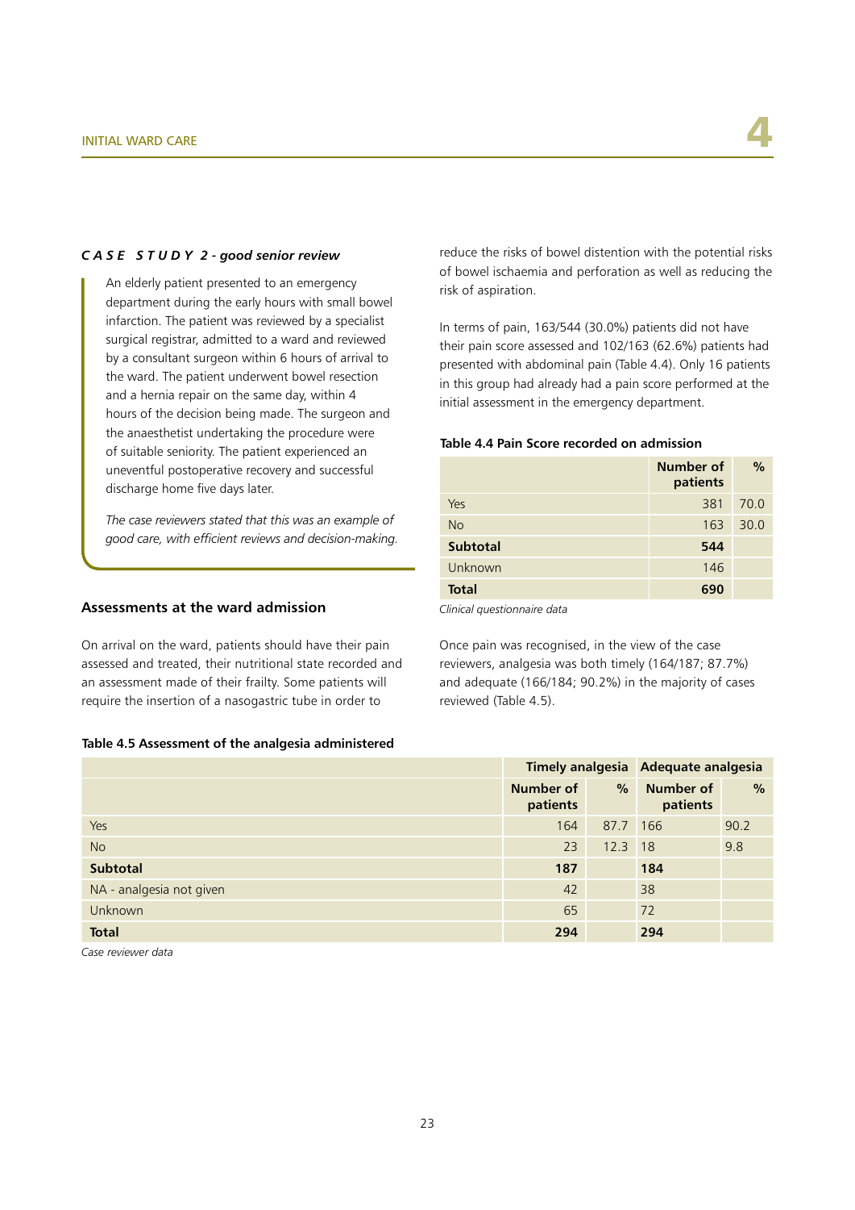***CASE STUDY 2 - good senior review***

An elderly patient presented to an emergency department during the early hours with small bowel infarction. The patient was reviewed by a specialist surgical registrar, admitted to a ward and reviewed by a consultant surgeon within 6 hours of arrival to the ward. The patient underwent bowel resection and a hernia repair on the same day, within 4 hours of the decision being made. The surgeon and the anaesthetist undertaking the procedure were of suitable seniority. The patient experienced an uneventful postoperative recovery and successful discharge home five days later.

*The case reviewers stated that this was an example of good care, with efficient reviews and decision-making.*

### Assessments at the ward admission

On arrival on the ward, patients should have their pain assessed and treated, their nutritional state recorded and an assessment made of their frailty. Some patients will require the insertion of a nasogastric tube in order to reduce the risks of bowel distention with the potential risks of bowel ischaemia and perforation as well as reducing the risk of aspiration.

In terms of pain, 163/544 (30.0%) patients did not have their pain score assessed and 102/163 (62.6%) patients had presented with abdominal pain (Table 4.4). Only 16 patients in this group had already had a pain score performed at the initial assessment in the emergency department.

**Table 4.4 Pain Score recorded on admission**

| | Number of patients | % |
|---|---|---|
| Yes | 381 | 70.0 |
| No | 163 | 30.0 |
| **Subtotal** | **544** | |
| Unknown | 146 | |
| **Total** | **690** | |

*Clinical questionnaire data*

Once pain was recognised, in the view of the case reviewers, analgesia was both timely (164/187; 87.7%) and adequate (166/184; 90.2%) in the majority of cases reviewed (Table 4.5).

**Table 4.5 Assessment of the analgesia administered**

| | Timely analgesia | | Adequate analgesia | |
|---|---|---|---|---|
| | Number of patients | % | Number of patients | % |
| Yes | 164 | 87.7 | 166 | 90.2 |
| No | 23 | 12.3 | 18 | 9.8 |
| **Subtotal** | **187** | | **184** | |
| NA - analgesia not given | 42 | | 38 | |
| Unknown | 65 | | 72 | |
| **Total** | **294** | | **294** | |

*Case reviewer data*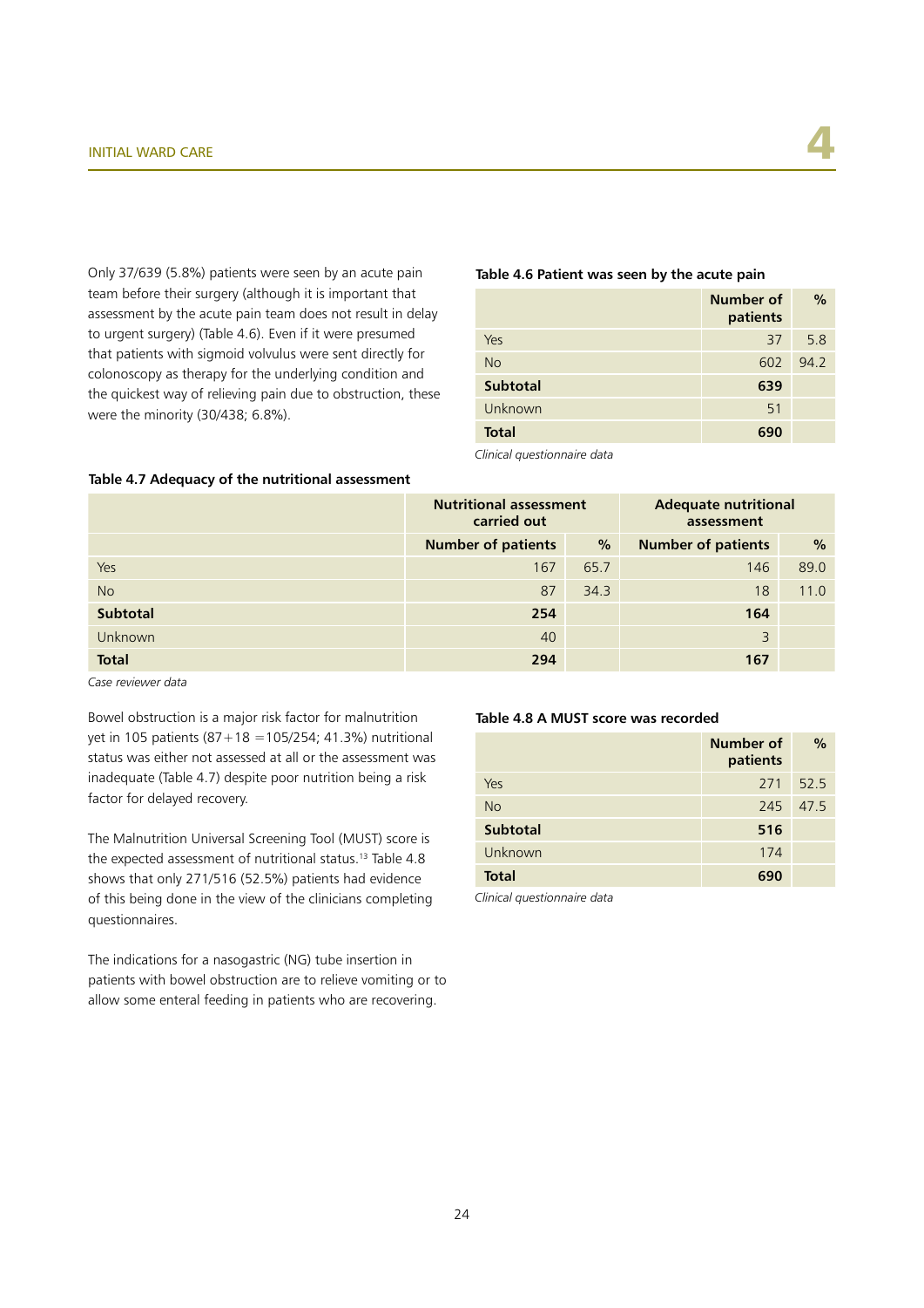Only 37/639 (5.8%) patients were seen by an acute pain team before their surgery (although it is important that assessment by the acute pain team does not result in delay to urgent surgery) (Table 4.6). Even if it were presumed that patients with sigmoid volvulus were sent directly for colonoscopy as therapy for the underlying condition and the quickest way of relieving pain due to obstruction, these were the minority (30/438; 6.8%).

**Table 4.6 Patient was seen by the acute pain**

| | Number of patients | % |
|---|---|---|
| Yes | 37 | 5.8 |
| No | 602 | 94.2 |
| **Subtotal** | **639** | |
| Unknown | 51 | |
| **Total** | **690** | |

*Clinical questionnaire data*

**Table 4.7 Adequacy of the nutritional assessment**

| | Nutritional assessment carried out | | Adequate nutritional assessment | |
|---|---|---|---|---|
| | Number of patients | % | Number of patients | % |
| Yes | 167 | 65.7 | 146 | 89.0 |
| No | 87 | 34.3 | 18 | 11.0 |
| **Subtotal** | **254** | | **164** | |
| Unknown | 40 | | 3 | |
| **Total** | **294** | | **167** | |

*Case reviewer data*

Bowel obstruction is a major risk factor for malnutrition yet in 105 patients (87+18 =105/254; 41.3%) nutritional status was either not assessed at all or the assessment was inadequate (Table 4.7) despite poor nutrition being a risk factor for delayed recovery.

The Malnutrition Universal Screening Tool (MUST) score is the expected assessment of nutritional status.[13] Table 4.8 shows that only 271/516 (52.5%) patients had evidence of this being done in the view of the clinicians completing questionnaires.

**Table 4.8 A MUST score was recorded**

| | Number of patients | % |
|---|---|---|
| Yes | 271 | 52.5 |
| No | 245 | 47.5 |
| **Subtotal** | **516** | |
| Unknown | 174 | |
| **Total** | **690** | |

*Clinical questionnaire data*

The indications for a nasogastric (NG) tube insertion in patients with bowel obstruction are to relieve vomiting or to allow some enteral feeding in patients who are recovering.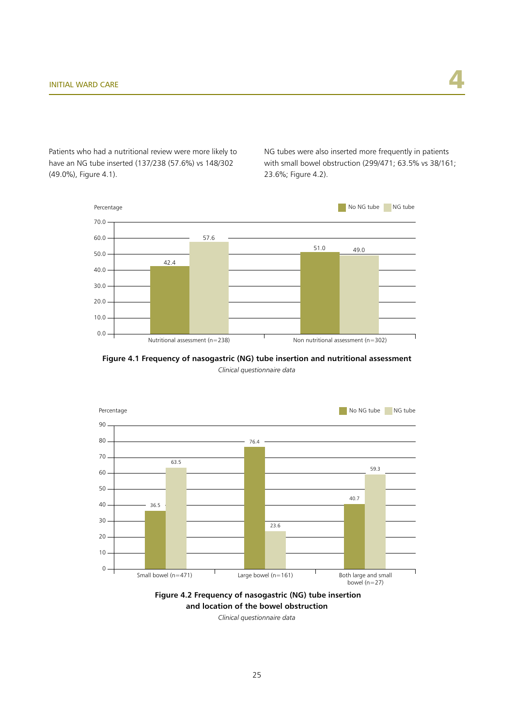Patients who had a nutritional review were more likely to have an NG tube inserted (137/238 (57.6%) vs 148/302 (49.0%), Figure 4.1).

NG tubes were also inserted more frequently in patients with small bowel obstruction (299/471; 63.5% vs 38/161; 23.6%; Figure 4.2).

| Percentage | No NG tube | NG tube |
|---|---|---|
| Nutritional assessment (n=238) | 42.4 | 57.6 |
| Non nutritional assessment (n=302) | 51.0 | 49.0 |

**Figure 4.1 Frequency of nasogastric (NG) tube insertion and nutritional assessment**

*Clinical questionnaire data*

| Percentage | No NG tube | NG tube |
|---|---|---|
| Small bowel (n=471) | 36.5 | 63.5 |
| Large bowel (n=161) | 76.4 | 23.6 |
| Both large and small bowel (n=27) | 40.7 | 59.3 |

**Figure 4.2 Frequency of nasogastric (NG) tube insertion and location of the bowel obstruction**

*Clinical questionnaire data*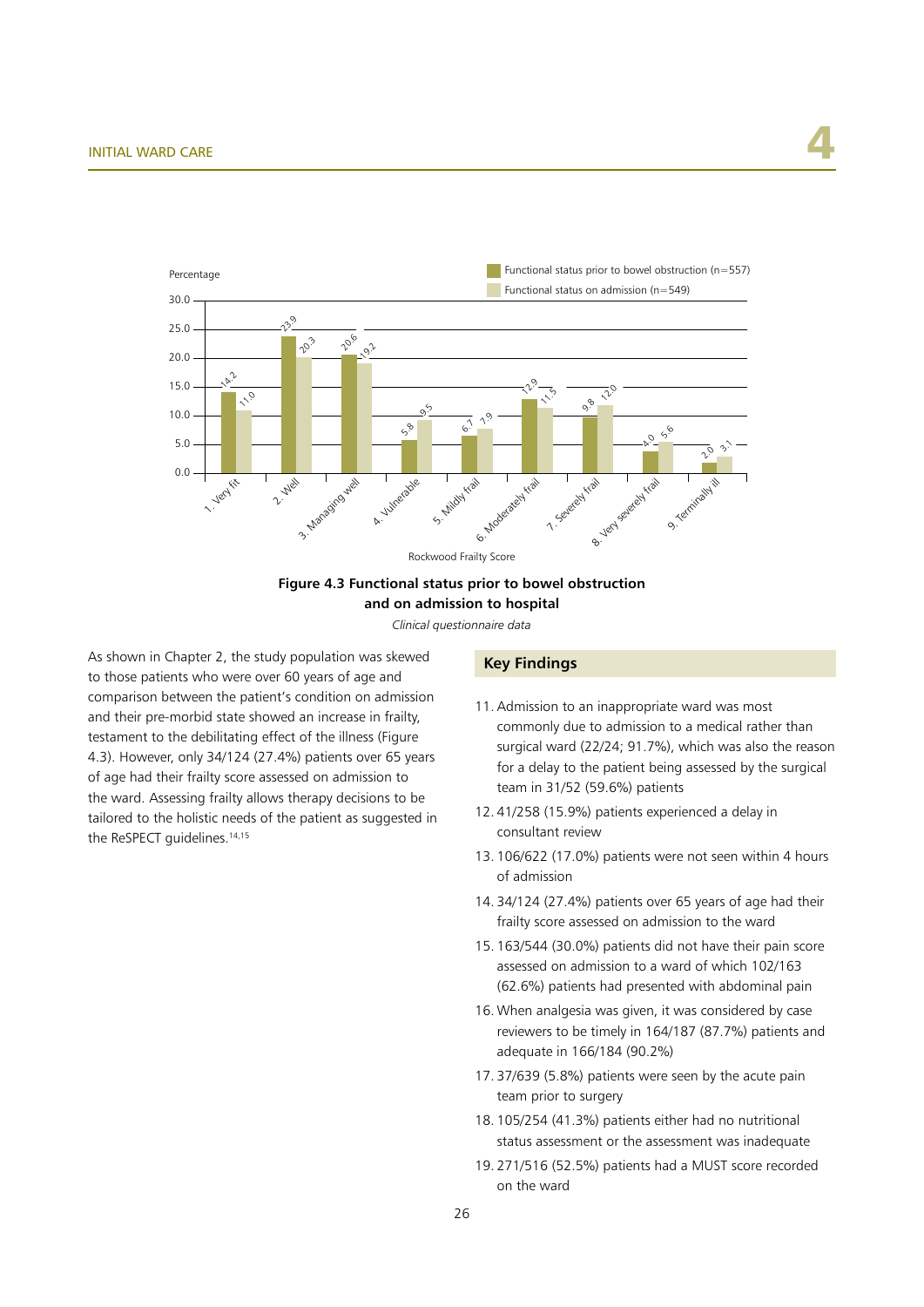| Rockwood Frailty Score | Functional status prior to bowel obstruction (n=557) | Functional status on admission (n=549) |
|---|---|---|
| 1. Very fit | 14.2 | 11.0 |
| 2. Well | 23.9 | 20.3 |
| 3. Managing well | 20.6 | 19.2 |
| 4. Vulnerable | 5.8 | 9.5 |
| 5. Mildly frail | 6.7 | 7.9 |
| 6. Moderately frail | 12.9 | 11.5 |
| 7. Severely frail | 9.8 | 12.0 |
| 8. Very severely frail | 4.0 | 5.6 |
| 9. Terminally ill | 2.0 | 3.1 |

**Figure 4.3 Functional status prior to bowel obstruction and on admission to hospital**

*Clinical questionnaire data*

As shown in Chapter 2, the study population was skewed to those patients who were over 60 years of age and comparison between the patient's condition on admission and their pre-morbid state showed an increase in frailty, testament to the debilitating effect of the illness (Figure 4.3). However, only 34/124 (27.4%) patients over 65 years of age had their frailty score assessed on admission to the ward. Assessing frailty allows therapy decisions to be tailored to the holistic needs of the patient as suggested in the ReSPECT guidelines.[14,15]

## Key Findings

11. Admission to an inappropriate ward was most commonly due to admission to a medical rather than surgical ward (22/24; 91.7%), which was also the reason for a delay to the patient being assessed by the surgical team in 31/52 (59.6%) patients
12. 41/258 (15.9%) patients experienced a delay in consultant review
13. 106/622 (17.0%) patients were not seen within 4 hours of admission
14. 34/124 (27.4%) patients over 65 years of age had their frailty score assessed on admission to the ward
15. 163/544 (30.0%) patients did not have their pain score assessed on admission to a ward of which 102/163 (62.6%) patients had presented with abdominal pain
16. When analgesia was given, it was considered by case reviewers to be timely in 164/187 (87.7%) patients and adequate in 166/184 (90.2%)
17. 37/639 (5.8%) patients were seen by the acute pain team prior to surgery
18. 105/254 (41.3%) patients either had no nutritional status assessment or the assessment was inadequate
19. 271/516 (52.5%) patients had a MUST score recorded on the ward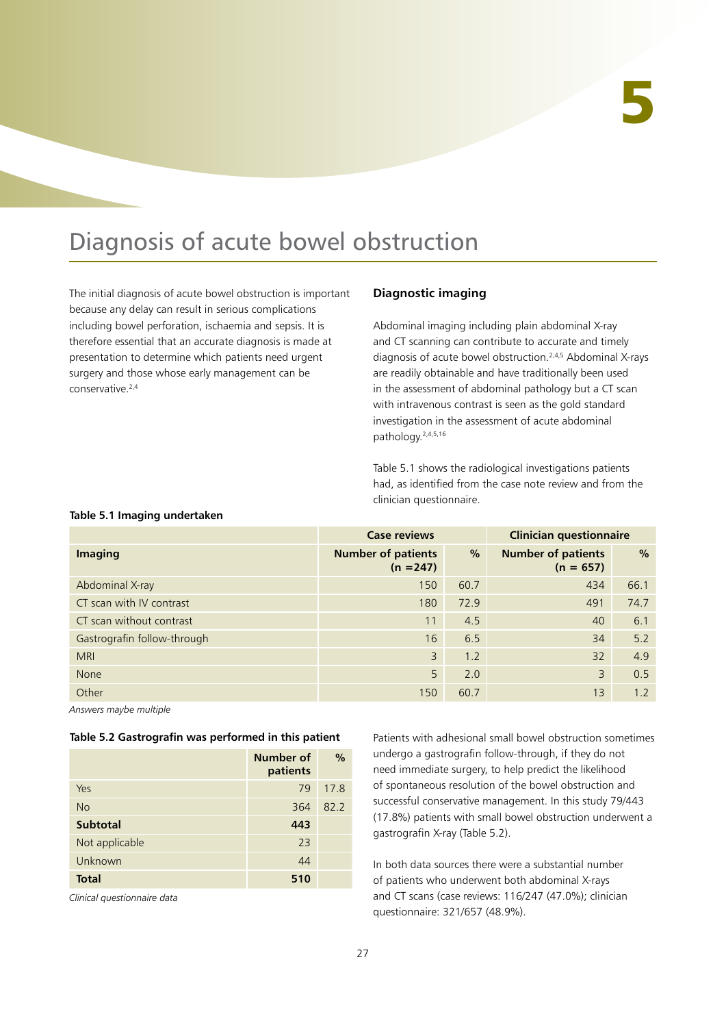# 5

# Diagnosis of acute bowel obstruction

The initial diagnosis of acute bowel obstruction is important because any delay can result in serious complications including bowel perforation, ischaemia and sepsis. It is therefore essential that an accurate diagnosis is made at presentation to determine which patients need urgent surgery and those whose early management can be conservative.[2,4]

### Diagnostic imaging

Abdominal imaging including plain abdominal X-ray and CT scanning can contribute to accurate and timely diagnosis of acute bowel obstruction.[2,4,5] Abdominal X-rays are readily obtainable and have traditionally been used in the assessment of abdominal pathology but a CT scan with intravenous contrast is seen as the gold standard investigation in the assessment of acute abdominal pathology.[2,4,5,16]

Table 5.1 shows the radiological investigations patients had, as identified from the case note review and from the clinician questionnaire.

**Table 5.1 Imaging undertaken**

| | Case reviews | | Clinician questionnaire | |
|---|---|---|---|---|
| **Imaging** | **Number of patients (n =247)** | **%** | **Number of patients (n = 657)** | **%** |
| Abdominal X-ray | 150 | 60.7 | 434 | 66.1 |
| CT scan with IV contrast | 180 | 72.9 | 491 | 74.7 |
| CT scan without contrast | 11 | 4.5 | 40 | 6.1 |
| Gastrografin follow-through | 16 | 6.5 | 34 | 5.2 |
| MRI | 3 | 1.2 | 32 | 4.9 |
| None | 5 | 2.0 | 3 | 0.5 |
| Other | 150 | 60.7 | 13 | 1.2 |

*Answers maybe multiple*

**Table 5.2 Gastrografin was performed in this patient**

| | Number of patients | % |
|---|---|---|
| Yes | 79 | 17.8 |
| No | 364 | 82.2 |
| **Subtotal** | **443** | |
| Not applicable | 23 | |
| Unknown | 44 | |
| **Total** | **510** | |

*Clinical questionnaire data*

Patients with adhesional small bowel obstruction sometimes undergo a gastrografin follow-through, if they do not need immediate surgery, to help predict the likelihood of spontaneous resolution of the bowel obstruction and successful conservative management. In this study 79/443 (17.8%) patients with small bowel obstruction underwent a gastrografin X-ray (Table 5.2).

In both data sources there were a substantial number of patients who underwent both abdominal X-rays and CT scans (case reviews: 116/247 (47.0%); clinician questionnaire: 321/657 (48.9%).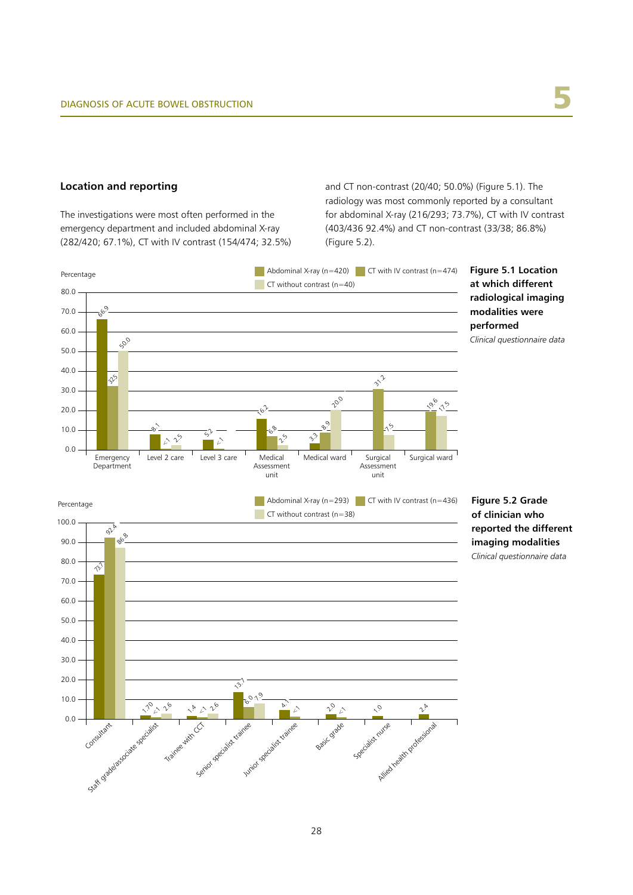## Location and reporting

The investigations were most often performed in the emergency department and included abdominal X-ray (282/420; 67.1%), CT with IV contrast (154/474; 32.5%) and CT non-contrast (20/40; 50.0%) (Figure 5.1). The radiology was most commonly reported by a consultant for abdominal X-ray (216/293; 73.7%), CT with IV contrast (403/436 92.4%) and CT non-contrast (33/38; 86.8%) (Figure 5.2).

| Location | Abdominal X-ray (n=420) | CT with IV contrast (n=474) | CT without contrast (n=40) |
|---|---|---|---|
| Emergency Department | 66.9 | 32.5 | 50.0 |
| Level 2 care | 8.1 | <1 | 2.5 |
| Level 3 care | 5.2 | <1 | |
| Medical Assessment unit | 16.2 | 6.8 | 2.5 |
| Medical ward | 3.3 | 8.9 | 20.0 |
| Surgical Assessment unit | | 31.2 | 7.5 |
| Surgical ward | | 19.6 | 17.5 |

**Figure 5.1 Location at which different radiological imaging modalities were performed**
*Clinical questionnaire data*

| Grade | Abdominal X-ray (n=293) | CT with IV contrast (n=436) | CT without contrast (n=38) |
|---|---|---|---|
| Consultant | 73.7 | 92.4 | 86.8 |
| Staff grade/associate specialist | 1.70 | <1 | 2.6 |
| Trainee with CCT | 1.4 | <1 | 2.6 |
| Senior specialist trainee | 13.7 | 6.0 | 7.9 |
| Junior specialist trainee | 4.1 | <1 | |
| Basic grade | 2.0 | <1 | |
| Specialist nurse | 1.0 | | |
| Allied health professional | 2.4 | | |

**Figure 5.2 Grade of clinician who reported the different imaging modalities**
*Clinical questionnaire data*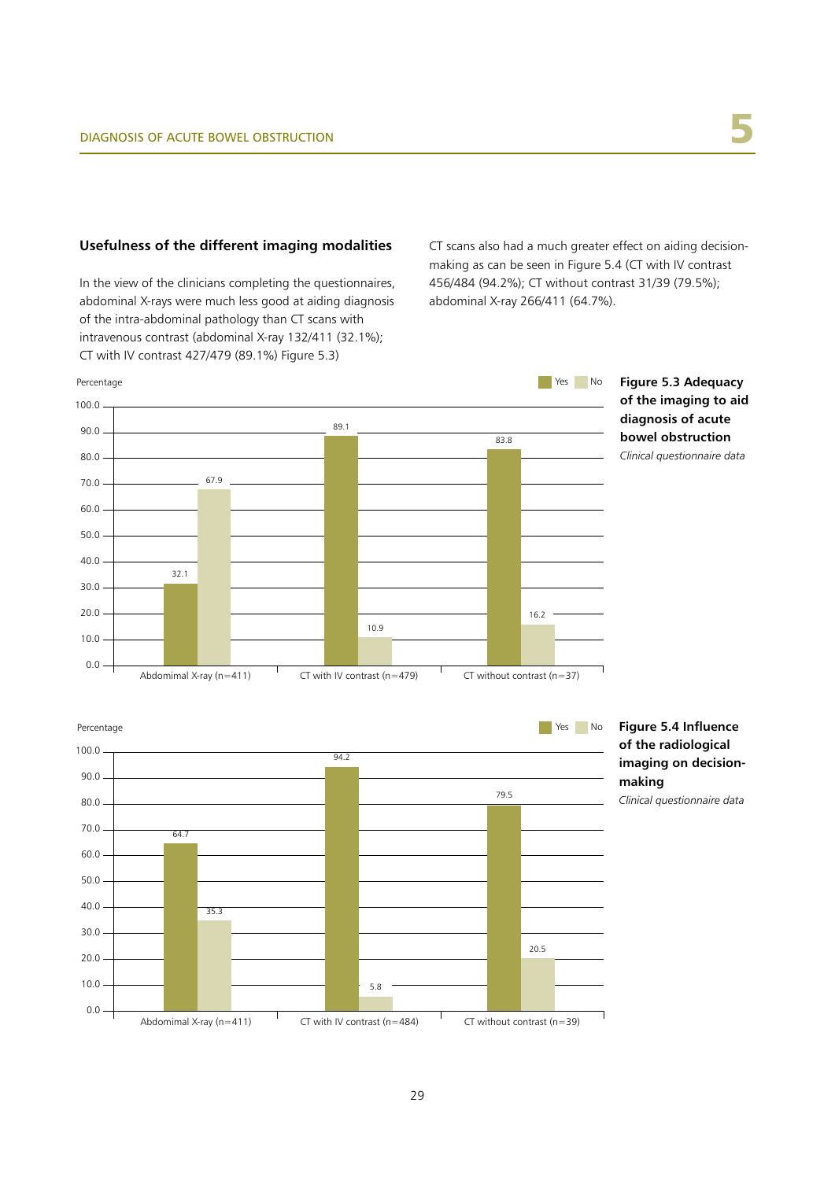## Usefulness of the different imaging modalities

In the view of the clinicians completing the questionnaires, abdominal X-rays were much less good at aiding diagnosis of the intra-abdominal pathology than CT scans with intravenous contrast (abdominal X-ray 132/411 (32.1%); CT with IV contrast 427/479 (89.1%) Figure 5.3)

CT scans also had a much greater effect on aiding decision-making as can be seen in Figure 5.4 (CT with IV contrast 456/484 (94.2%); CT without contrast 31/39 (79.5%); abdominal X-ray 266/411 (64.7%).

| Percentage | Yes | No |
|---|---|---|
| Abdomimal X-ray (n=411) | 32.1 | 67.9 |
| CT with IV contrast (n=479) | 89.1 | 10.9 |
| CT without contrast (n=37) | 83.8 | 16.2 |

**Figure 5.3 Adequacy of the imaging to aid diagnosis of acute bowel obstruction**
*Clinical questionnaire data*

| Percentage | Yes | No |
|---|---|---|
| Abdomimal X-ray (n=411) | 64.7 | 35.3 |
| CT with IV contrast (n=484) | 94.2 | 5.8 |
| CT without contrast (n=39) | 79.5 | 20.5 |

**Figure 5.4 Influence of the radiological imaging on decision-making**
*Clinical questionnaire data*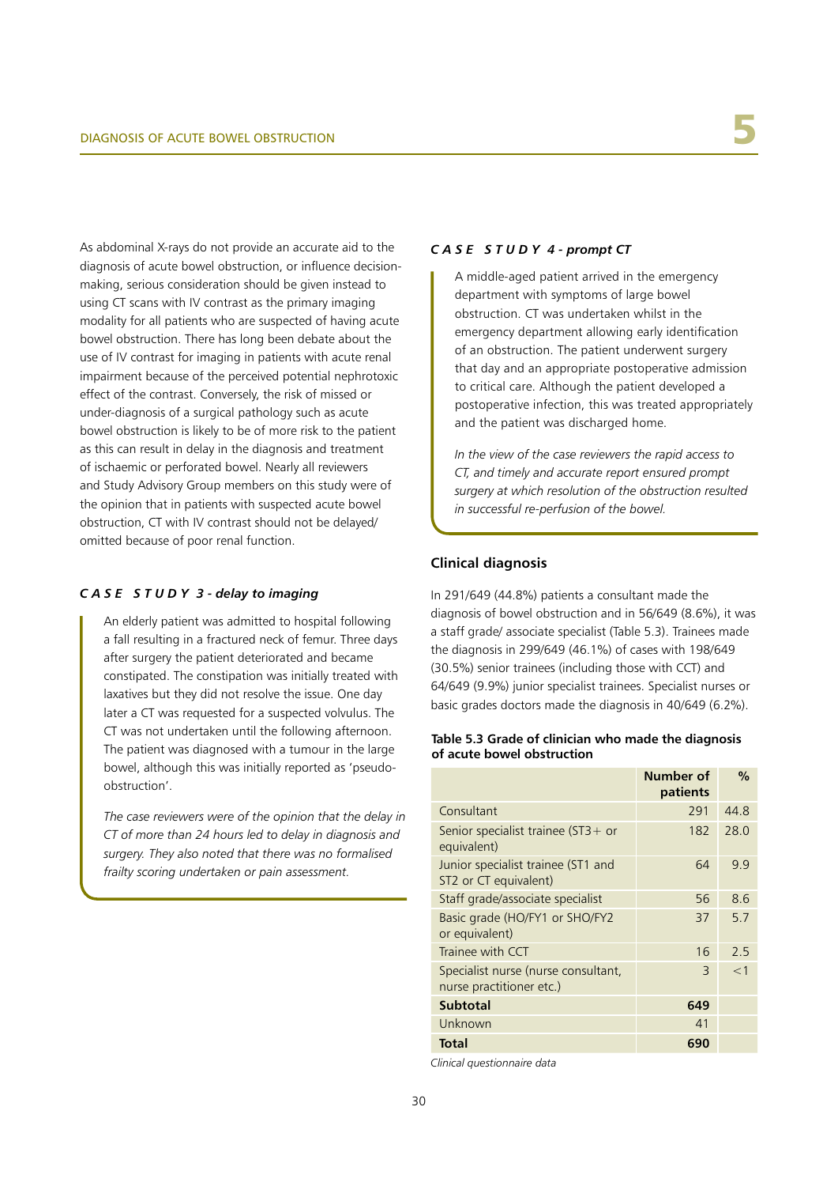As abdominal X-rays do not provide an accurate aid to the diagnosis of acute bowel obstruction, or influence decision-making, serious consideration should be given instead to using CT scans with IV contrast as the primary imaging modality for all patients who are suspected of having acute bowel obstruction. There has long been debate about the use of IV contrast for imaging in patients with acute renal impairment because of the perceived potential nephrotoxic effect of the contrast. Conversely, the risk of missed or under-diagnosis of a surgical pathology such as acute bowel obstruction is likely to be of more risk to the patient as this can result in delay in the diagnosis and treatment of ischaemic or perforated bowel. Nearly all reviewers and Study Advisory Group members on this study were of the opinion that in patients with suspected acute bowel obstruction, CT with IV contrast should not be delayed/omitted because of poor renal function.

### *CASE STUDY 3 - delay to imaging*

An elderly patient was admitted to hospital following a fall resulting in a fractured neck of femur. Three days after surgery the patient deteriorated and became constipated. The constipation was initially treated with laxatives but they did not resolve the issue. One day later a CT was requested for a suspected volvulus. The CT was not undertaken until the following afternoon. The patient was diagnosed with a tumour in the large bowel, although this was initially reported as 'pseudo-obstruction'.

*The case reviewers were of the opinion that the delay in CT of more than 24 hours led to delay in diagnosis and surgery. They also noted that there was no formalised frailty scoring undertaken or pain assessment.*

### *CASE STUDY 4 - prompt CT*

A middle-aged patient arrived in the emergency department with symptoms of large bowel obstruction. CT was undertaken whilst in the emergency department allowing early identification of an obstruction. The patient underwent surgery that day and an appropriate postoperative admission to critical care. Although the patient developed a postoperative infection, this was treated appropriately and the patient was discharged home.

*In the view of the case reviewers the rapid access to CT, and timely and accurate report ensured prompt surgery at which resolution of the obstruction resulted in successful re-perfusion of the bowel.*

## Clinical diagnosis

In 291/649 (44.8%) patients a consultant made the diagnosis of bowel obstruction and in 56/649 (8.6%), it was a staff grade/ associate specialist (Table 5.3). Trainees made the diagnosis in 299/649 (46.1%) of cases with 198/649 (30.5%) senior trainees (including those with CCT) and 64/649 (9.9%) junior specialist trainees. Specialist nurses or basic grades doctors made the diagnosis in 40/649 (6.2%).

**Table 5.3 Grade of clinician who made the diagnosis of acute bowel obstruction**

| | Number of patients | % |
|---|---|---|
| Consultant | 291 | 44.8 |
| Senior specialist trainee (ST3+ or equivalent) | 182 | 28.0 |
| Junior specialist trainee (ST1 and ST2 or CT equivalent) | 64 | 9.9 |
| Staff grade/associate specialist | 56 | 8.6 |
| Basic grade (HO/FY1 or SHO/FY2 or equivalent) | 37 | 5.7 |
| Trainee with CCT | 16 | 2.5 |
| Specialist nurse (nurse consultant, nurse practitioner etc.) | 3 | <1 |
| **Subtotal** | **649** | |
| Unknown | 41 | |
| **Total** | **690** | |

*Clinical questionnaire data*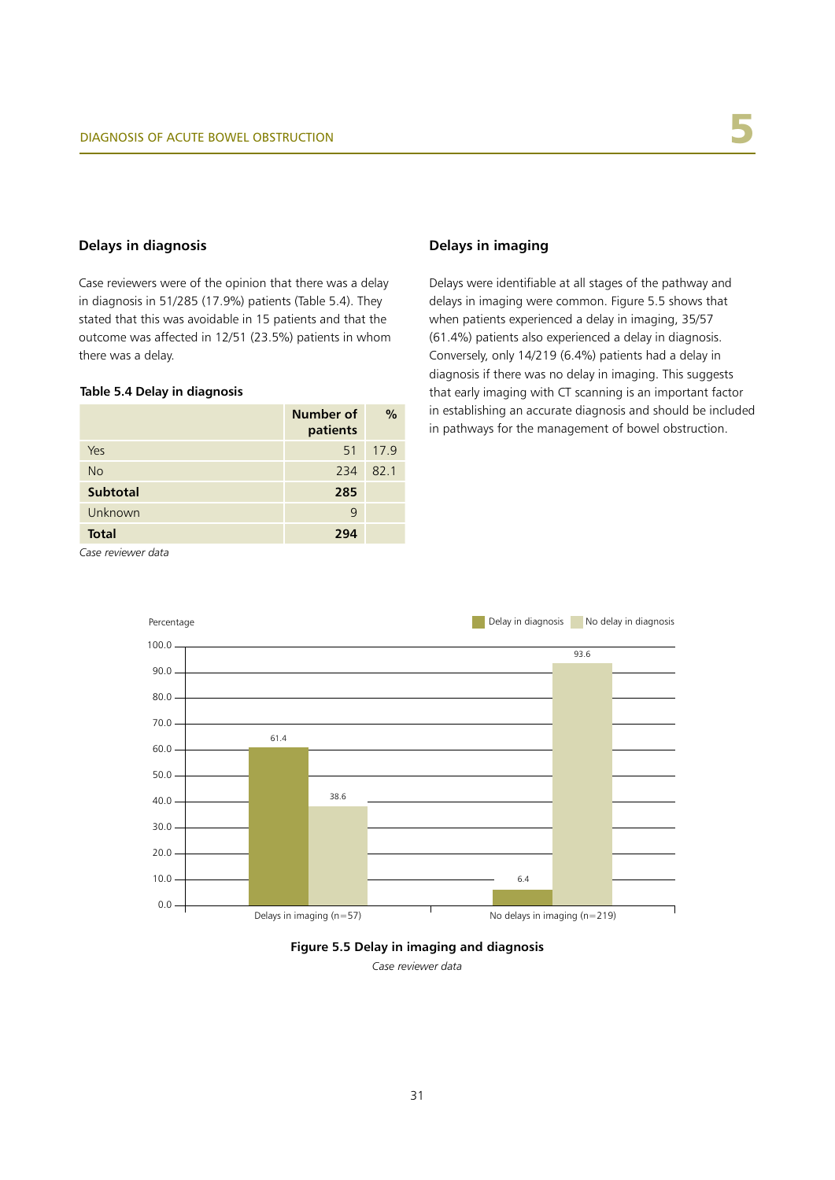## Delays in diagnosis

Case reviewers were of the opinion that there was a delay in diagnosis in 51/285 (17.9%) patients (Table 5.4). They stated that this was avoidable in 15 patients and that the outcome was affected in 12/51 (23.5%) patients in whom there was a delay.

**Table 5.4 Delay in diagnosis**

| | Number of patients | % |
|---|---|---|
| Yes | 51 | 17.9 |
| No | 234 | 82.1 |
| **Subtotal** | **285** | |
| Unknown | 9 | |
| **Total** | **294** | |

*Case reviewer data*

## Delays in imaging

Delays were identifiable at all stages of the pathway and delays in imaging were common. Figure 5.5 shows that when patients experienced a delay in imaging, 35/57 (61.4%) patients also experienced a delay in diagnosis. Conversely, only 14/219 (6.4%) patients had a delay in diagnosis if there was no delay in imaging. This suggests that early imaging with CT scanning is an important factor in establishing an accurate diagnosis and should be included in pathways for the management of bowel obstruction.

| Percentage | Delay in diagnosis | No delay in diagnosis |
|---|---|---|
| Delays in imaging (n=57) | 61.4 | 38.6 |
| No delays in imaging (n=219) | 6.4 | 93.6 |

**Figure 5.5 Delay in imaging and diagnosis**

*Case reviewer data*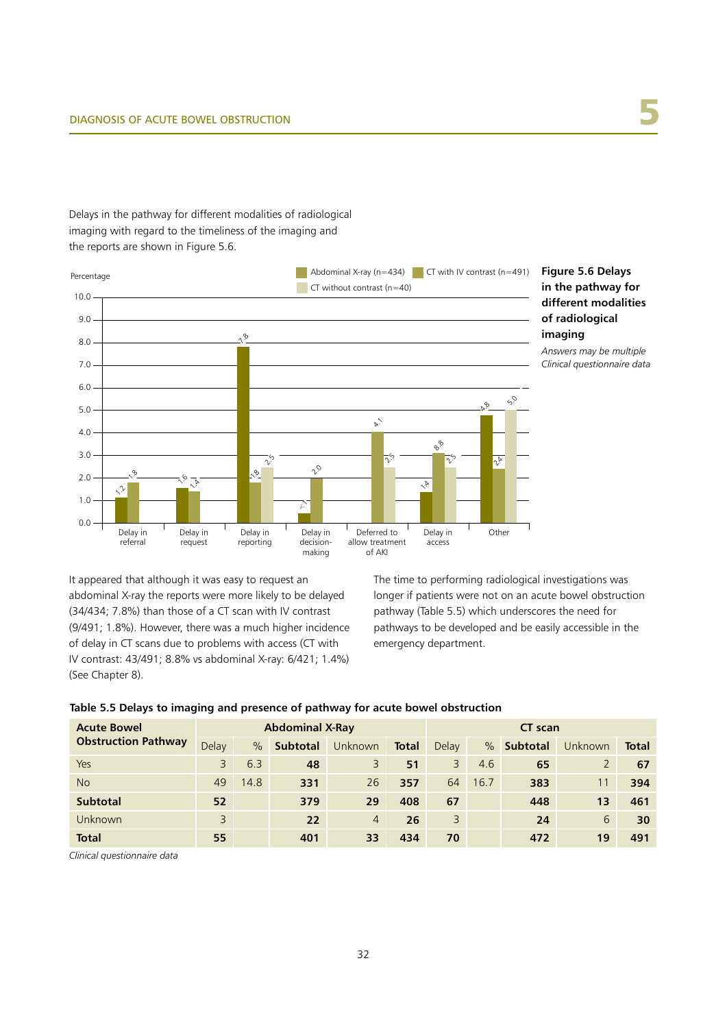Delays in the pathway for different modalities of radiological imaging with regard to the timeliness of the imaging and the reports are shown in Figure 5.6.

**Figure 5.6 Delays in the pathway for different modalities of radiological imaging**

*Answers may be multiple*
*Clinical questionnaire data*

It appeared that although it was easy to request an abdominal X-ray the reports were more likely to be delayed (34/434; 7.8%) than those of a CT scan with IV contrast (9/491; 1.8%). However, there was a much higher incidence of delay in CT scans due to problems with access (CT with IV contrast: 43/491; 8.8% vs abdominal X-ray: 6/421; 1.4%) (See Chapter 8).

The time to performing radiological investigations was longer if patients were not on an acute bowel obstruction pathway (Table 5.5) which underscores the need for pathways to be developed and be easily accessible in the emergency department.

**Table 5.5 Delays to imaging and presence of pathway for acute bowel obstruction**

| Acute Bowel Obstruction Pathway | Abdominal X-Ray | | | | | CT scan | | | | |
|---|---|---|---|---|---|---|---|---|---|---|
| | Delay | % | **Subtotal** | Unknown | **Total** | Delay | % | **Subtotal** | Unknown | **Total** |
| Yes | 3 | 6.3 | **48** | 3 | **51** | 3 | 4.6 | **65** | 2 | **67** |
| No | 49 | 14.8 | **331** | 26 | **357** | 64 | 16.7 | **383** | 11 | **394** |
| **Subtotal** | **52** | | **379** | **29** | **408** | **67** | | **448** | **13** | **461** |
| Unknown | 3 | | **22** | 4 | **26** | 3 | | **24** | 6 | **30** |
| **Total** | **55** | | **401** | **33** | **434** | **70** | | **472** | **19** | **491** |

*Clinical questionnaire data*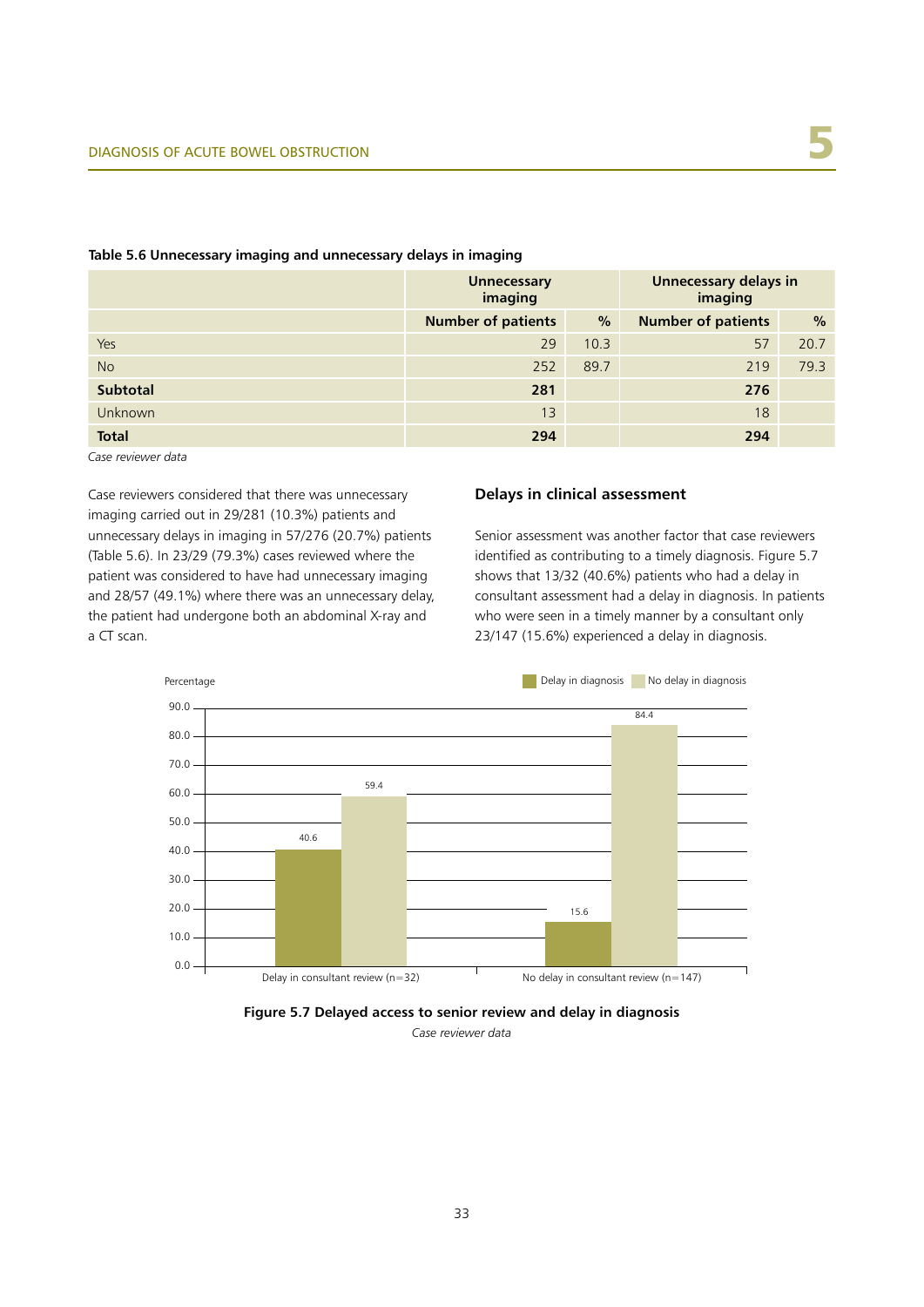**Table 5.6 Unnecessary imaging and unnecessary delays in imaging**

| | Unnecessary imaging | | Unnecessary delays in imaging | |
|---|---|---|---|---|
| | Number of patients | % | Number of patients | % |
| Yes | 29 | 10.3 | 57 | 20.7 |
| No | 252 | 89.7 | 219 | 79.3 |
| **Subtotal** | **281** | | **276** | |
| Unknown | 13 | | 18 | |
| **Total** | **294** | | **294** | |

*Case reviewer data*

Case reviewers considered that there was unnecessary imaging carried out in 29/281 (10.3%) patients and unnecessary delays in imaging in 57/276 (20.7%) patients (Table 5.6). In 23/29 (79.3%) cases reviewed where the patient was considered to have had unnecessary imaging and 28/57 (49.1%) where there was an unnecessary delay, the patient had undergone both an abdominal X-ray and a CT scan.

### Delays in clinical assessment

Senior assessment was another factor that case reviewers identified as contributing to a timely diagnosis. Figure 5.7 shows that 13/32 (40.6%) patients who had a delay in consultant assessment had a delay in diagnosis. In patients who were seen in a timely manner by a consultant only 23/147 (15.6%) experienced a delay in diagnosis.

Percentage

Delay in diagnosis
No delay in diagnosis

90.0
80.0
70.0
60.0
50.0
40.0
30.0
20.0
10.0
0.0

40.6
59.4
15.6
84.4

Delay in consultant review (n=32)
No delay in consultant review (n=147)

**Figure 5.7 Delayed access to senior review and delay in diagnosis**

*Case reviewer data*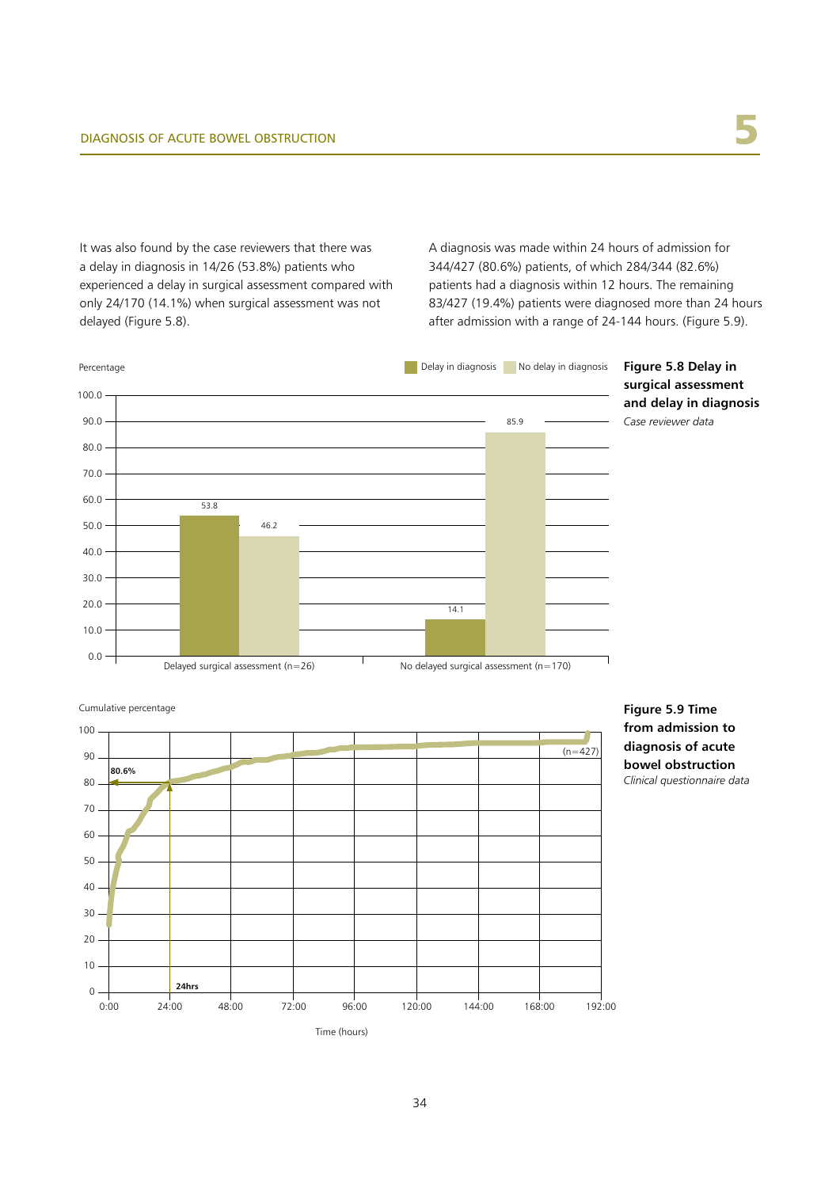It was also found by the case reviewers that there was a delay in diagnosis in 14/26 (53.8%) patients who experienced a delay in surgical assessment compared with only 24/170 (14.1%) when surgical assessment was not delayed (Figure 5.8).

A diagnosis was made within 24 hours of admission for 344/427 (80.6%) patients, of which 284/344 (82.6%) patients had a diagnosis within 12 hours. The remaining 83/427 (19.4%) patients were diagnosed more than 24 hours after admission with a range of 24-144 hours. (Figure 5.9).

| Percentage | Delay in diagnosis | No delay in diagnosis |
|---|---|---|
| Delayed surgical assessment (n=26) | 53.8 | 46.2 |
| No delayed surgical assessment (n=170) | 14.1 | 85.9 |

**Figure 5.8 Delay in surgical assessment and delay in diagnosis**
*Case reviewer data*

**Figure 5.9 Time from admission to diagnosis of acute bowel obstruction**
*Clinical questionnaire data*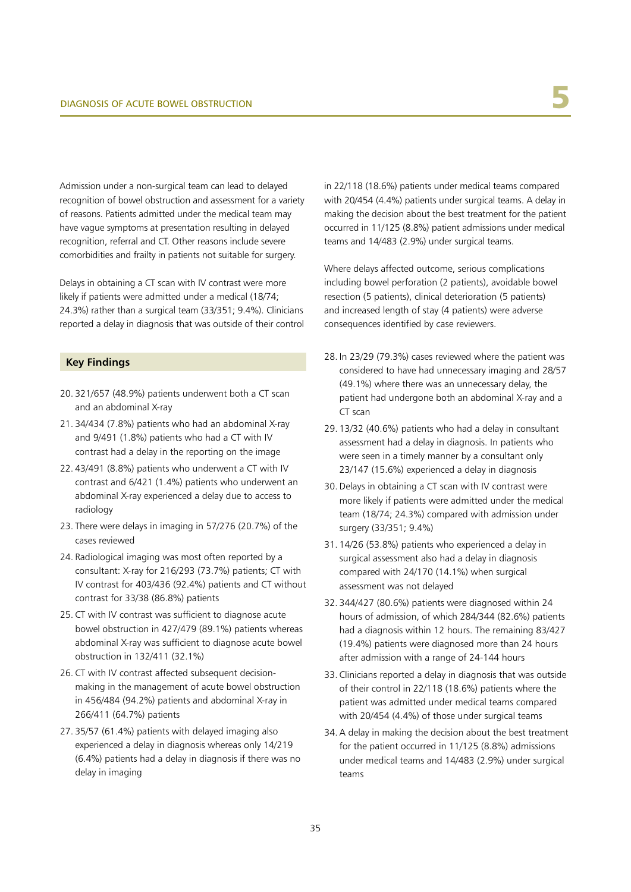Admission under a non-surgical team can lead to delayed recognition of bowel obstruction and assessment for a variety of reasons. Patients admitted under the medical team may have vague symptoms at presentation resulting in delayed recognition, referral and CT. Other reasons include severe comorbidities and frailty in patients not suitable for surgery.

Delays in obtaining a CT scan with IV contrast were more likely if patients were admitted under a medical (18/74; 24.3%) rather than a surgical team (33/351; 9.4%). Clinicians reported a delay in diagnosis that was outside of their control in 22/118 (18.6%) patients under medical teams compared with 20/454 (4.4%) patients under surgical teams. A delay in making the decision about the best treatment for the patient occurred in 11/125 (8.8%) patient admissions under medical teams and 14/483 (2.9%) under surgical teams.

Where delays affected outcome, serious complications including bowel perforation (2 patients), avoidable bowel resection (5 patients), clinical deterioration (5 patients) and increased length of stay (4 patients) were adverse consequences identified by case reviewers.

### Key Findings

20. 321/657 (48.9%) patients underwent both a CT scan and an abdominal X-ray
21. 34/434 (7.8%) patients who had an abdominal X-ray and 9/491 (1.8%) patients who had a CT with IV contrast had a delay in the reporting on the image
22. 43/491 (8.8%) patients who underwent a CT with IV contrast and 6/421 (1.4%) patients who underwent an abdominal X-ray experienced a delay due to access to radiology
23. There were delays in imaging in 57/276 (20.7%) of the cases reviewed
24. Radiological imaging was most often reported by a consultant: X-ray for 216/293 (73.7%) patients; CT with IV contrast for 403/436 (92.4%) patients and CT without contrast for 33/38 (86.8%) patients
25. CT with IV contrast was sufficient to diagnose acute bowel obstruction in 427/479 (89.1%) patients whereas abdominal X-ray was sufficient to diagnose acute bowel obstruction in 132/411 (32.1%)
26. CT with IV contrast affected subsequent decision-making in the management of acute bowel obstruction in 456/484 (94.2%) patients and abdominal X-ray in 266/411 (64.7%) patients
27. 35/57 (61.4%) patients with delayed imaging also experienced a delay in diagnosis whereas only 14/219 (6.4%) patients had a delay in diagnosis if there was no delay in imaging
28. In 23/29 (79.3%) cases reviewed where the patient was considered to have had unnecessary imaging and 28/57 (49.1%) where there was an unnecessary delay, the patient had undergone both an abdominal X-ray and a CT scan
29. 13/32 (40.6%) patients who had a delay in consultant assessment had a delay in diagnosis. In patients who were seen in a timely manner by a consultant only 23/147 (15.6%) experienced a delay in diagnosis
30. Delays in obtaining a CT scan with IV contrast were more likely if patients were admitted under the medical team (18/74; 24.3%) compared with admission under surgery (33/351; 9.4%)
31. 14/26 (53.8%) patients who experienced a delay in surgical assessment also had a delay in diagnosis compared with 24/170 (14.1%) when surgical assessment was not delayed
32. 344/427 (80.6%) patients were diagnosed within 24 hours of admission, of which 284/344 (82.6%) patients had a diagnosis within 12 hours. The remaining 83/427 (19.4%) patients were diagnosed more than 24 hours after admission with a range of 24-144 hours
33. Clinicians reported a delay in diagnosis that was outside of their control in 22/118 (18.6%) patients where the patient was admitted under medical teams compared with 20/454 (4.4%) of those under surgical teams
34. A delay in making the decision about the best treatment for the patient occurred in 11/125 (8.8%) admissions under medical teams and 14/483 (2.9%) under surgical teams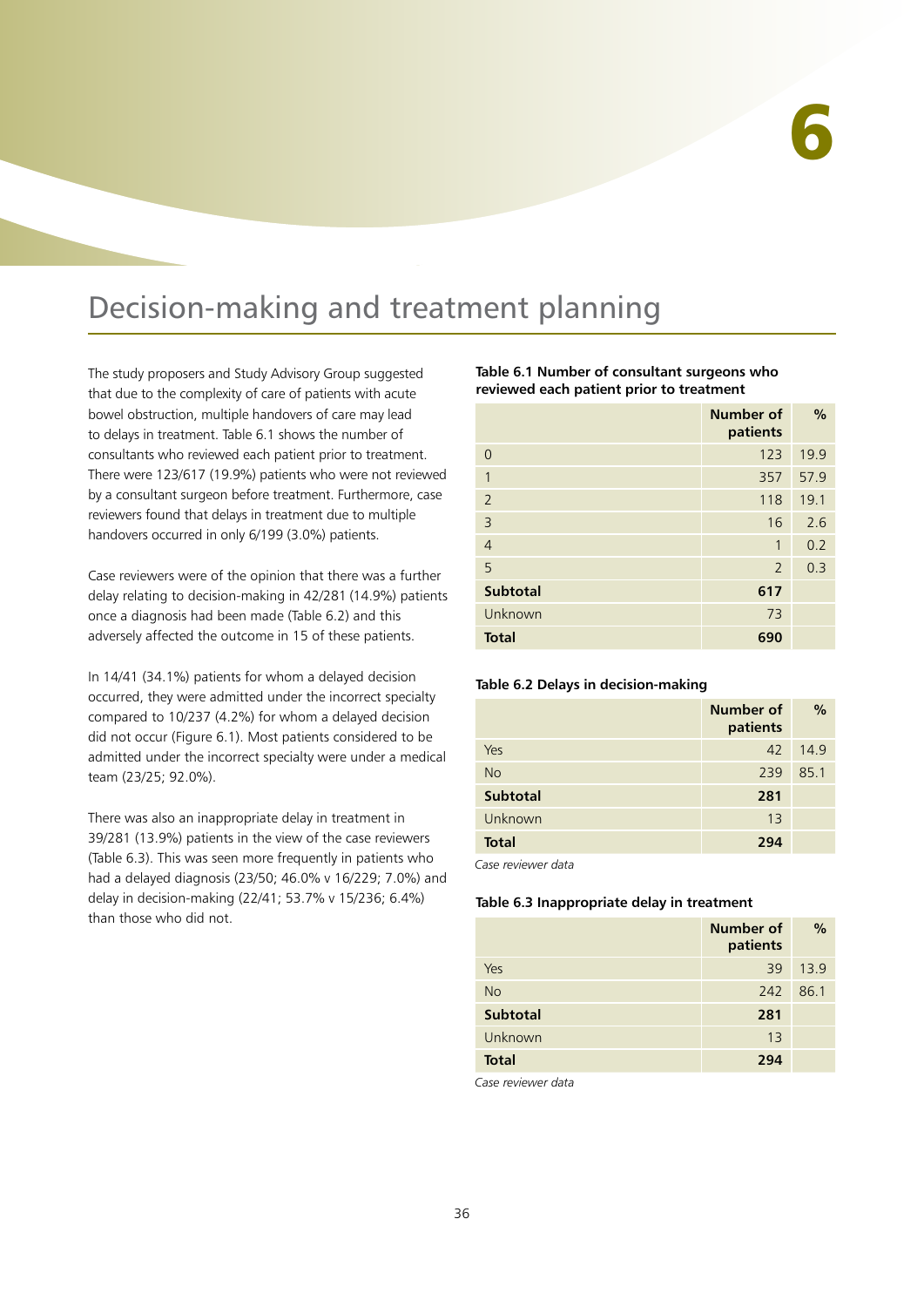# 6

# Decision-making and treatment planning

The study proposers and Study Advisory Group suggested that due to the complexity of care of patients with acute bowel obstruction, multiple handovers of care may lead to delays in treatment. Table 6.1 shows the number of consultants who reviewed each patient prior to treatment. There were 123/617 (19.9%) patients who were not reviewed by a consultant surgeon before treatment. Furthermore, case reviewers found that delays in treatment due to multiple handovers occurred in only 6/199 (3.0%) patients.

Case reviewers were of the opinion that there was a further delay relating to decision-making in 42/281 (14.9%) patients once a diagnosis had been made (Table 6.2) and this adversely affected the outcome in 15 of these patients.

In 14/41 (34.1%) patients for whom a delayed decision occurred, they were admitted under the incorrect specialty compared to 10/237 (4.2%) for whom a delayed decision did not occur (Figure 6.1). Most patients considered to be admitted under the incorrect specialty were under a medical team (23/25; 92.0%).

There was also an inappropriate delay in treatment in 39/281 (13.9%) patients in the view of the case reviewers (Table 6.3). This was seen more frequently in patients who had a delayed diagnosis (23/50; 46.0% v 16/229; 7.0%) and delay in decision-making (22/41; 53.7% v 15/236; 6.4%) than those who did not.

**Table 6.1 Number of consultant surgeons who reviewed each patient prior to treatment**

| | Number of patients | % |
|---|---|---|
| 0 | 123 | 19.9 |
| 1 | 357 | 57.9 |
| 2 | 118 | 19.1 |
| 3 | 16 | 2.6 |
| 4 | 1 | 0.2 |
| 5 | 2 | 0.3 |
| **Subtotal** | **617** | |
| Unknown | 73 | |
| **Total** | **690** | |

**Table 6.2 Delays in decision-making**

| | Number of patients | % |
|---|---|---|
| Yes | 42 | 14.9 |
| No | 239 | 85.1 |
| **Subtotal** | **281** | |
| Unknown | 13 | |
| **Total** | **294** | |

*Case reviewer data*

**Table 6.3 Inappropriate delay in treatment**

| | Number of patients | % |
|---|---|---|
| Yes | 39 | 13.9 |
| No | 242 | 86.1 |
| **Subtotal** | **281** | |
| Unknown | 13 | |
| **Total** | **294** | |

*Case reviewer data*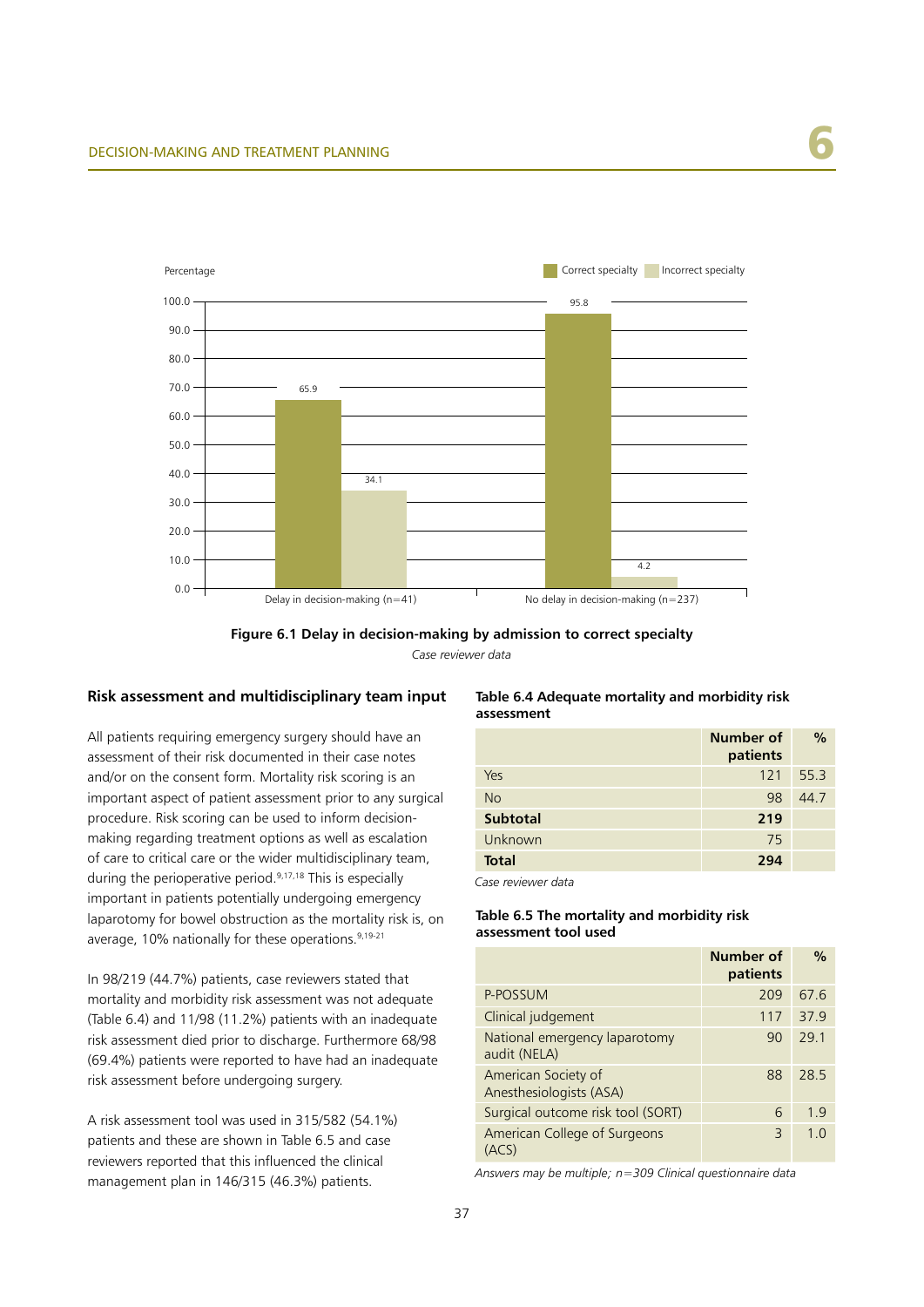Figure 6.1 Delay in decision-making by admission to correct specialty

*Case reviewer data*

## Risk assessment and multidisciplinary team input

All patients requiring emergency surgery should have an assessment of their risk documented in their case notes and/or on the consent form. Mortality risk scoring is an important aspect of patient assessment prior to any surgical procedure. Risk scoring can be used to inform decision-making regarding treatment options as well as escalation of care to critical care or the wider multidisciplinary team, during the perioperative period.[9,17,18] This is especially important in patients potentially undergoing emergency laparotomy for bowel obstruction as the mortality risk is, on average, 10% nationally for these operations.[9,19-21]

In 98/219 (44.7%) patients, case reviewers stated that mortality and morbidity risk assessment was not adequate (Table 6.4) and 11/98 (11.2%) patients with an inadequate risk assessment died prior to discharge. Furthermore 68/98 (69.4%) patients were reported to have had an inadequate risk assessment before undergoing surgery.

A risk assessment tool was used in 315/582 (54.1%) patients and these are shown in Table 6.5 and case reviewers reported that this influenced the clinical management plan in 146/315 (46.3%) patients.

**Table 6.4 Adequate mortality and morbidity risk assessment**

| | Number of patients | % |
|---|---|---|
| Yes | 121 | 55.3 |
| No | 98 | 44.7 |
| **Subtotal** | **219** | |
| Unknown | 75 | |
| **Total** | **294** | |

*Case reviewer data*

**Table 6.5 The mortality and morbidity risk assessment tool used**

| | Number of patients | % |
|---|---|---|
| P-POSSUM | 209 | 67.6 |
| Clinical judgement | 117 | 37.9 |
| National emergency laparotomy audit (NELA) | 90 | 29.1 |
| American Society of Anesthesiologists (ASA) | 88 | 28.5 |
| Surgical outcome risk tool (SORT) | 6 | 1.9 |
| American College of Surgeons (ACS) | 3 | 1.0 |

*Answers may be multiple; n=309 Clinical questionnaire data*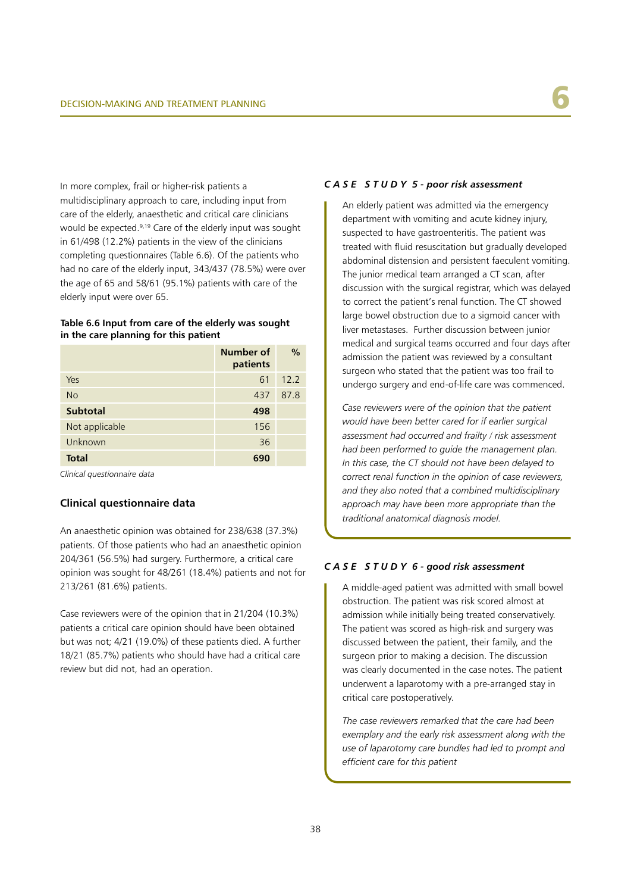In more complex, frail or higher-risk patients a multidisciplinary approach to care, including input from care of the elderly, anaesthetic and critical care clinicians would be expected.[9,19] Care of the elderly input was sought in 61/498 (12.2%) patients in the view of the clinicians completing questionnaires (Table 6.6). Of the patients who had no care of the elderly input, 343/437 (78.5%) were over the age of 65 and 58/61 (95.1%) patients with care of the elderly input were over 65.

**Table 6.6 Input from care of the elderly was sought in the care planning for this patient**

| | Number of patients | % |
|---|---|---|
| Yes | 61 | 12.2 |
| No | 437 | 87.8 |
| **Subtotal** | **498** | |
| Not applicable | 156 | |
| Unknown | 36 | |
| **Total** | **690** | |

*Clinical questionnaire data*

### Clinical questionnaire data

An anaesthetic opinion was obtained for 238/638 (37.3%) patients. Of those patients who had an anaesthetic opinion 204/361 (56.5%) had surgery. Furthermore, a critical care opinion was sought for 48/261 (18.4%) patients and not for 213/261 (81.6%) patients.

Case reviewers were of the opinion that in 21/204 (10.3%) patients a critical care opinion should have been obtained but was not; 4/21 (19.0%) of these patients died. A further 18/21 (85.7%) patients who should have had a critical care review but did not, had an operation.

***CASE STUDY 5 - poor risk assessment***

An elderly patient was admitted via the emergency department with vomiting and acute kidney injury, suspected to have gastroenteritis. The patient was treated with fluid resuscitation but gradually developed abdominal distension and persistent faeculent vomiting. The junior medical team arranged a CT scan, after discussion with the surgical registrar, which was delayed to correct the patient's renal function. The CT showed large bowel obstruction due to a sigmoid cancer with liver metastases. Further discussion between junior medical and surgical teams occurred and four days after admission the patient was reviewed by a consultant surgeon who stated that the patient was too frail to undergo surgery and end-of-life care was commenced.

*Case reviewers were of the opinion that the patient would have been better cared for if earlier surgical assessment had occurred and frailty / risk assessment had been performed to guide the management plan. In this case, the CT should not have been delayed to correct renal function in the opinion of case reviewers, and they also noted that a combined multidisciplinary approach may have been more appropriate than the traditional anatomical diagnosis model.*

***CASE STUDY 6 - good risk assessment***

A middle-aged patient was admitted with small bowel obstruction. The patient was risk scored almost at admission while initially being treated conservatively. The patient was scored as high-risk and surgery was discussed between the patient, their family, and the surgeon prior to making a decision. The discussion was clearly documented in the case notes. The patient underwent a laparotomy with a pre-arranged stay in critical care postoperatively.

*The case reviewers remarked that the care had been exemplary and the early risk assessment along with the use of laparotomy care bundles had led to prompt and efficient care for this patient*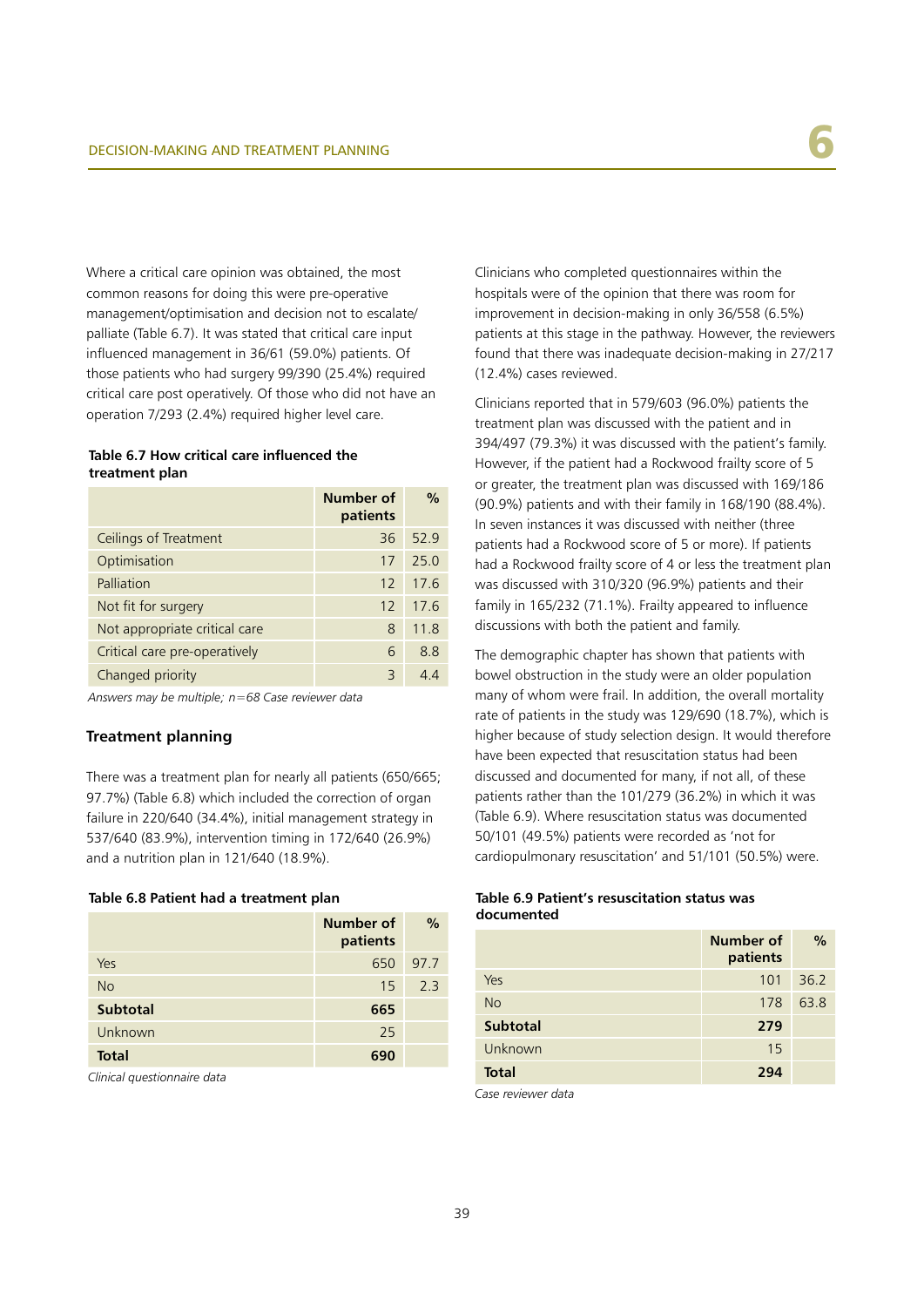Where a critical care opinion was obtained, the most common reasons for doing this were pre-operative management/optimisation and decision not to escalate/palliate (Table 6.7). It was stated that critical care input influenced management in 36/61 (59.0%) patients. Of those patients who had surgery 99/390 (25.4%) required critical care post operatively. Of those who did not have an operation 7/293 (2.4%) required higher level care.

**Table 6.7 How critical care influenced the treatment plan**

| | Number of patients | % |
|---|---|---|
| Ceilings of Treatment | 36 | 52.9 |
| Optimisation | 17 | 25.0 |
| Palliation | 12 | 17.6 |
| Not fit for surgery | 12 | 17.6 |
| Not appropriate critical care | 8 | 11.8 |
| Critical care pre-operatively | 6 | 8.8 |
| Changed priority | 3 | 4.4 |

*Answers may be multiple; n=68 Case reviewer data*

## Treatment planning

There was a treatment plan for nearly all patients (650/665; 97.7%) (Table 6.8) which included the correction of organ failure in 220/640 (34.4%), initial management strategy in 537/640 (83.9%), intervention timing in 172/640 (26.9%) and a nutrition plan in 121/640 (18.9%).

**Table 6.8 Patient had a treatment plan**

| | Number of patients | % |
|---|---|---|
| Yes | 650 | 97.7 |
| No | 15 | 2.3 |
| **Subtotal** | **665** | |
| Unknown | 25 | |
| **Total** | **690** | |

*Clinical questionnaire data*

Clinicians who completed questionnaires within the hospitals were of the opinion that there was room for improvement in decision-making in only 36/558 (6.5%) patients at this stage in the pathway. However, the reviewers found that there was inadequate decision-making in 27/217 (12.4%) cases reviewed.

Clinicians reported that in 579/603 (96.0%) patients the treatment plan was discussed with the patient and in 394/497 (79.3%) it was discussed with the patient's family. However, if the patient had a Rockwood frailty score of 5 or greater, the treatment plan was discussed with 169/186 (90.9%) patients and with their family in 168/190 (88.4%). In seven instances it was discussed with neither (three patients had a Rockwood frailty score of 5 or more). If patients had a Rockwood frailty score of 4 or less the treatment plan was discussed with 310/320 (96.9%) patients and their family in 165/232 (71.1%). Frailty appeared to influence discussions with both the patient and family.

The demographic chapter has shown that patients with bowel obstruction in the study were an older population many of whom were frail. In addition, the overall mortality rate of patients in the study was 129/690 (18.7%), which is higher because of study selection design. It would therefore have been expected that resuscitation status had been discussed and documented for many, if not all, of these patients rather than the 101/279 (36.2%) in which it was (Table 6.9). Where resuscitation status was documented 50/101 (49.5%) patients were recorded as 'not for cardiopulmonary resuscitation' and 51/101 (50.5%) were.

**Table 6.9 Patient's resuscitation status was documented**

| | Number of patients | % |
|---|---|---|
| Yes | 101 | 36.2 |
| No | 178 | 63.8 |
| **Subtotal** | **279** | |
| Unknown | 15 | |
| **Total** | **294** | |

*Case reviewer data*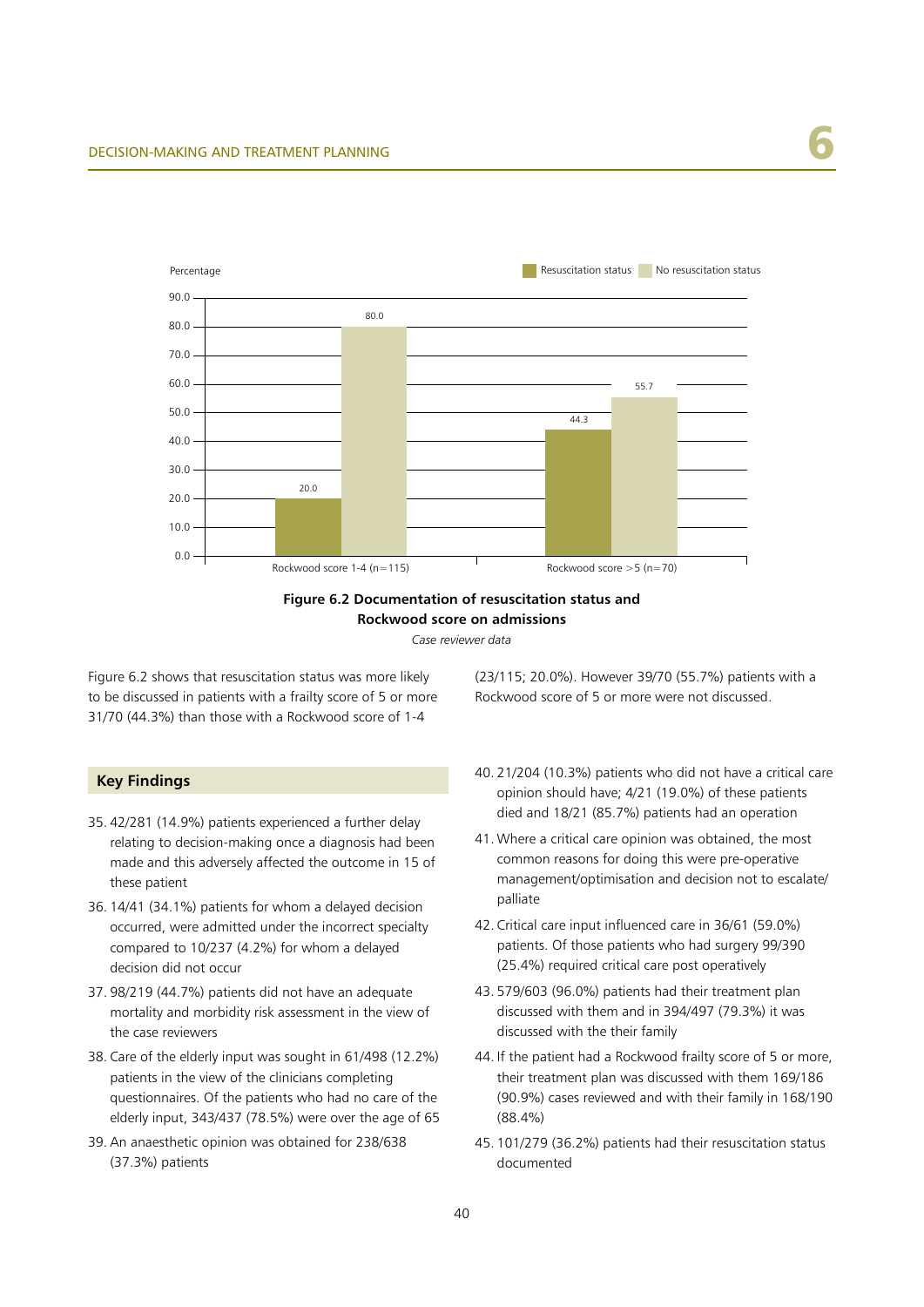| Percentage | Resuscitation status | No resuscitation status |
|---|---|---|
| Rockwood score 1-4 (n=115) | 20.0 | 80.0 |
| Rockwood score >5 (n=70) | 44.3 | 55.7 |

**Figure 6.2 Documentation of resuscitation status and Rockwood score on admissions**

*Case reviewer data*

Figure 6.2 shows that resuscitation status was more likely to be discussed in patients with a frailty score of 5 or more 31/70 (44.3%) than those with a Rockwood score of 1-4 (23/115; 20.0%). However 39/70 (55.7%) patients with a Rockwood score of 5 or more were not discussed.

### Key Findings

35. 42/281 (14.9%) patients experienced a further delay relating to decision-making once a diagnosis had been made and this adversely affected the outcome in 15 of these patient
36. 14/41 (34.1%) patients for whom a delayed decision occurred, were admitted under the incorrect specialty compared to 10/237 (4.2%) for whom a delayed decision did not occur
37. 98/219 (44.7%) patients did not have an adequate mortality and morbidity risk assessment in the view of the case reviewers
38. Care of the elderly input was sought in 61/498 (12.2%) patients in the view of the clinicians completing questionnaires. Of the patients who had no care of the elderly input, 343/437 (78.5%) were over the age of 65
39. An anaesthetic opinion was obtained for 238/638 (37.3%) patients
40. 21/204 (10.3%) patients who did not have a critical care opinion should have; 4/21 (19.0%) of these patients died and 18/21 (85.7%) patients had an operation
41. Where a critical care opinion was obtained, the most common reasons for doing this were pre-operative management/optimisation and decision not to escalate/palliate
42. Critical care input influenced care in 36/61 (59.0%) patients. Of those patients who had surgery 99/390 (25.4%) required critical care post operatively
43. 579/603 (96.0%) patients had their treatment plan discussed with them and in 394/497 (79.3%) it was discussed with the their family
44. If the patient had a Rockwood frailty score of 5 or more, their treatment plan was discussed with them 169/186 (90.9%) cases reviewed and with their family in 168/190 (88.4%)
45. 101/279 (36.2%) patients had their resuscitation status documented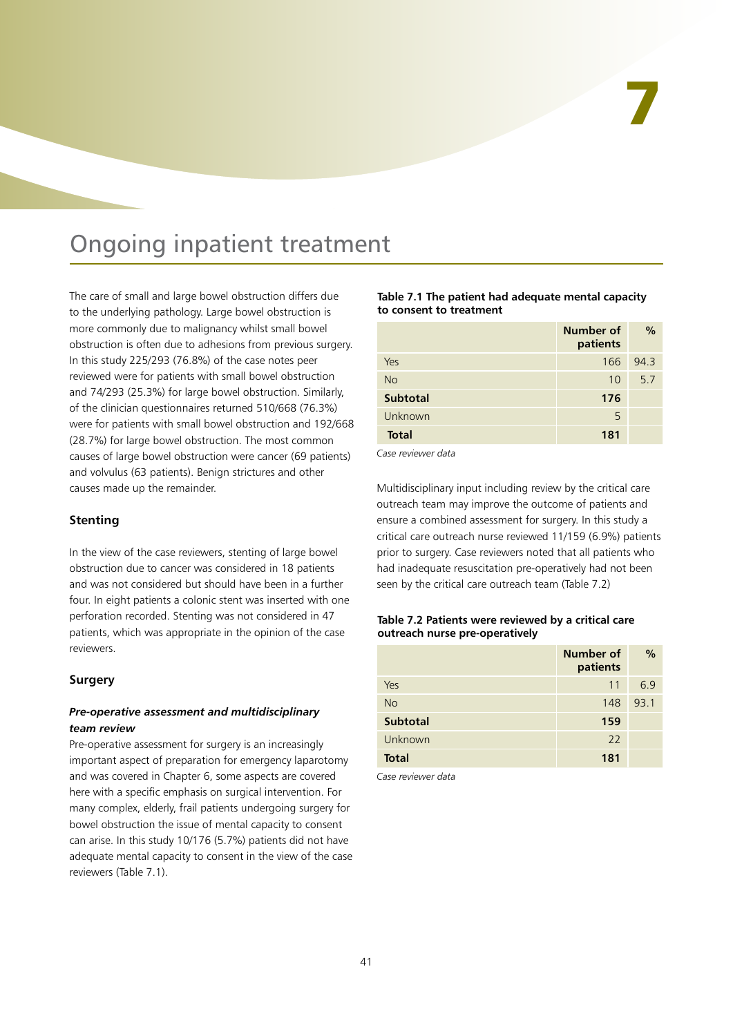# 7

# Ongoing inpatient treatment

The care of small and large bowel obstruction differs due to the underlying pathology. Large bowel obstruction is more commonly due to malignancy whilst small bowel obstruction is often due to adhesions from previous surgery. In this study 225/293 (76.8%) of the case notes peer reviewed were for patients with small bowel obstruction and 74/293 (25.3%) for large bowel obstruction. Similarly, of the clinician questionnaires returned 510/668 (76.3%) were for patients with small bowel obstruction and 192/668 (28.7%) for large bowel obstruction. The most common causes of large bowel obstruction were cancer (69 patients) and volvulus (63 patients). Benign strictures and other causes made up the remainder.

## Stenting

In the view of the case reviewers, stenting of large bowel obstruction due to cancer was considered in 18 patients and was not considered but should have been in a further four. In eight patients a colonic stent was inserted with one perforation recorded. Stenting was not considered in 47 patients, which was appropriate in the opinion of the case reviewers.

## Surgery

### *Pre-operative assessment and multidisciplinary team review*

Pre-operative assessment for surgery is an increasingly important aspect of preparation for emergency laparotomy and was covered in Chapter 6, some aspects are covered here with a specific emphasis on surgical intervention. For many complex, elderly, frail patients undergoing surgery for bowel obstruction the issue of mental capacity to consent can arise. In this study 10/176 (5.7%) patients did not have adequate mental capacity to consent in the view of the case reviewers (Table 7.1).

**Table 7.1 The patient had adequate mental capacity to consent to treatment**

| | Number of patients | % |
|---|---|---|
| Yes | 166 | 94.3 |
| No | 10 | 5.7 |
| **Subtotal** | **176** | |
| Unknown | 5 | |
| **Total** | **181** | |

*Case reviewer data*

Multidisciplinary input including review by the critical care outreach team may improve the outcome of patients and ensure a combined assessment for surgery. In this study a critical care outreach nurse reviewed 11/159 (6.9%) patients prior to surgery. Case reviewers noted that all patients who had inadequate resuscitation pre-operatively had not been seen by the critical care outreach team (Table 7.2)

**Table 7.2 Patients were reviewed by a critical care outreach nurse pre-operatively**

| | Number of patients | % |
|---|---|---|
| Yes | 11 | 6.9 |
| No | 148 | 93.1 |
| **Subtotal** | **159** | |
| Unknown | 22 | |
| **Total** | **181** | |

*Case reviewer data*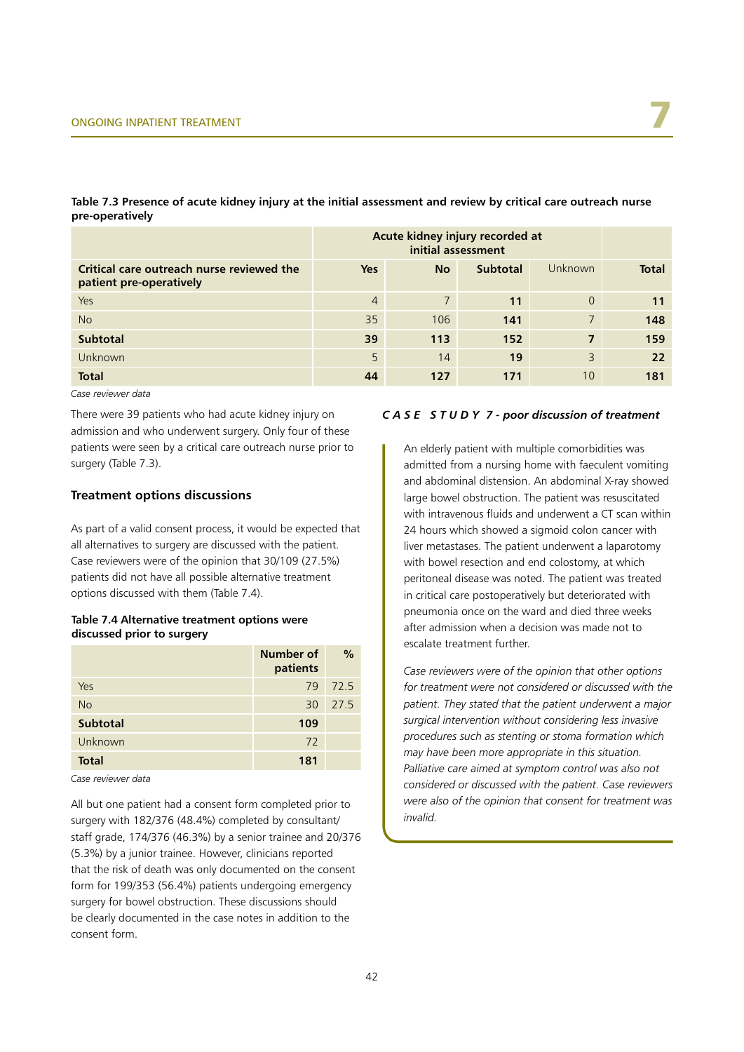**Table 7.3 Presence of acute kidney injury at the initial assessment and review by critical care outreach nurse pre-operatively**

| | Acute kidney injury recorded at initial assessment | | | | |
|---|---|---|---|---|---|
| **Critical care outreach nurse reviewed the patient pre-operatively** | **Yes** | **No** | **Subtotal** | Unknown | **Total** |
| Yes | 4 | 7 | **11** | 0 | **11** |
| No | 35 | 106 | **141** | 7 | **148** |
| **Subtotal** | **39** | **113** | **152** | **7** | **159** |
| Unknown | 5 | 14 | **19** | 3 | **22** |
| **Total** | **44** | **127** | **171** | 10 | **181** |

*Case reviewer data*

There were 39 patients who had acute kidney injury on admission and who underwent surgery. Only four of these patients were seen by a critical care outreach nurse prior to surgery (Table 7.3).

### Treatment options discussions

As part of a valid consent process, it would be expected that all alternatives to surgery are discussed with the patient. Case reviewers were of the opinion that 30/109 (27.5%) patients did not have all possible alternative treatment options discussed with them (Table 7.4).

**Table 7.4 Alternative treatment options were discussed prior to surgery**

| | Number of patients | % |
|---|---|---|
| Yes | 79 | 72.5 |
| No | 30 | 27.5 |
| **Subtotal** | **109** | |
| Unknown | 72 | |
| **Total** | **181** | |

*Case reviewer data*

All but one patient had a consent form completed prior to surgery with 182/376 (48.4%) completed by consultant/staff grade, 174/376 (46.3%) by a senior trainee and 20/376 (5.3%) by a junior trainee. However, clinicians reported that the risk of death was only documented on the consent form for 199/353 (56.4%) patients undergoing emergency surgery for bowel obstruction. These discussions should be clearly documented in the case notes in addition to the consent form.

***CASE STUDY 7 - poor discussion of treatment***

An elderly patient with multiple comorbidities was admitted from a nursing home with faeculent vomiting and abdominal distension. An abdominal X-ray showed large bowel obstruction. The patient was resuscitated with intravenous fluids and underwent a CT scan within 24 hours which showed a sigmoid colon cancer with liver metastases. The patient underwent a laparotomy with bowel resection and end colostomy, at which peritoneal disease was noted. The patient was treated in critical care postoperatively but deteriorated with pneumonia once on the ward and died three weeks after admission when a decision was made not to escalate treatment further.

*Case reviewers were of the opinion that other options for treatment were not considered or discussed with the patient. They stated that the patient underwent a major surgical intervention without considering less invasive procedures such as stenting or stoma formation which may have been more appropriate in this situation. Palliative care aimed at symptom control was also not considered or discussed with the patient. Case reviewers were also of the opinion that consent for treatment was invalid.*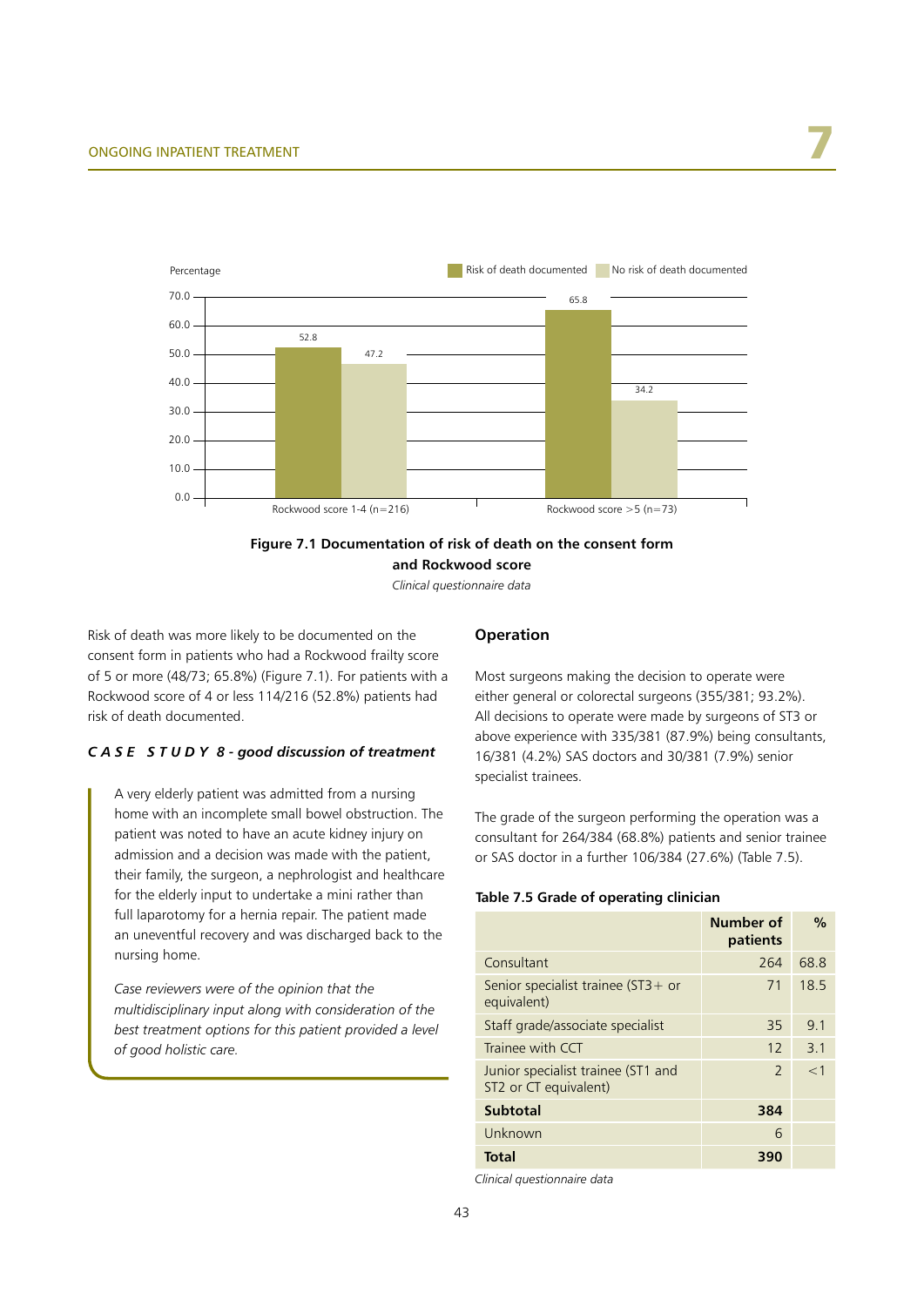Percentage

| | Risk of death documented | No risk of death documented |
|---|---|---|
| Rockwood score 1-4 (n=216) | 52.8 | 47.2 |
| Rockwood score >5 (n=73) | 65.8 | 34.2 |

**Figure 7.1 Documentation of risk of death on the consent form and Rockwood score**

*Clinical questionnaire data*

Risk of death was more likely to be documented on the consent form in patients who had a Rockwood frailty score of 5 or more (48/73; 65.8%) (Figure 7.1). For patients with a Rockwood score of 4 or less 114/216 (52.8%) patients had risk of death documented.

***CASE STUDY 8 - good discussion of treatment***

A very elderly patient was admitted from a nursing home with an incomplete small bowel obstruction. The patient was noted to have an acute kidney injury on admission and a decision was made with the patient, their family, the surgeon, a nephrologist and healthcare for the elderly input to undertake a mini rather than full laparotomy for a hernia repair. The patient made an uneventful recovery and was discharged back to the nursing home.

*Case reviewers were of the opinion that the multidisciplinary input along with consideration of the best treatment options for this patient provided a level of good holistic care.*

## Operation

Most surgeons making the decision to operate were either general or colorectal surgeons (355/381; 93.2%). All decisions to operate were made by surgeons of ST3 or above experience with 335/381 (87.9%) being consultants, 16/381 (4.2%) SAS doctors and 30/381 (7.9%) senior specialist trainees.

The grade of the surgeon performing the operation was a consultant for 264/384 (68.8%) patients and senior trainee or SAS doctor in a further 106/384 (27.6%) (Table 7.5).

**Table 7.5 Grade of operating clinician**

| | Number of patients | % |
|---|---|---|
| Consultant | 264 | 68.8 |
| Senior specialist trainee (ST3+ or equivalent) | 71 | 18.5 |
| Staff grade/associate specialist | 35 | 9.1 |
| Trainee with CCT | 12 | 3.1 |
| Junior specialist trainee (ST1 and ST2 or CT equivalent) | 2 | <1 |
| **Subtotal** | **384** | |
| Unknown | 6 | |
| **Total** | **390** | |

*Clinical questionnaire data*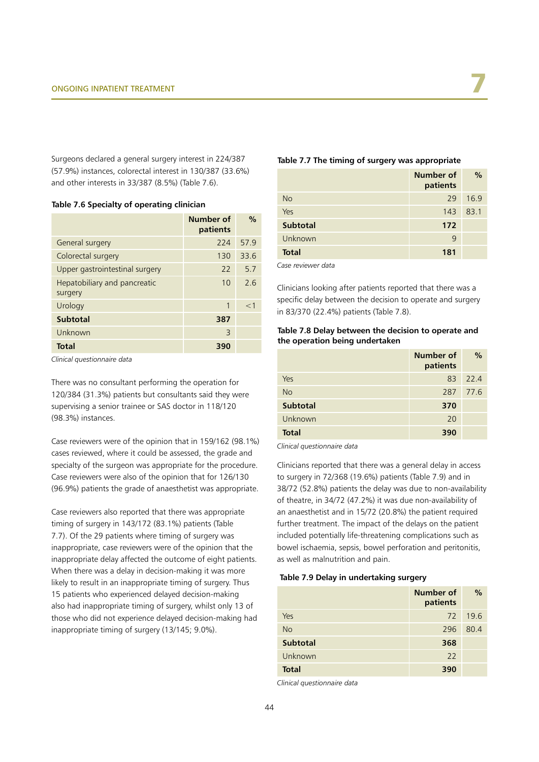Surgeons declared a general surgery interest in 224/387 (57.9%) instances, colorectal interest in 130/387 (33.6%) and other interests in 33/387 (8.5%) (Table 7.6).

**Table 7.6 Specialty of operating clinician**

| | Number of patients | % |
|---|---|---|
| General surgery | 224 | 57.9 |
| Colorectal surgery | 130 | 33.6 |
| Upper gastrointestinal surgery | 22 | 5.7 |
| Hepatobiliary and pancreatic surgery | 10 | 2.6 |
| Urology | 1 | <1 |
| **Subtotal** | **387** | |
| Unknown | 3 | |
| **Total** | **390** | |

*Clinical questionnaire data*

There was no consultant performing the operation for 120/384 (31.3%) patients but consultants said they were supervising a senior trainee or SAS doctor in 118/120 (98.3%) instances.

Case reviewers were of the opinion that in 159/162 (98.1%) cases reviewed, where it could be assessed, the grade and specialty of the surgeon was appropriate for the procedure. Case reviewers were also of the opinion that for 126/130 (96.9%) patients the grade of anaesthetist was appropriate.

Case reviewers also reported that there was appropriate timing of surgery in 143/172 (83.1%) patients (Table 7.7). Of the 29 patients where timing of surgery was inappropriate, case reviewers were of the opinion that the inappropriate delay affected the outcome of eight patients. When there was a delay in decision-making it was more likely to result in an inappropriate timing of surgery. Thus 15 patients who experienced delayed decision-making also had inappropriate timing of surgery, whilst only 13 of those who did not experience delayed decision-making had inappropriate timing of surgery (13/145; 9.0%).

**Table 7.7 The timing of surgery was appropriate**

| | Number of patients | % |
|---|---|---|
| No | 29 | 16.9 |
| Yes | 143 | 83.1 |
| **Subtotal** | **172** | |
| Unknown | 9 | |
| **Total** | **181** | |

*Case reviewer data*

Clinicians looking after patients reported that there was a specific delay between the decision to operate and surgery in 83/370 (22.4%) patients (Table 7.8).

**Table 7.8 Delay between the decision to operate and the operation being undertaken**

| | Number of patients | % |
|---|---|---|
| Yes | 83 | 22.4 |
| No | 287 | 77.6 |
| **Subtotal** | **370** | |
| Unknown | 20 | |
| **Total** | **390** | |

*Clinical questionnaire data*

Clinicians reported that there was a general delay in access to surgery in 72/368 (19.6%) patients (Table 7.9) and in 38/72 (52.8%) patients the delay was due to non-availability of theatre, in 34/72 (47.2%) it was due non-availability of an anaesthetist and in 15/72 (20.8%) the patient required further treatment. The impact of the delays on the patient included potentially life-threatening complications such as bowel ischaemia, sepsis, bowel perforation and peritonitis, as well as malnutrition and pain.

**Table 7.9 Delay in undertaking surgery**

| | Number of patients | % |
|---|---|---|
| Yes | 72 | 19.6 |
| No | 296 | 80.4 |
| **Subtotal** | **368** | |
| Unknown | 22 | |
| **Total** | **390** | |

*Clinical questionnaire data*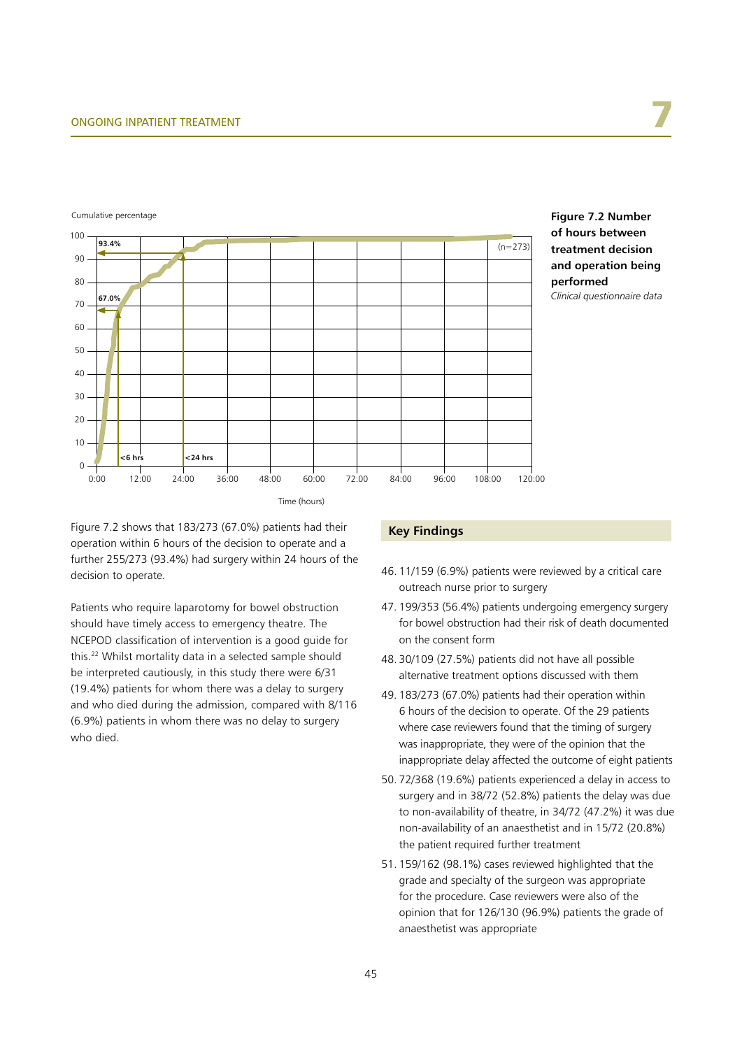Cumulative percentage

100
90
80
70
60
50
40
30
20
10
0

93.4%

67.0%

(n=273)

<6 hrs

<24 hrs

0:00 12:00 24:00 36:00 48:00 60:00 72:00 84:00 96:00 108:00 120:00

Time (hours)

**Figure 7.2 Number of hours between treatment decision and operation being performed**
*Clinical questionnaire data*

Figure 7.2 shows that 183/273 (67.0%) patients had their operation within 6 hours of the decision to operate and a further 255/273 (93.4%) had surgery within 24 hours of the decision to operate.

Patients who require laparotomy for bowel obstruction should have timely access to emergency theatre. The NCEPOD classification of intervention is a good guide for this.[22] Whilst mortality data in a selected sample should be interpreted cautiously, in this study there were 6/31 (19.4%) patients for whom there was a delay to surgery and who died during the admission, compared with 8/116 (6.9%) patients in whom there was no delay to surgery who died.

## Key Findings

46. 11/159 (6.9%) patients were reviewed by a critical care outreach nurse prior to surgery
47. 199/353 (56.4%) patients undergoing emergency surgery for bowel obstruction had their risk of death documented on the consent form
48. 30/109 (27.5%) patients did not have all possible alternative treatment options discussed with them
49. 183/273 (67.0%) patients had their operation within 6 hours of the decision to operate. Of the 29 patients where case reviewers found that the timing of surgery was inappropriate, they were of the opinion that the inappropriate delay affected the outcome of eight patients
50. 72/368 (19.6%) patients experienced a delay in access to surgery and in 38/72 (52.8%) patients the delay was due to non-availability of theatre, in 34/72 (47.2%) it was due non-availability of an anaesthetist and in 15/72 (20.8%) the patient required further treatment
51. 159/162 (98.1%) cases reviewed highlighted that the grade and specialty of the surgeon was appropriate for the procedure. Case reviewers were also of the opinion that for 126/130 (96.9%) patients the grade of anaesthetist was appropriate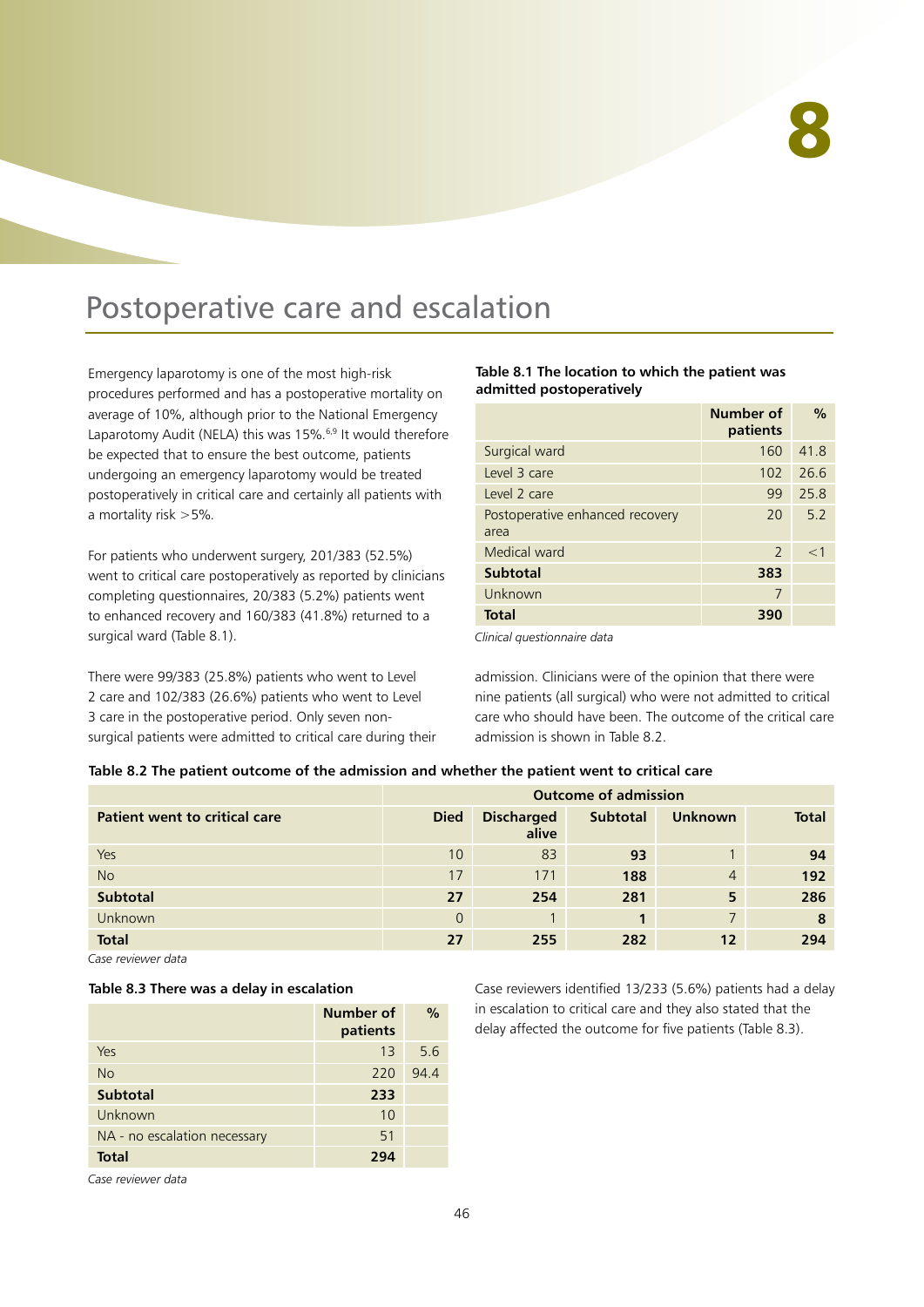# 8

# Postoperative care and escalation

Emergency laparotomy is one of the most high-risk procedures performed and has a postoperative mortality on average of 10%, although prior to the National Emergency Laparotomy Audit (NELA) this was 15%.[6,9] It would therefore be expected that to ensure the best outcome, patients undergoing an emergency laparotomy would be treated postoperatively in critical care and certainly all patients with a mortality risk >5%.

For patients who underwent surgery, 201/383 (52.5%) went to critical care postoperatively as reported by clinicians completing questionnaires, 20/383 (5.2%) patients went to enhanced recovery and 160/383 (41.8%) returned to a surgical ward (Table 8.1).

There were 99/383 (25.8%) patients who went to Level 2 care and 102/383 (26.6%) patients who went to Level 3 care in the postoperative period. Only seven non-surgical patients were admitted to critical care during their admission. Clinicians were of the opinion that there were nine patients (all surgical) who were not admitted to critical care who should have been. The outcome of the critical care admission is shown in Table 8.2.

**Table 8.1 The location to which the patient was admitted postoperatively**

| | Number of patients | % |
|---|---|---|
| Surgical ward | 160 | 41.8 |
| Level 3 care | 102 | 26.6 |
| Level 2 care | 99 | 25.8 |
| Postoperative enhanced recovery area | 20 | 5.2 |
| Medical ward | 2 | <1 |
| **Subtotal** | **383** | |
| Unknown | 7 | |
| **Total** | **390** | |

*Clinical questionnaire data*

**Table 8.2 The patient outcome of the admission and whether the patient went to critical care**

| | Outcome of admission | | | | |
|---|---|---|---|---|---|
| **Patient went to critical care** | **Died** | **Discharged alive** | **Subtotal** | **Unknown** | **Total** |
| Yes | 10 | 83 | **93** | 1 | **94** |
| No | 17 | 171 | **188** | 4 | **192** |
| **Subtotal** | **27** | **254** | **281** | **5** | **286** |
| Unknown | 0 | 1 | **1** | 7 | **8** |
| **Total** | **27** | **255** | **282** | **12** | **294** |

*Case reviewer data*

**Table 8.3 There was a delay in escalation**

| | Number of patients | % |
|---|---|---|
| Yes | 13 | 5.6 |
| No | 220 | 94.4 |
| **Subtotal** | **233** | |
| Unknown | 10 | |
| NA - no escalation necessary | 51 | |
| **Total** | **294** | |

*Case reviewer data*

Case reviewers identified 13/233 (5.6%) patients had a delay in escalation to critical care and they also stated that the delay affected the outcome for five patients (Table 8.3).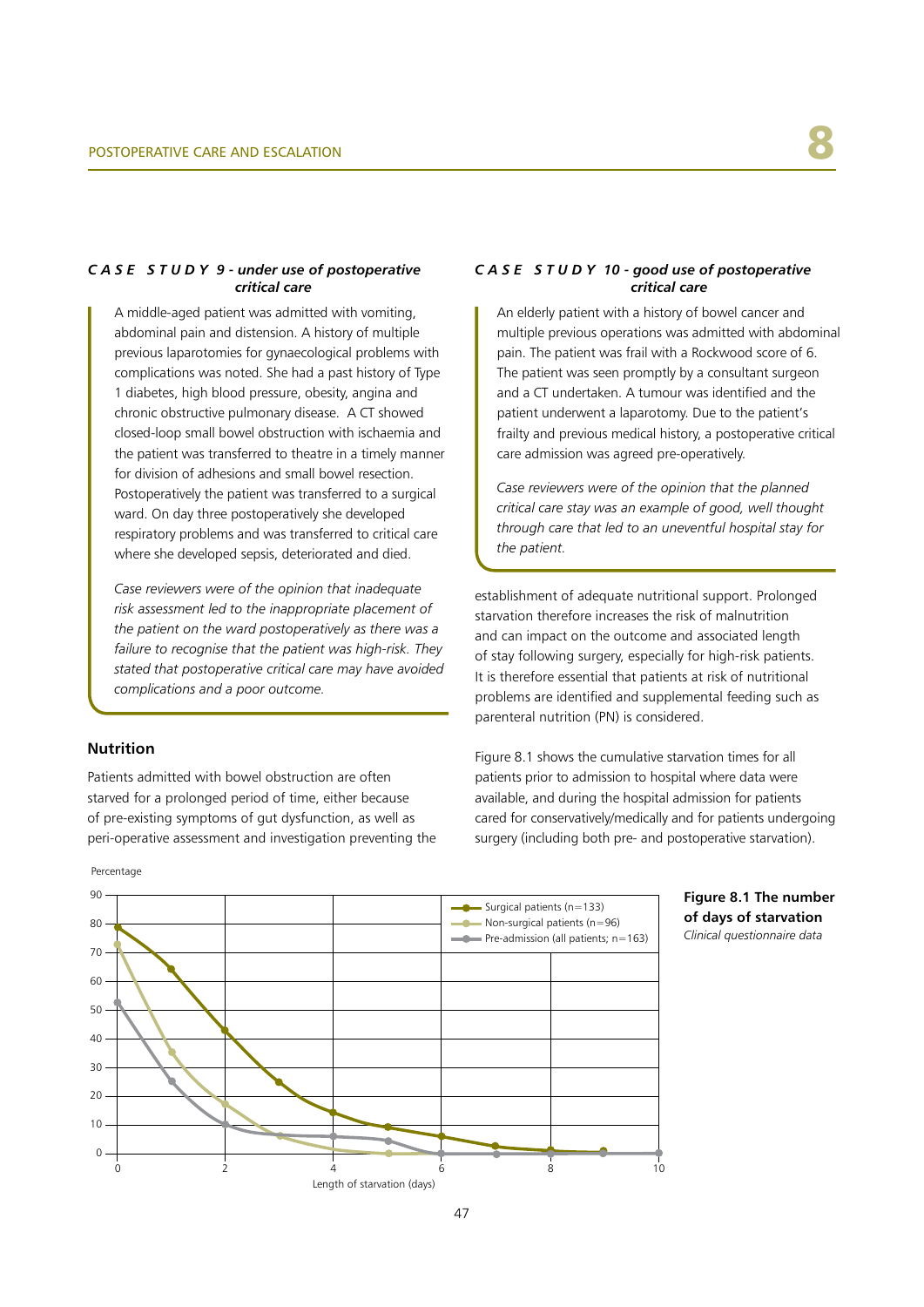### *CASE STUDY 9 - under use of postoperative critical care*

A middle-aged patient was admitted with vomiting, abdominal pain and distension. A history of multiple previous laparotomies for gynaecological problems with complications was noted. She had a past history of Type 1 diabetes, high blood pressure, obesity, angina and chronic obstructive pulmonary disease. A CT showed closed-loop small bowel obstruction with ischaemia and the patient was transferred to theatre in a timely manner for division of adhesions and small bowel resection. Postoperatively the patient was transferred to a surgical ward. On day three postoperatively she developed respiratory problems and was transferred to critical care where she developed sepsis, deteriorated and died.

*Case reviewers were of the opinion that inadequate risk assessment led to the inappropriate placement of the patient on the ward postoperatively as there was a failure to recognise that the patient was high-risk. They stated that postoperative critical care may have avoided complications and a poor outcome.*

### *CASE STUDY 10 - good use of postoperative critical care*

An elderly patient with a history of bowel cancer and multiple previous operations was admitted with abdominal pain. The patient was frail with a Rockwood score of 6. The patient was seen promptly by a consultant surgeon and a CT undertaken. A tumour was identified and the patient underwent a laparotomy. Due to the patient's frailty and previous medical history, a postoperative critical care admission was agreed pre-operatively.

*Case reviewers were of the opinion that the planned critical care stay was an example of good, well thought through care that led to an uneventful hospital stay for the patient.*

## Nutrition

Patients admitted with bowel obstruction are often starved for a prolonged period of time, either because of pre-existing symptoms of gut dysfunction, as well as peri-operative assessment and investigation preventing the establishment of adequate nutritional support. Prolonged starvation therefore increases the risk of malnutrition and can impact on the outcome and associated length of stay following surgery, especially for high-risk patients. It is therefore essential that patients at risk of nutritional problems are identified and supplemental feeding such as parenteral nutrition (PN) is considered.

Figure 8.1 shows the cumulative starvation times for all patients prior to admission to hospital where data were available, and during the hospital admission for patients cared for conservatively/medically and for patients undergoing surgery (including both pre- and postoperative starvation).

**Figure 8.1 The number of days of starvation**
*Clinical questionnaire data*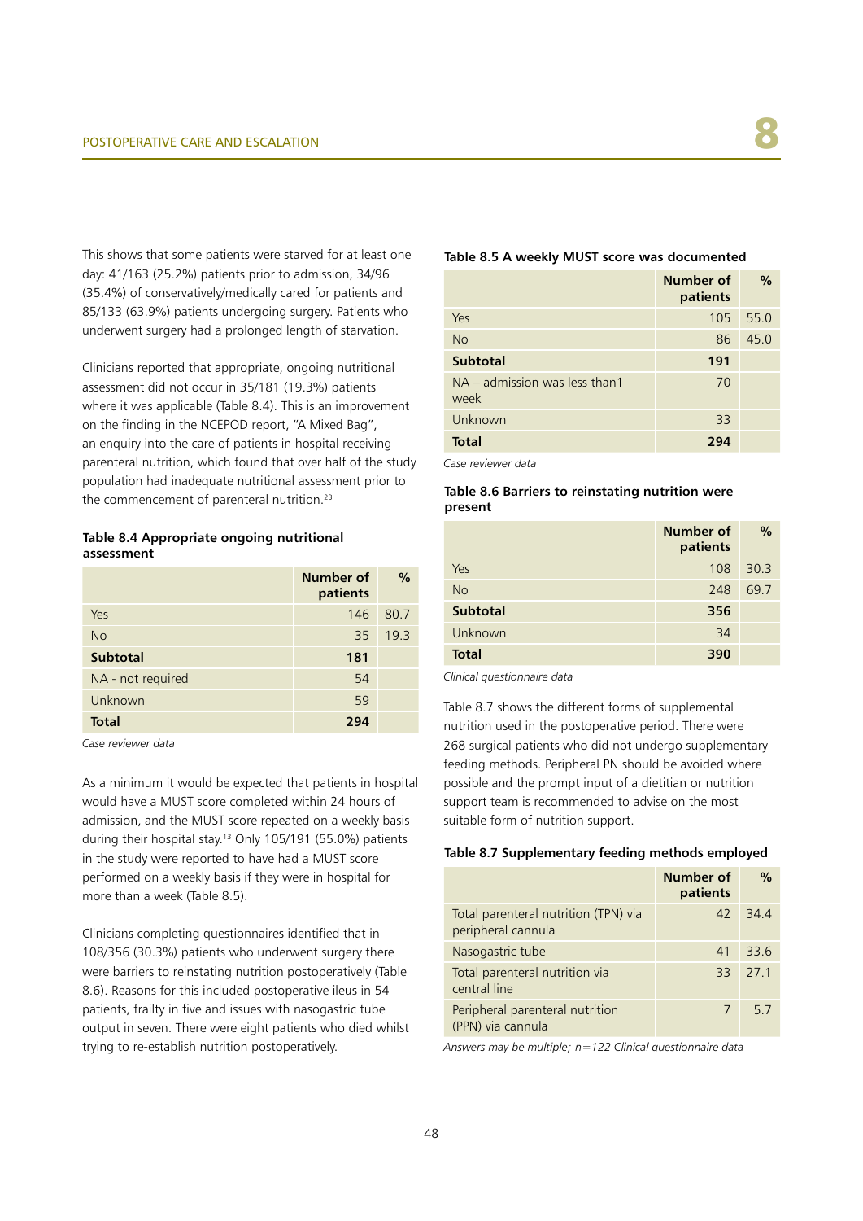This shows that some patients were starved for at least one day: 41/163 (25.2%) patients prior to admission, 34/96 (35.4%) of conservatively/medically cared for patients and 85/133 (63.9%) patients undergoing surgery. Patients who underwent surgery had a prolonged length of starvation.

Clinicians reported that appropriate, ongoing nutritional assessment did not occur in 35/181 (19.3%) patients where it was applicable (Table 8.4). This is an improvement on the finding in the NCEPOD report, "A Mixed Bag", an enquiry into the care of patients in hospital receiving parenteral nutrition, which found that over half of the study population had inadequate nutritional assessment prior to the commencement of parenteral nutrition.[23]

**Table 8.4 Appropriate ongoing nutritional assessment**

| | Number of patients | % |
|---|---|---|
| Yes | 146 | 80.7 |
| No | 35 | 19.3 |
| **Subtotal** | **181** | |
| NA - not required | 54 | |
| Unknown | 59 | |
| **Total** | **294** | |

*Case reviewer data*

As a minimum it would be expected that patients in hospital would have a MUST score completed within 24 hours of admission, and the MUST score repeated on a weekly basis during their hospital stay.[13] Only 105/191 (55.0%) patients in the study were reported to have had a MUST score performed on a weekly basis if they were in hospital for more than a week (Table 8.5).

Clinicians completing questionnaires identified that in 108/356 (30.3%) patients who underwent surgery there were barriers to reinstating nutrition postoperatively (Table 8.6). Reasons for this included postoperative ileus in 54 patients, frailty in five and issues with nasogastric tube output in seven. There were eight patients who died whilst trying to re-establish nutrition postoperatively.

**Table 8.5 A weekly MUST score was documented**

| | Number of patients | % |
|---|---|---|
| Yes | 105 | 55.0 |
| No | 86 | 45.0 |
| **Subtotal** | **191** | |
| NA – admission was less than1 week | 70 | |
| Unknown | 33 | |
| **Total** | **294** | |

*Case reviewer data*

**Table 8.6 Barriers to reinstating nutrition were present**

| | Number of patients | % |
|---|---|---|
| Yes | 108 | 30.3 |
| No | 248 | 69.7 |
| **Subtotal** | **356** | |
| Unknown | 34 | |
| **Total** | **390** | |

*Clinical questionnaire data*

Table 8.7 shows the different forms of supplemental nutrition used in the postoperative period. There were 268 surgical patients who did not undergo supplementary feeding methods. Peripheral PN should be avoided where possible and the prompt input of a dietitian or nutrition support team is recommended to advise on the most suitable form of nutrition support.

**Table 8.7 Supplementary feeding methods employed**

| | Number of patients | % |
|---|---|---|
| Total parenteral nutrition (TPN) via peripheral cannula | 42 | 34.4 |
| Nasogastric tube | 41 | 33.6 |
| Total parenteral nutrition via central line | 33 | 27.1 |
| Peripheral parenteral nutrition (PPN) via cannula | 7 | 5.7 |

*Answers may be multiple; n=122 Clinical questionnaire data*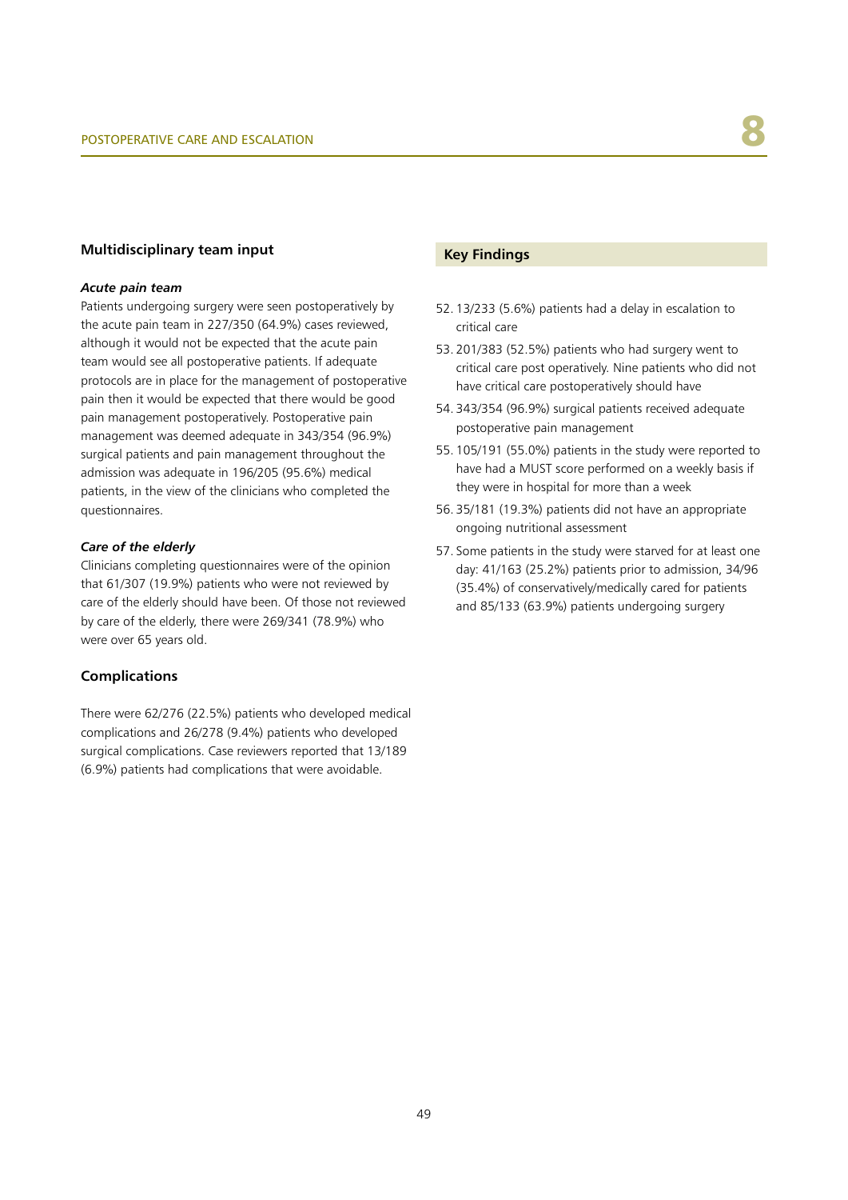## Multidisciplinary team input

***Acute pain team***

Patients undergoing surgery were seen postoperatively by the acute pain team in 227/350 (64.9%) cases reviewed, although it would not be expected that the acute pain team would see all postoperative patients. If adequate protocols are in place for the management of postoperative pain then it would be expected that there would be good pain management postoperatively. Postoperative pain management was deemed adequate in 343/354 (96.9%) surgical patients and pain management throughout the admission was adequate in 196/205 (95.6%) medical patients, in the view of the clinicians who completed the questionnaires.

***Care of the elderly***

Clinicians completing questionnaires were of the opinion that 61/307 (19.9%) patients who were not reviewed by care of the elderly should have been. Of those not reviewed by care of the elderly, there were 269/341 (78.9%) who were over 65 years old.

## Complications

There were 62/276 (22.5%) patients who developed medical complications and 26/278 (9.4%) patients who developed surgical complications. Case reviewers reported that 13/189 (6.9%) patients had complications that were avoidable.

### Key Findings

52. 13/233 (5.6%) patients had a delay in escalation to critical care
53. 201/383 (52.5%) patients who had surgery went to critical care post operatively. Nine patients who did not have critical care postoperatively should have
54. 343/354 (96.9%) surgical patients received adequate postoperative pain management
55. 105/191 (55.0%) patients in the study were reported to have had a MUST score performed on a weekly basis if they were in hospital for more than a week
56. 35/181 (19.3%) patients did not have an appropriate ongoing nutritional assessment
57. Some patients in the study were starved for at least one day: 41/163 (25.2%) patients prior to admission, 34/96 (35.4%) of conservatively/medically cared for patients and 85/133 (63.9%) patients undergoing surgery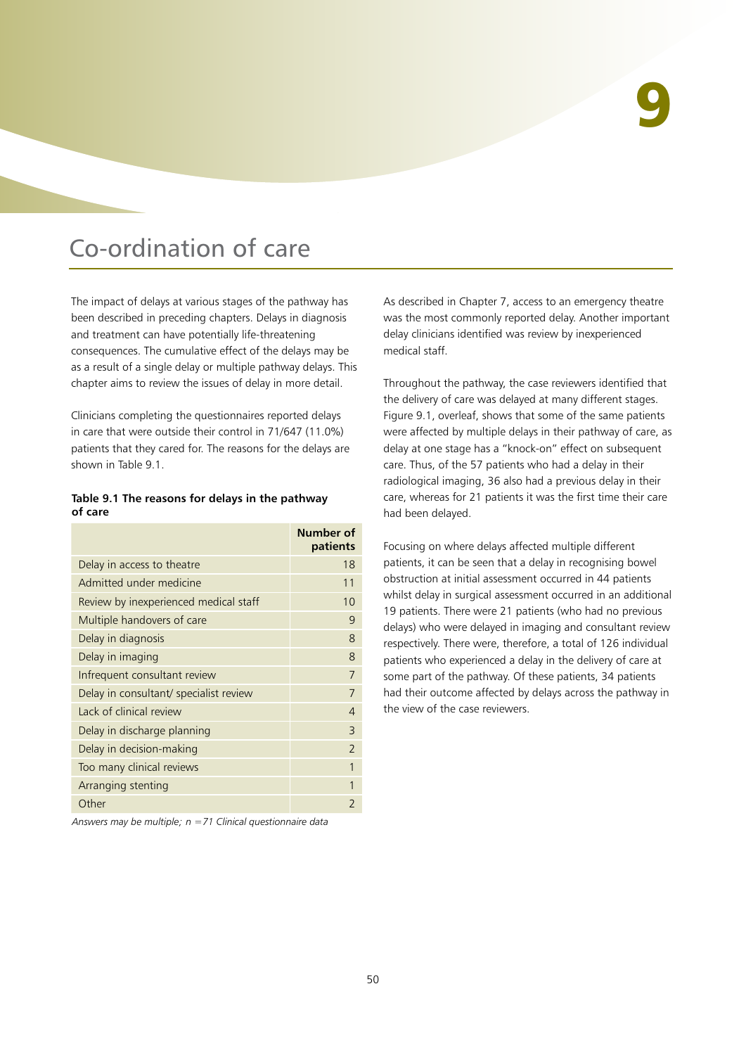# 9

# Co-ordination of care

The impact of delays at various stages of the pathway has been described in preceding chapters. Delays in diagnosis and treatment can have potentially life-threatening consequences. The cumulative effect of the delays may be as a result of a single delay or multiple pathway delays. This chapter aims to review the issues of delay in more detail.

Clinicians completing the questionnaires reported delays in care that were outside their control in 71/647 (11.0%) patients that they cared for. The reasons for the delays are shown in Table 9.1.

**Table 9.1 The reasons for delays in the pathway of care**

| | Number of patients |
|---|---|
| Delay in access to theatre | 18 |
| Admitted under medicine | 11 |
| Review by inexperienced medical staff | 10 |
| Multiple handovers of care | 9 |
| Delay in diagnosis | 8 |
| Delay in imaging | 8 |
| Infrequent consultant review | 7 |
| Delay in consultant/ specialist review | 7 |
| Lack of clinical review | 4 |
| Delay in discharge planning | 3 |
| Delay in decision-making | 2 |
| Too many clinical reviews | 1 |
| Arranging stenting | 1 |
| Other | 2 |

*Answers may be multiple; n =71 Clinical questionnaire data*

As described in Chapter 7, access to an emergency theatre was the most commonly reported delay. Another important delay clinicians identified was review by inexperienced medical staff.

Throughout the pathway, the case reviewers identified that the delivery of care was delayed at many different stages. Figure 9.1, overleaf, shows that some of the same patients were affected by multiple delays in their pathway of care, as delay at one stage has a "knock-on" effect on subsequent care. Thus, of the 57 patients who had a delay in their radiological imaging, 36 also had a previous delay in their care, whereas for 21 patients it was the first time their care had been delayed.

Focusing on where delays affected multiple different patients, it can be seen that a delay in recognising bowel obstruction at initial assessment occurred in 44 patients whilst delay in surgical assessment occurred in an additional 19 patients. There were 21 patients (who had no previous delays) who were delayed in imaging and consultant review respectively. There were, therefore, a total of 126 individual patients who experienced a delay in the delivery of care at some part of the pathway. Of these patients, 34 patients had their outcome affected by delays across the pathway in the view of the case reviewers.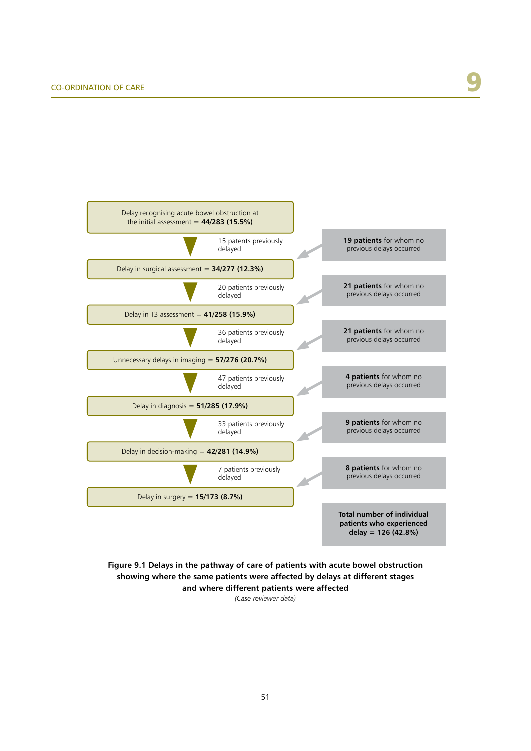Delay recognising acute bowel obstruction at the initial assessment = **44/283 (15.5%)**

15 patients previously delayed

**19 patients** for whom no previous delays occurred

Delay in surgical assessment = **34/277 (12.3%)**

20 patients previously delayed

**21 patients** for whom no previous delays occurred

Delay in T3 assessment = **41/258 (15.9%)**

36 patients previously delayed

**21 patients** for whom no previous delays occurred

Unnecessary delays in imaging = **57/276 (20.7%)**

47 patients previously delayed

**4 patients** for whom no previous delays occurred

Delay in diagnosis = **51/285 (17.9%)**

33 patients previously delayed

**9 patients** for whom no previous delays occurred

Delay in decision-making = **42/281 (14.9%)**

7 patients previously delayed

**8 patients** for whom no previous delays occurred

Delay in surgery = **15/173 (8.7%)**

**Total number of individual patients who experienced delay = 126 (42.8%)**

**Figure 9.1 Delays in the pathway of care of patients with acute bowel obstruction showing where the same patients were affected by delays at different stages and where different patients were affected**

*(Case reviewer data)*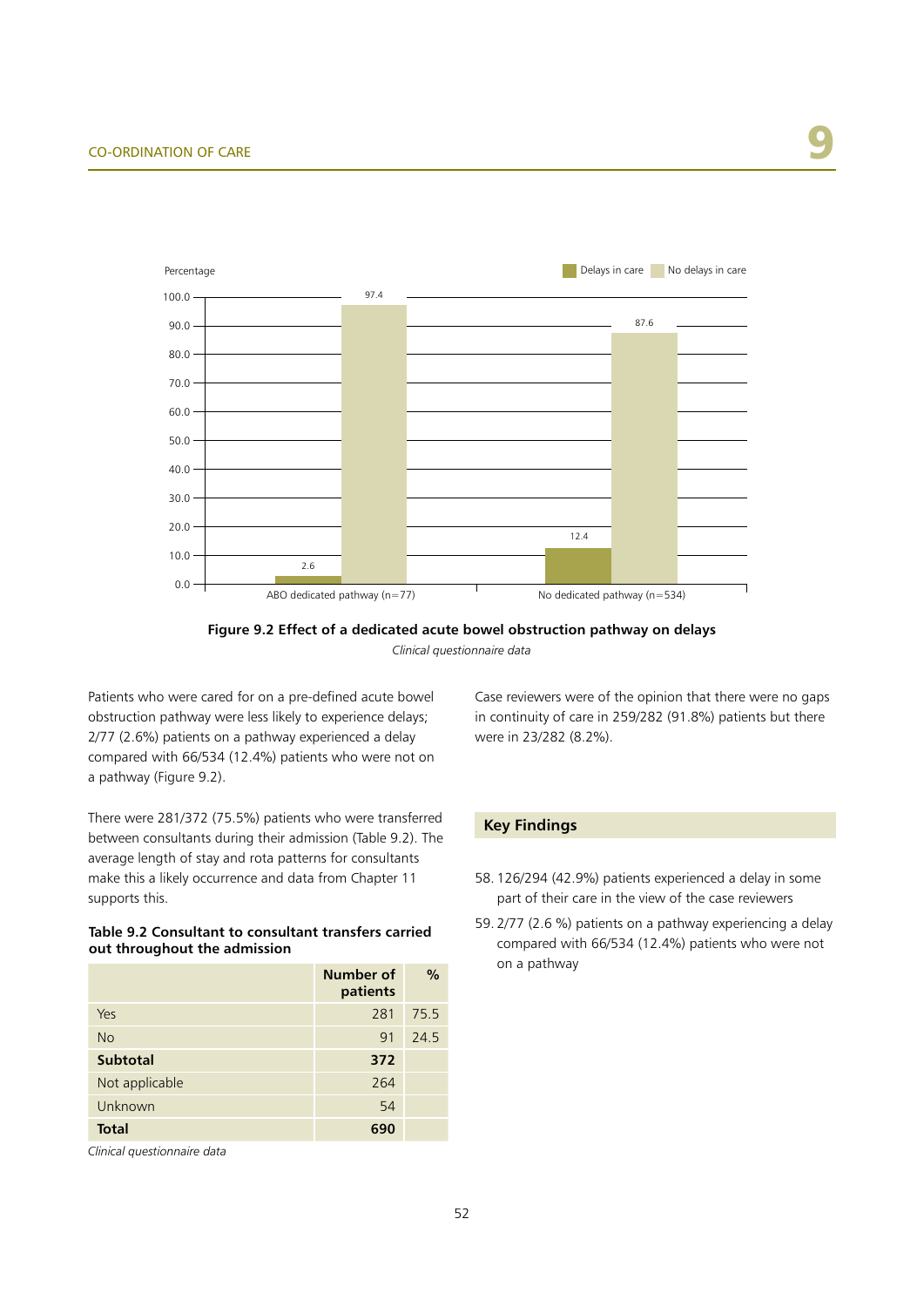Percentage

Delays in care
No delays in care

100.0
90.0
80.0
70.0
60.0
50.0
40.0
30.0
20.0
10.0
0.0

97.4
2.6
ABO dedicated pathway (n=77)

87.6
12.4
No dedicated pathway (n=534)

**Figure 9.2 Effect of a dedicated acute bowel obstruction pathway on delays**

*Clinical questionnaire data*

Patients who were cared for on a pre-defined acute bowel obstruction pathway were less likely to experience delays; 2/77 (2.6%) patients on a pathway experienced a delay compared with 66/534 (12.4%) patients who were not on a pathway (Figure 9.2).

There were 281/372 (75.5%) patients who were transferred between consultants during their admission (Table 9.2). The average length of stay and rota patterns for consultants make this a likely occurrence and data from Chapter 11 supports this.

**Table 9.2 Consultant to consultant transfers carried out throughout the admission**

| | Number of patients | % |
|---|---|---|
| Yes | 281 | 75.5 |
| No | 91 | 24.5 |
| **Subtotal** | **372** | |
| Not applicable | 264 | |
| Unknown | 54 | |
| **Total** | **690** | |

*Clinical questionnaire data*

Case reviewers were of the opinion that there were no gaps in continuity of care in 259/282 (91.8%) patients but there were in 23/282 (8.2%).

## Key Findings

58. 126/294 (42.9%) patients experienced a delay in some part of their care in the view of the case reviewers
59. 2/77 (2.6 %) patients on a pathway experiencing a delay compared with 66/534 (12.4%) patients who were not on a pathway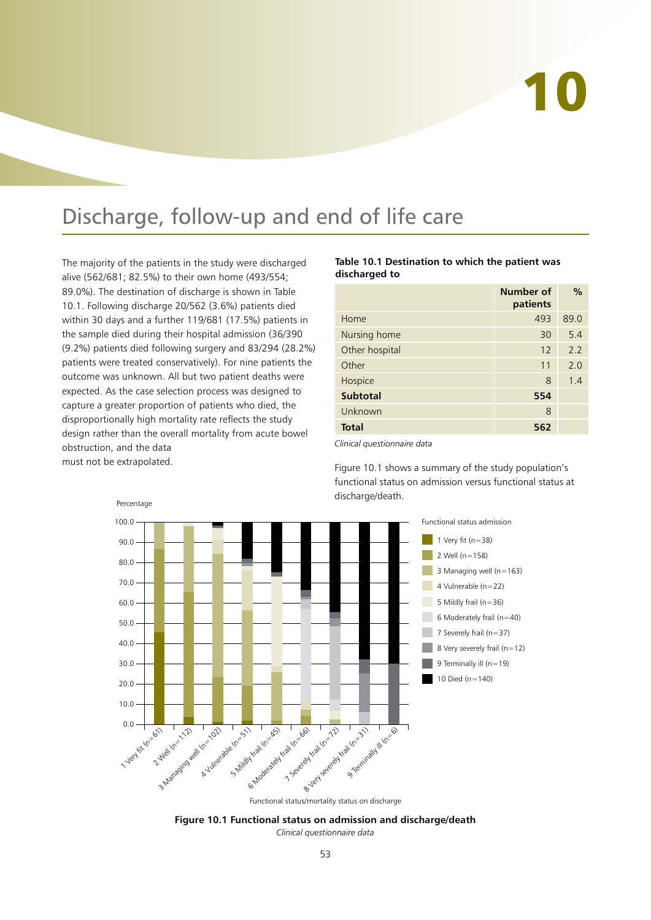# 10

# Discharge, follow-up and end of life care

The majority of the patients in the study were discharged alive (562/681; 82.5%) to their own home (493/554; 89.0%). The destination of discharge is shown in Table 10.1. Following discharge 20/562 (3.6%) patients died within 30 days and a further 119/681 (17.5%) patients in the sample died during their hospital admission (36/390 (9.2%) patients died following surgery and 83/294 (28.2%) patients were treated conservatively). For nine patients the outcome was unknown. All but two patient deaths were expected. As the case selection process was designed to capture a greater proportion of patients who died, the disproportionally high mortality rate reflects the study design rather than the overall mortality from acute bowel obstruction, and the data must not be extrapolated.

**Table 10.1 Destination to which the patient was discharged to**

| | Number of patients | % |
|---|---|---|
| Home | 493 | 89.0 |
| Nursing home | 30 | 5.4 |
| Other hospital | 12 | 2.2 |
| Other | 11 | 2.0 |
| Hospice | 8 | 1.4 |
| **Subtotal** | **554** | |
| Unknown | 8 | |
| **Total** | **562** | |

*Clinical questionnaire data*

Figure 10.1 shows a summary of the study population's functional status on admission versus functional status at discharge/death.

Percentage

100.0
90.0
80.0
70.0
60.0
50.0
40.0
30.0
20.0
10.0
0.0

1 Very fit (n=61)
2 Well (n=112)
3 Managing well (n=102)
4 Vulnerable (n=51)
5 Mildly frail (n=45)
6 Moderately frail (n=66)
7 Severely frail (n=72)
8 Very severely frail (n=31)
9 Terminally ill (n=6)

Functional status/mortality status on discharge

Functional status admission
1 Very fit (n=38)
2 Well (n=158)
3 Managing well (n=163)
4 Vulnerable (n=22)
5 Mildly frail (n=36)
6 Moderately frail (n=40)
7 Severely frail (n=37)
8 Very severely frail (n=12)
9 Terminally ill (n=19)
10 Died (n=140)

**Figure 10.1 Functional status on admission and discharge/death**
*Clinical questionnaire data*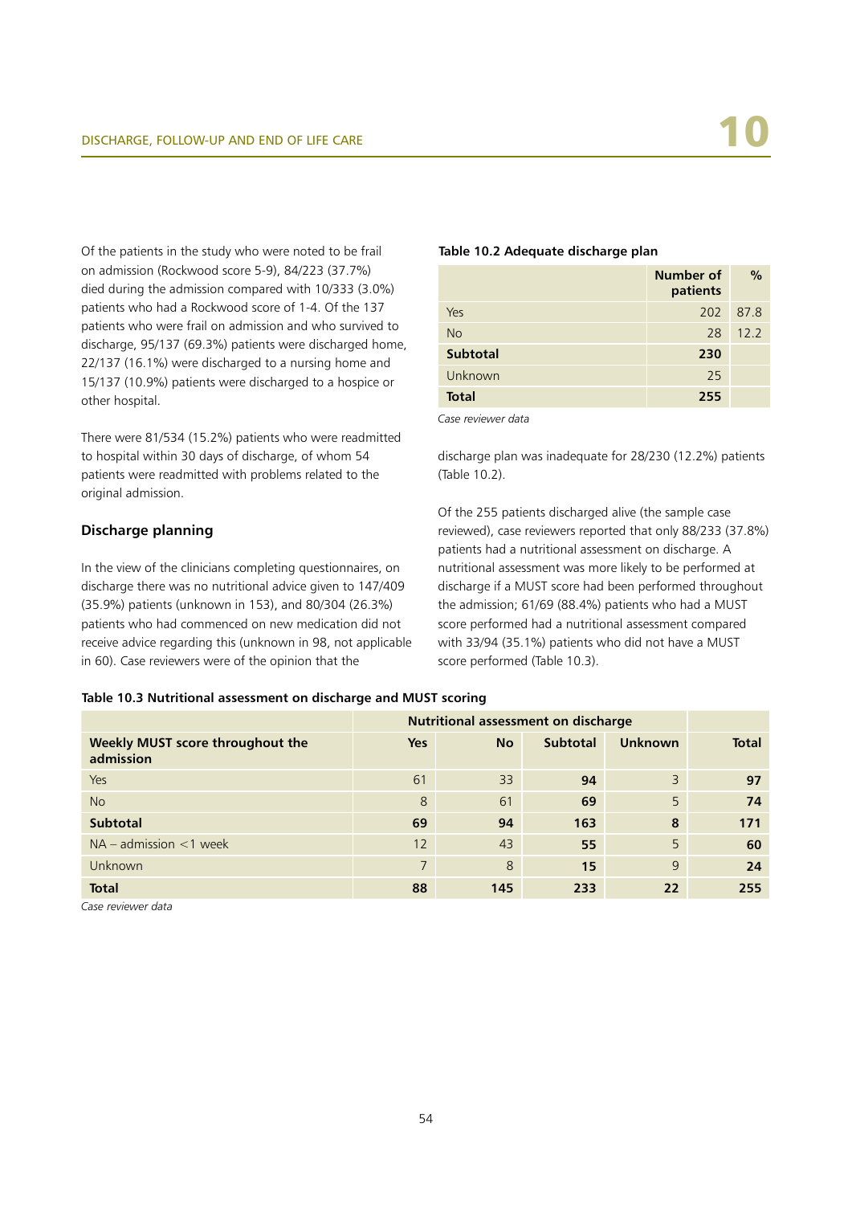Of the patients in the study who were noted to be frail on admission (Rockwood score 5-9), 84/223 (37.7%) died during the admission compared with 10/333 (3.0%) patients who had a Rockwood score of 1-4. Of the 137 patients who were frail on admission and who survived to discharge, 95/137 (69.3%) patients were discharged home, 22/137 (16.1%) were discharged to a nursing home and 15/137 (10.9%) patients were discharged to a hospice or other hospital.

There were 81/534 (15.2%) patients who were readmitted to hospital within 30 days of discharge, of whom 54 patients were readmitted with problems related to the original admission.

### Discharge planning

In the view of the clinicians completing questionnaires, on discharge there was no nutritional advice given to 147/409 (35.9%) patients (unknown in 153), and 80/304 (26.3%) patients who had commenced on new medication did not receive advice regarding this (unknown in 98, not applicable in 60). Case reviewers were of the opinion that the discharge plan was inadequate for 28/230 (12.2%) patients (Table 10.2).

**Table 10.2 Adequate discharge plan**

| | Number of patients | % |
|---|---|---|
| Yes | 202 | 87.8 |
| No | 28 | 12.2 |
| **Subtotal** | **230** | |
| Unknown | 25 | |
| **Total** | **255** | |

*Case reviewer data*

Of the 255 patients discharged alive (the sample case reviewed), case reviewers reported that only 88/233 (37.8%) patients had a nutritional assessment on discharge. A nutritional assessment was more likely to be performed at discharge if a MUST score had been performed throughout the admission; 61/69 (88.4%) patients who had a MUST score performed had a nutritional assessment compared with 33/94 (35.1%) patients who did not have a MUST score performed (Table 10.3).

**Table 10.3 Nutritional assessment on discharge and MUST scoring**

| | Nutritional assessment on discharge | | | | |
|---|---|---|---|---|---|
| **Weekly MUST score throughout the admission** | **Yes** | **No** | **Subtotal** | **Unknown** | **Total** |
| Yes | 61 | 33 | **94** | 3 | **97** |
| No | 8 | 61 | **69** | 5 | **74** |
| **Subtotal** | **69** | **94** | **163** | **8** | **171** |
| NA – admission <1 week | 12 | 43 | **55** | 5 | **60** |
| Unknown | 7 | 8 | **15** | 9 | **24** |
| **Total** | **88** | **145** | **233** | **22** | **255** |

*Case reviewer data*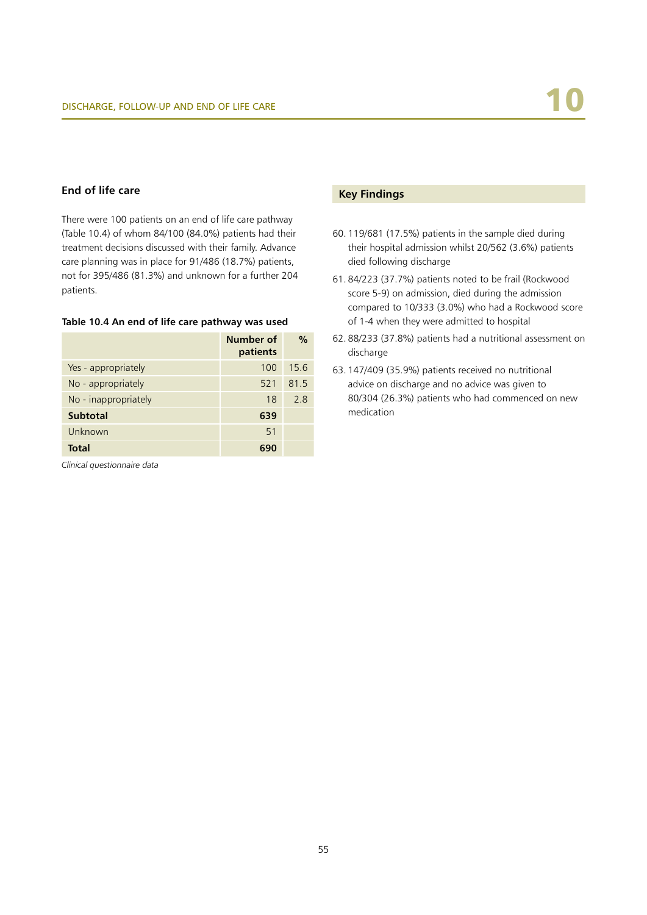## End of life care

There were 100 patients on an end of life care pathway (Table 10.4) of whom 84/100 (84.0%) patients had their treatment decisions discussed with their family. Advance care planning was in place for 91/486 (18.7%) patients, not for 395/486 (81.3%) and unknown for a further 204 patients.

**Table 10.4 An end of life care pathway was used**

| | Number of patients | % |
|---|---|---|
| Yes - appropriately | 100 | 15.6 |
| No - appropriately | 521 | 81.5 |
| No - inappropriately | 18 | 2.8 |
| **Subtotal** | **639** | |
| Unknown | 51 | |
| **Total** | **690** | |

*Clinical questionnaire data*

## Key Findings

60. 119/681 (17.5%) patients in the sample died during their hospital admission whilst 20/562 (3.6%) patients died following discharge
61. 84/223 (37.7%) patients noted to be frail (Rockwood score 5-9) on admission, died during the admission compared to 10/333 (3.0%) who had a Rockwood score of 1-4 when they were admitted to hospital
62. 88/233 (37.8%) patients had a nutritional assessment on discharge
63. 147/409 (35.9%) patients received no nutritional advice on discharge and no advice was given to 80/304 (26.3%) patients who had commenced on new medication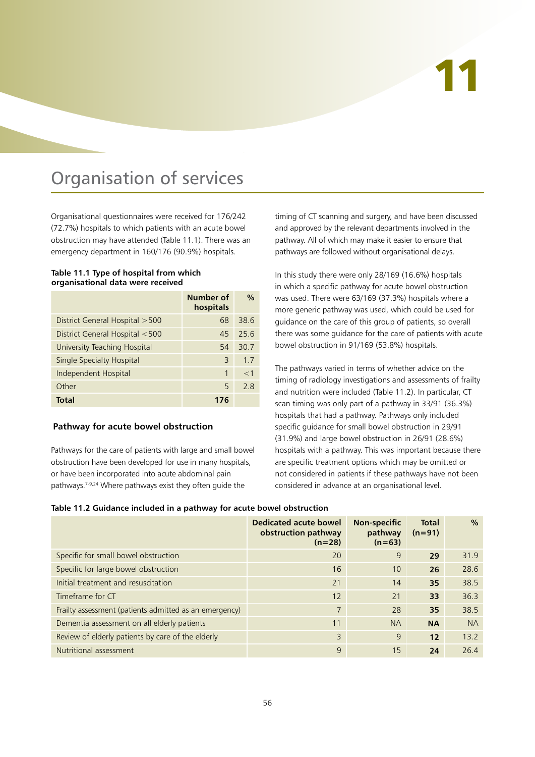# 11

# Organisation of services

Organisational questionnaires were received for 176/242 (72.7%) hospitals to which patients with an acute bowel obstruction may have attended (Table 11.1). There was an emergency department in 160/176 (90.9%) hospitals.

**Table 11.1 Type of hospital from which organisational data were received**

| | Number of hospitals | % |
|---|---|---|
| District General Hospital >500 | 68 | 38.6 |
| District General Hospital <500 | 45 | 25.6 |
| University Teaching Hospital | 54 | 30.7 |
| Single Specialty Hospital | 3 | 1.7 |
| Independent Hospital | 1 | <1 |
| Other | 5 | 2.8 |
| **Total** | **176** | |

### Pathway for acute bowel obstruction

Pathways for the care of patients with large and small bowel obstruction have been developed for use in many hospitals, or have been incorporated into acute abdominal pain pathways.[7-9,24] Where pathways exist they often guide the timing of CT scanning and surgery, and have been discussed and approved by the relevant departments involved in the pathway. All of which may make it easier to ensure that pathways are followed without organisational delays.

In this study there were only 28/169 (16.6%) hospitals in which a specific pathway for acute bowel obstruction was used. There were 63/169 (37.3%) hospitals where a more generic pathway was used, which could be used for guidance on the care of this group of patients, so overall there was some guidance for the care of patients with acute bowel obstruction in 91/169 (53.8%) hospitals.

The pathways varied in terms of whether advice on the timing of radiology investigations and assessments of frailty and nutrition were included (Table 11.2). In particular, CT scan timing was only part of a pathway in 33/91 (36.3%) hospitals that had a pathway. Pathways only included specific guidance for small bowel obstruction in 29/91 (31.9%) and large bowel obstruction in 26/91 (28.6%) hospitals with a pathway. This was important because there are specific treatment options which may be omitted or not considered in patients if these pathways have not been considered in advance at an organisational level.

**Table 11.2 Guidance included in a pathway for acute bowel obstruction**

| | Dedicated acute bowel obstruction pathway (n=28) | Non-specific pathway (n=63) | Total (n=91) | % |
|---|---|---|---|---|
| Specific for small bowel obstruction | 20 | 9 | **29** | 31.9 |
| Specific for large bowel obstruction | 16 | 10 | **26** | 28.6 |
| Initial treatment and resuscitation | 21 | 14 | **35** | 38.5 |
| Timeframe for CT | 12 | 21 | **33** | 36.3 |
| Frailty assessment (patients admitted as an emergency) | 7 | 28 | **35** | 38.5 |
| Dementia assessment on all elderly patients | 11 | NA | **NA** | NA |
| Review of elderly patients by care of the elderly | 3 | 9 | **12** | 13.2 |
| Nutritional assessment | 9 | 15 | **24** | 26.4 |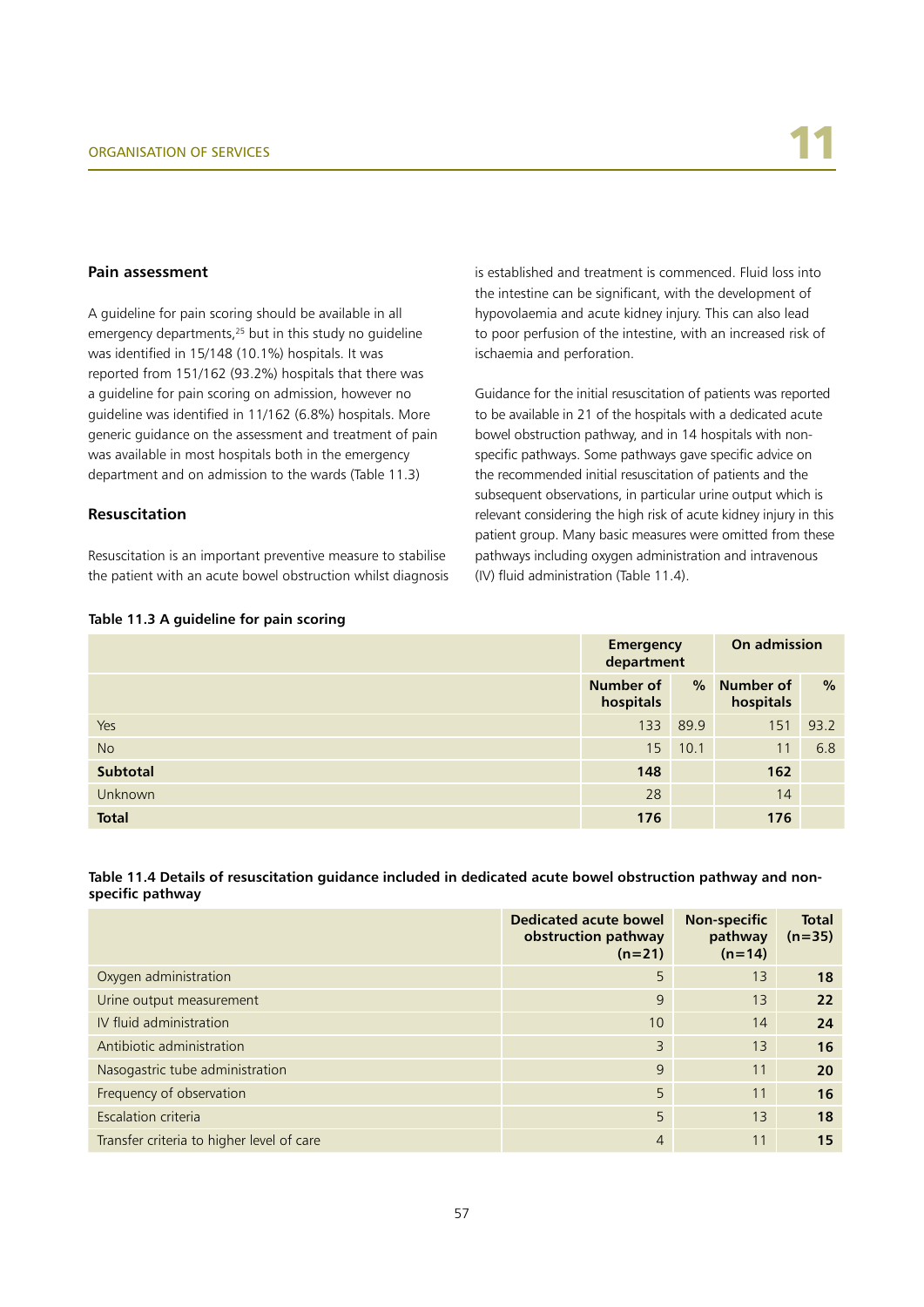## Pain assessment

A guideline for pain scoring should be available in all emergency departments,[25] but in this study no guideline was identified in 15/148 (10.1%) hospitals. It was reported from 151/162 (93.2%) hospitals that there was a guideline for pain scoring on admission, however no guideline was identified in 11/162 (6.8%) hospitals. More generic guidance on the assessment and treatment of pain was available in most hospitals both in the emergency department and on admission to the wards (Table 11.3)

## Resuscitation

Resuscitation is an important preventive measure to stabilise the patient with an acute bowel obstruction whilst diagnosis is established and treatment is commenced. Fluid loss into the intestine can be significant, with the development of hypovolaemia and acute kidney injury. This can also lead to poor perfusion of the intestine, with an increased risk of ischaemia and perforation.

Guidance for the initial resuscitation of patients was reported to be available in 21 of the hospitals with a dedicated acute bowel obstruction pathway, and in 14 hospitals with non-specific pathways. Some pathways gave specific advice on the recommended initial resuscitation of patients and the subsequent observations, in particular urine output which is relevant considering the high risk of acute kidney injury in this patient group. Many basic measures were omitted from these pathways including oxygen administration and intravenous (IV) fluid administration (Table 11.4).

**Table 11.3 A guideline for pain scoring**

| | Emergency department | | On admission | |
|---|---|---|---|---|
| | Number of hospitals | % | Number of hospitals | % |
| Yes | 133 | 89.9 | 151 | 93.2 |
| No | 15 | 10.1 | 11 | 6.8 |
| **Subtotal** | **148** | | **162** | |
| Unknown | 28 | | 14 | |
| **Total** | **176** | | **176** | |

**Table 11.4 Details of resuscitation guidance included in dedicated acute bowel obstruction pathway and non-specific pathway**

| | Dedicated acute bowel obstruction pathway (n=21) | Non-specific pathway (n=14) | Total (n=35) |
|---|---|---|---|
| Oxygen administration | 5 | 13 | **18** |
| Urine output measurement | 9 | 13 | **22** |
| IV fluid administration | 10 | 14 | **24** |
| Antibiotic administration | 3 | 13 | **16** |
| Nasogastric tube administration | 9 | 11 | **20** |
| Frequency of observation | 5 | 11 | **16** |
| Escalation criteria | 5 | 13 | **18** |
| Transfer criteria to higher level of care | 4 | 11 | **15** |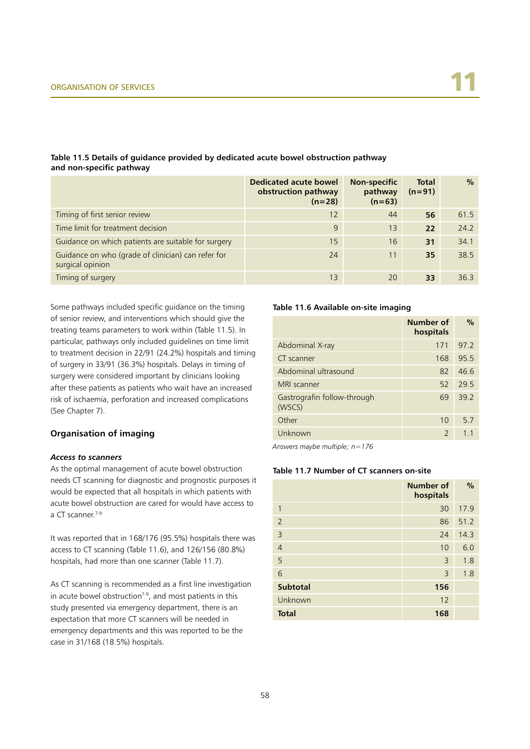**Table 11.5 Details of guidance provided by dedicated acute bowel obstruction pathway and non-specific pathway**

| | Dedicated acute bowel obstruction pathway (n=28) | Non-specific pathway (n=63) | Total (n=91) | % |
|---|---|---|---|---|
| Timing of first senior review | 12 | 44 | **56** | 61.5 |
| Time limit for treatment decision | 9 | 13 | **22** | 24.2 |
| Guidance on which patients are suitable for surgery | 15 | 16 | **31** | 34.1 |
| Guidance on who (grade of clinician) can refer for surgical opinion | 24 | 11 | **35** | 38.5 |
| Timing of surgery | 13 | 20 | **33** | 36.3 |

Some pathways included specific guidance on the timing of senior review, and interventions which should give the treating teams parameters to work within (Table 11.5). In particular, pathways only included guidelines on time limit to treatment decision in 22/91 (24.2%) hospitals and timing of surgery in 33/91 (36.3%) hospitals. Delays in timing of surgery were considered important by clinicians looking after these patients as patients who wait have an increased risk of ischaemia, perforation and increased complications (See Chapter 7).

## Organisation of imaging

***Access to scanners***

As the optimal management of acute bowel obstruction needs CT scanning for diagnostic and prognostic purposes it would be expected that all hospitals in which patients with acute bowel obstruction are cared for would have access to a CT scanner.[7-9]

It was reported that in 168/176 (95.5%) hospitals there was access to CT scanning (Table 11.6), and 126/156 (80.8%) hospitals, had more than one scanner (Table 11.7).

As CT scanning is recommended as a first line investigation in acute bowel obstruction[7-9], and most patients in this study presented via emergency department, there is an expectation that more CT scanners will be needed in emergency departments and this was reported to be the case in 31/168 (18.5%) hospitals.

**Table 11.6 Available on-site imaging**

| | Number of hospitals | % |
|---|---|---|
| Abdominal X-ray | 171 | 97.2 |
| CT scanner | 168 | 95.5 |
| Abdominal ultrasound | 82 | 46.6 |
| MRI scanner | 52 | 29.5 |
| Gastrografin follow-through (WSCS) | 69 | 39.2 |
| Other | 10 | 5.7 |
| Unknown | 2 | 1.1 |

*Answers maybe multiple; n=176*

**Table 11.7 Number of CT scanners on-site**

| | Number of hospitals | % |
|---|---|---|
| 1 | 30 | 17.9 |
| 2 | 86 | 51.2 |
| 3 | 24 | 14.3 |
| 4 | 10 | 6.0 |
| 5 | 3 | 1.8 |
| 6 | 3 | 1.8 |
| **Subtotal** | **156** | |
| Unknown | 12 | |
| **Total** | **168** | |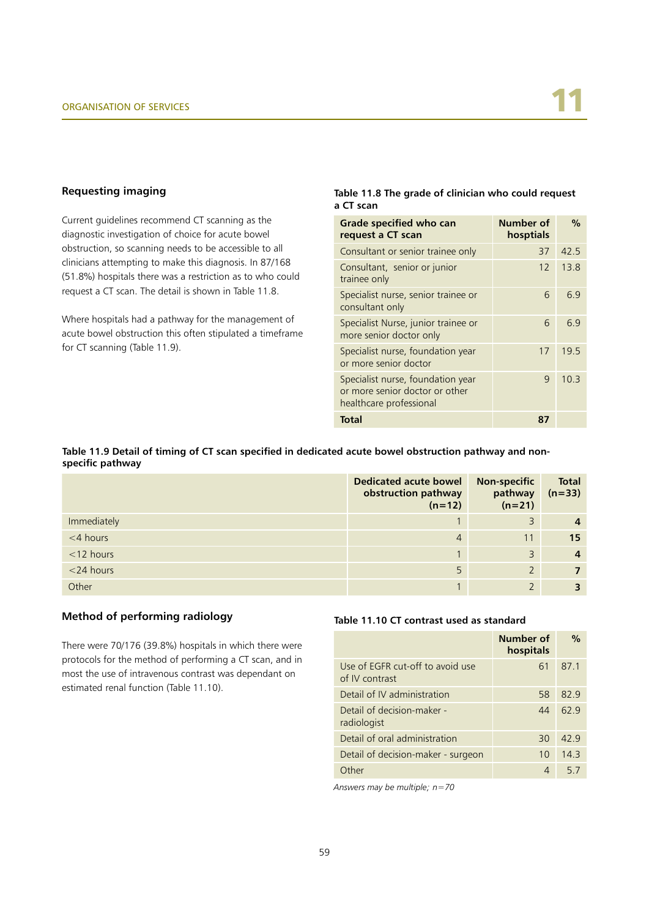## Requesting imaging

Current guidelines recommend CT scanning as the diagnostic investigation of choice for acute bowel obstruction, so scanning needs to be accessible to all clinicians attempting to make this diagnosis. In 87/168 (51.8%) hospitals there was a restriction as to who could request a CT scan. The detail is shown in Table 11.8.

Where hospitals had a pathway for the management of acute bowel obstruction this often stipulated a timeframe for CT scanning (Table 11.9).

**Table 11.8 The grade of clinician who could request a CT scan**

| Grade specified who can request a CT scan | Number of hosptials | % |
|---|---|---|
| Consultant or senior trainee only | 37 | 42.5 |
| Consultant, senior or junior trainee only | 12 | 13.8 |
| Specialist nurse, senior trainee or consultant only | 6 | 6.9 |
| Specialist Nurse, junior trainee or more senior doctor only | 6 | 6.9 |
| Specialist nurse, foundation year or more senior doctor | 17 | 19.5 |
| Specialist nurse, foundation year or more senior doctor or other healthcare professional | 9 | 10.3 |
| **Total** | **87** | |

**Table 11.9 Detail of timing of CT scan specified in dedicated acute bowel obstruction pathway and non-specific pathway**

| | Dedicated acute bowel obstruction pathway (n=12) | Non-specific pathway (n=21) | Total (n=33) |
|---|---|---|---|
| Immediately | 1 | 3 | **4** |
| <4 hours | 4 | 11 | **15** |
| <12 hours | 1 | 3 | **4** |
| <24 hours | 5 | 2 | **7** |
| Other | 1 | 2 | **3** |

## Method of performing radiology

There were 70/176 (39.8%) hospitals in which there were protocols for the method of performing a CT scan, and in most the use of intravenous contrast was dependant on estimated renal function (Table 11.10).

**Table 11.10 CT contrast used as standard**

| | Number of hospitals | % |
|---|---|---|
| Use of EGFR cut-off to avoid use of IV contrast | 61 | 87.1 |
| Detail of IV administration | 58 | 82.9 |
| Detail of decision-maker - radiologist | 44 | 62.9 |
| Detail of oral administration | 30 | 42.9 |
| Detail of decision-maker - surgeon | 10 | 14.3 |
| Other | 4 | 5.7 |

*Answers may be multiple; n=70*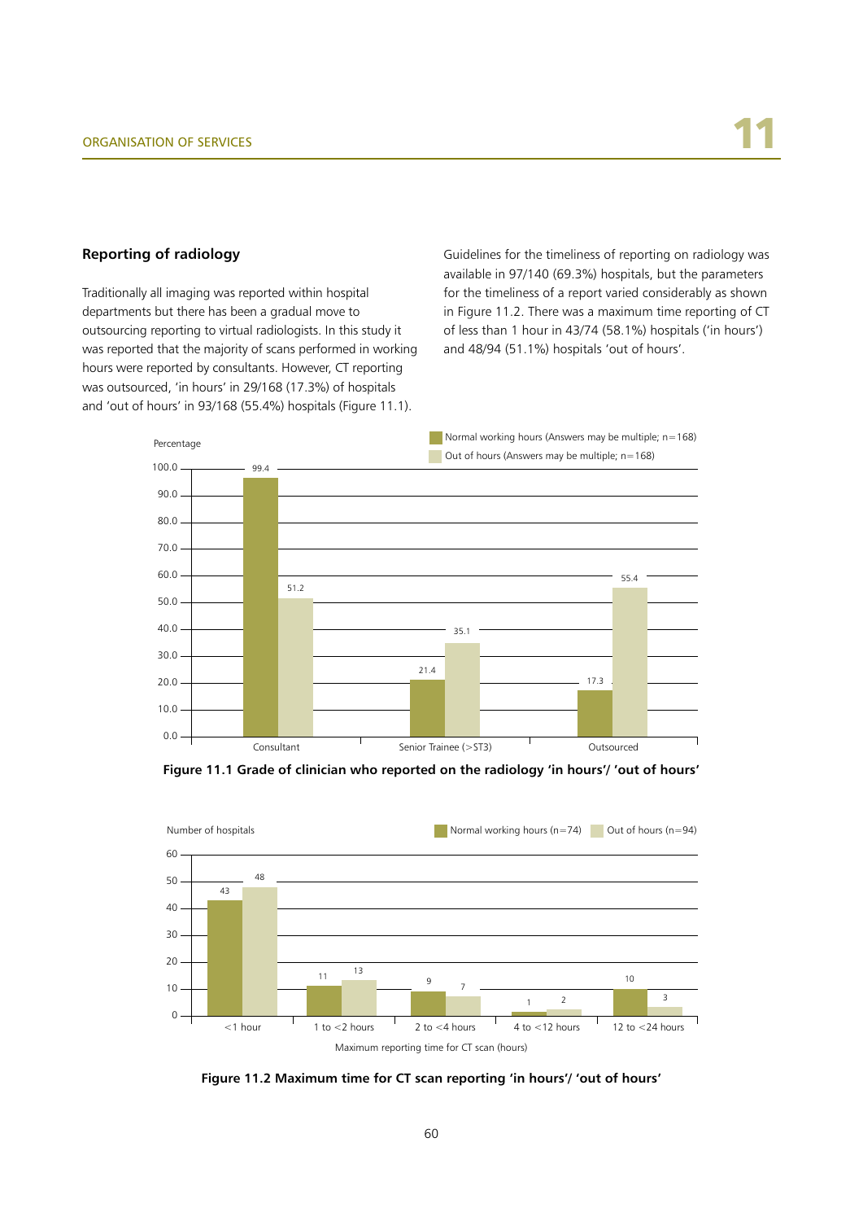## Reporting of radiology

Traditionally all imaging was reported within hospital departments but there has been a gradual move to outsourcing reporting to virtual radiologists. In this study it was reported that the majority of scans performed in working hours were reported by consultants. However, CT reporting was outsourced, 'in hours' in 29/168 (17.3%) of hospitals and 'out of hours' in 93/168 (55.4%) hospitals (Figure 11.1).

Guidelines for the timeliness of reporting on radiology was available in 97/140 (69.3%) hospitals, but the parameters for the timeliness of a report varied considerably as shown in Figure 11.2. There was a maximum time reporting of CT of less than 1 hour in 43/74 (58.1%) hospitals ('in hours') and 48/94 (51.1%) hospitals 'out of hours'.

| Grade | Normal working hours (Answers may be multiple; n=168) (%) | Out of hours (Answers may be multiple; n=168) (%) |
|---|---|---|
| Consultant | 99.4 | 51.2 |
| Senior Trainee (>ST3) | 21.4 | 35.1 |
| Outsourced | 17.3 | 55.4 |

**Figure 11.1 Grade of clinician who reported on the radiology 'in hours'/ 'out of hours'**

| Maximum reporting time for CT scan (hours) | Normal working hours (n=74) | Out of hours (n=94) |
|---|---|---|
| <1 hour | 43 | 48 |
| 1 to <2 hours | 11 | 13 |
| 2 to <4 hours | 9 | 7 |
| 4 to <12 hours | 1 | 2 |
| 12 to <24 hours | 10 | 3 |

**Figure 11.2 Maximum time for CT scan reporting 'in hours'/ 'out of hours'**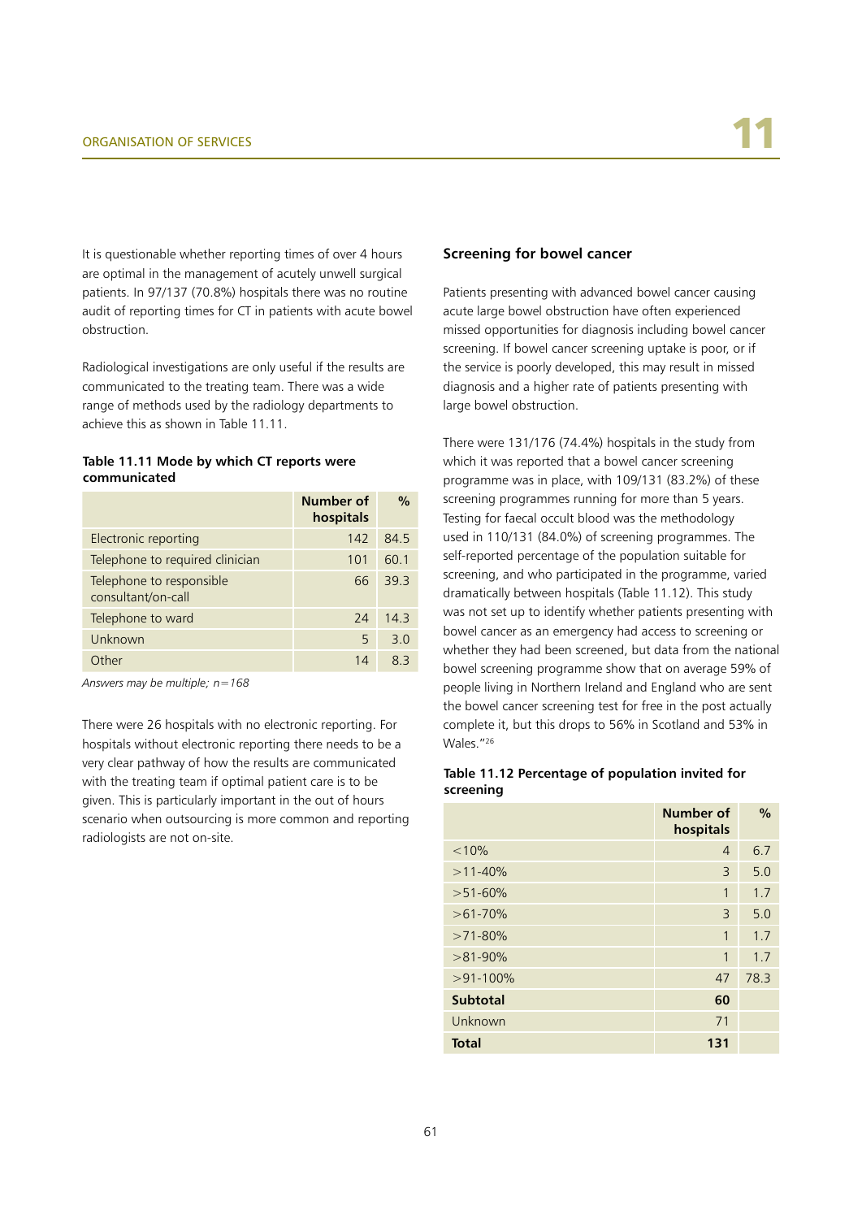It is questionable whether reporting times of over 4 hours are optimal in the management of acutely unwell surgical patients. In 97/137 (70.8%) hospitals there was no routine audit of reporting times for CT in patients with acute bowel obstruction.

Radiological investigations are only useful if the results are communicated to the treating team. There was a wide range of methods used by the radiology departments to achieve this as shown in Table 11.11.

**Table 11.11 Mode by which CT reports were communicated**

| | Number of hospitals | % |
|---|---|---|
| Electronic reporting | 142 | 84.5 |
| Telephone to required clinician | 101 | 60.1 |
| Telephone to responsible consultant/on-call | 66 | 39.3 |
| Telephone to ward | 24 | 14.3 |
| Unknown | 5 | 3.0 |
| Other | 14 | 8.3 |

*Answers may be multiple; n=168*

There were 26 hospitals with no electronic reporting. For hospitals without electronic reporting there needs to be a very clear pathway of how the results are communicated with the treating team if optimal patient care is to be given. This is particularly important in the out of hours scenario when outsourcing is more common and reporting radiologists are not on-site.

## Screening for bowel cancer

Patients presenting with advanced bowel cancer causing acute large bowel obstruction have often experienced missed opportunities for diagnosis including bowel cancer screening. If bowel cancer screening uptake is poor, or if the service is poorly developed, this may result in missed diagnosis and a higher rate of patients presenting with large bowel obstruction.

There were 131/176 (74.4%) hospitals in the study from which it was reported that a bowel cancer screening programme was in place, with 109/131 (83.2%) of these screening programmes running for more than 5 years. Testing for faecal occult blood was the methodology used in 110/131 (84.0%) of screening programmes. The self-reported percentage of the population suitable for screening, and who participated in the programme, varied dramatically between hospitals (Table 11.12). This study was not set up to identify whether patients presenting with bowel cancer as an emergency had access to screening or whether they had been screened, but data from the national bowel screening programme show that on average 59% of people living in Northern Ireland and England who are sent the bowel cancer screening test for free in the post actually complete it, but this drops to 56% in Scotland and 53% in Wales."[26]

**Table 11.12 Percentage of population invited for screening**

| | Number of hospitals | % |
|---|---|---|
| <10% | 4 | 6.7 |
| >11-40% | 3 | 5.0 |
| >51-60% | 1 | 1.7 |
| >61-70% | 3 | 5.0 |
| >71-80% | 1 | 1.7 |
| >81-90% | 1 | 1.7 |
| >91-100% | 47 | 78.3 |
| **Subtotal** | **60** | |
| Unknown | 71 | |
| **Total** | **131** | |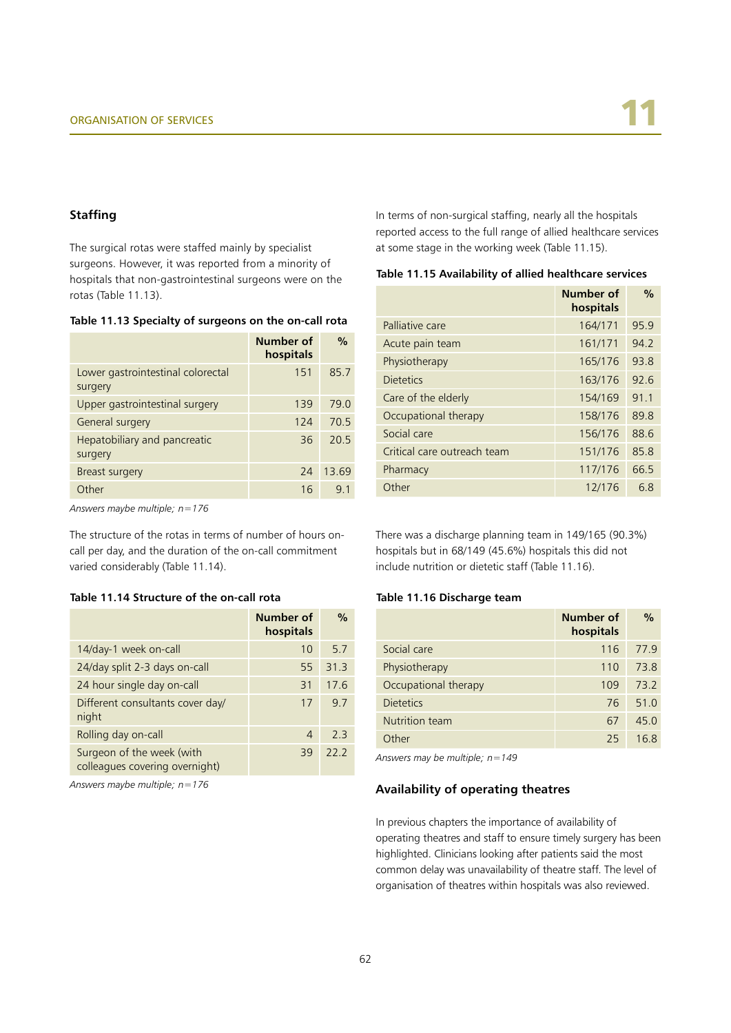## Staffing

The surgical rotas were staffed mainly by specialist surgeons. However, it was reported from a minority of hospitals that non-gastrointestinal surgeons were on the rotas (Table 11.13).

**Table 11.13 Specialty of surgeons on the on-call rota**

| | Number of hospitals | % |
|---|---|---|
| Lower gastrointestinal colorectal surgery | 151 | 85.7 |
| Upper gastrointestinal surgery | 139 | 79.0 |
| General surgery | 124 | 70.5 |
| Hepatobiliary and pancreatic surgery | 36 | 20.5 |
| Breast surgery | 24 | 13.69 |
| Other | 16 | 9.1 |

*Answers maybe multiple; n=176*

The structure of the rotas in terms of number of hours on-call per day, and the duration of the on-call commitment varied considerably (Table 11.14).

**Table 11.14 Structure of the on-call rota**

| | Number of hospitals | % |
|---|---|---|
| 14/day-1 week on-call | 10 | 5.7 |
| 24/day split 2-3 days on-call | 55 | 31.3 |
| 24 hour single day on-call | 31 | 17.6 |
| Different consultants cover day/night | 17 | 9.7 |
| Rolling day on-call | 4 | 2.3 |
| Surgeon of the week (with colleagues covering overnight) | 39 | 22.2 |

*Answers maybe multiple; n=176*

In terms of non-surgical staffing, nearly all the hospitals reported access to the full range of allied healthcare services at some stage in the working week (Table 11.15).

**Table 11.15 Availability of allied healthcare services**

| | Number of hospitals | % |
|---|---|---|
| Palliative care | 164/171 | 95.9 |
| Acute pain team | 161/171 | 94.2 |
| Physiotherapy | 165/176 | 93.8 |
| Dietetics | 163/176 | 92.6 |
| Care of the elderly | 154/169 | 91.1 |
| Occupational therapy | 158/176 | 89.8 |
| Social care | 156/176 | 88.6 |
| Critical care outreach team | 151/176 | 85.8 |
| Pharmacy | 117/176 | 66.5 |
| Other | 12/176 | 6.8 |

There was a discharge planning team in 149/165 (90.3%) hospitals but in 68/149 (45.6%) hospitals this did not include nutrition or dietetic staff (Table 11.16).

**Table 11.16 Discharge team**

| | Number of hospitals | % |
|---|---|---|
| Social care | 116 | 77.9 |
| Physiotherapy | 110 | 73.8 |
| Occupational therapy | 109 | 73.2 |
| Dietetics | 76 | 51.0 |
| Nutrition team | 67 | 45.0 |
| Other | 25 | 16.8 |

*Answers may be multiple; n=149*

## Availability of operating theatres

In previous chapters the importance of availability of operating theatres and staff to ensure timely surgery has been highlighted. Clinicians looking after patients said the most common delay was unavailability of theatre staff. The level of organisation of theatres within hospitals was also reviewed.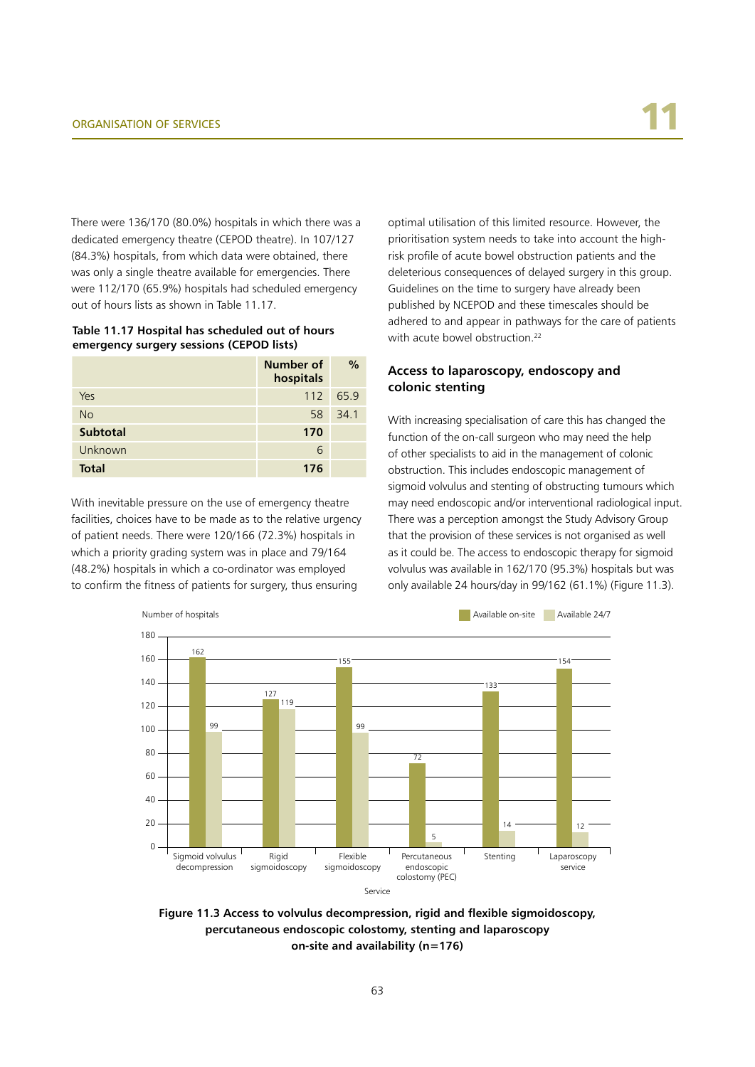There were 136/170 (80.0%) hospitals in which there was a dedicated emergency theatre (CEPOD theatre). In 107/127 (84.3%) hospitals, from which data were obtained, there was only a single theatre available for emergencies. There were 112/170 (65.9%) hospitals had scheduled emergency out of hours lists as shown in Table 11.17.

**Table 11.17 Hospital has scheduled out of hours emergency surgery sessions (CEPOD lists)**

| | Number of hospitals | % |
|---|---|---|
| Yes | 112 | 65.9 |
| No | 58 | 34.1 |
| **Subtotal** | **170** | |
| Unknown | 6 | |
| **Total** | **176** | |

With inevitable pressure on the use of emergency theatre facilities, choices have to be made as to the relative urgency of patient needs. There were 120/166 (72.3%) hospitals in which a priority grading system was in place and 79/164 (48.2%) hospitals in which a co-ordinator was employed to confirm the fitness of patients for surgery, thus ensuring optimal utilisation of this limited resource. However, the prioritisation system needs to take into account the high-risk profile of acute bowel obstruction patients and the deleterious consequences of delayed surgery in this group. Guidelines on the time to surgery have already been published by NCEPOD and these timescales should be adhered to and appear in pathways for the care of patients with acute bowel obstruction.[22]

### Access to laparoscopy, endoscopy and colonic stenting

With increasing specialisation of care this has changed the function of the on-call surgeon who may need the help of other specialists to aid in the management of colonic obstruction. This includes endoscopic management of sigmoid volvulus and stenting of obstructing tumours which may need endoscopic and/or interventional radiological input. There was a perception amongst the Study Advisory Group that the provision of these services is not organised as well as it could be. The access to endoscopic therapy for sigmoid volvulus was available in 162/170 (95.3%) hospitals but was only available 24 hours/day in 99/162 (61.1%) (Figure 11.3).

| Service | Available on-site | Available 24/7 |
|---|---|---|
| Sigmoid volvulus decompression | 162 | 99 |
| Rigid sigmoidoscopy | 127 | 119 |
| Flexible sigmoidoscopy | 155 | 99 |
| Percutaneous endoscopic colostomy (PEC) | 72 | 5 |
| Stenting | 133 | 14 |
| Laparoscopy service | 154 | 12 |

**Figure 11.3 Access to volvulus decompression, rigid and flexible sigmoidoscopy, percutaneous endoscopic colostomy, stenting and laparoscopy on-site and availability (n=176)**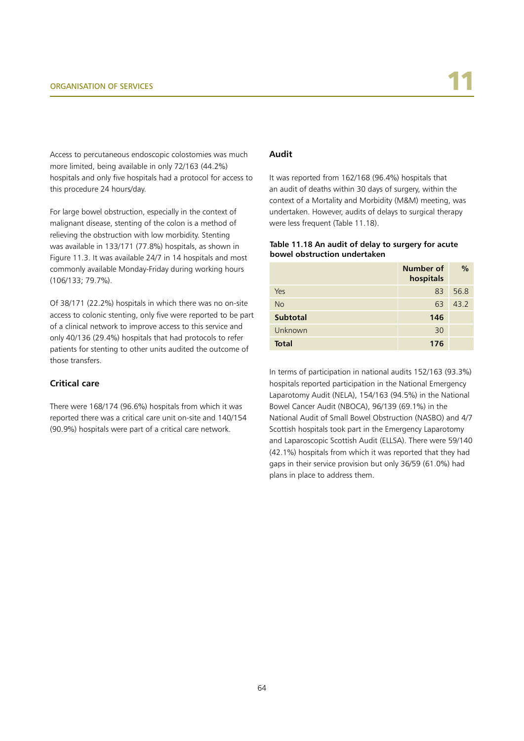Access to percutaneous endoscopic colostomies was much more limited, being available in only 72/163 (44.2%) hospitals and only five hospitals had a protocol for access to this procedure 24 hours/day.

For large bowel obstruction, especially in the context of malignant disease, stenting of the colon is a method of relieving the obstruction with low morbidity. Stenting was available in 133/171 (77.8%) hospitals, as shown in Figure 11.3. It was available 24/7 in 14 hospitals and most commonly available Monday-Friday during working hours (106/133; 79.7%).

Of 38/171 (22.2%) hospitals in which there was no on-site access to colonic stenting, only five were reported to be part of a clinical network to improve access to this service and only 40/136 (29.4%) hospitals that had protocols to refer patients for stenting to other units audited the outcome of those transfers.

### Critical care

There were 168/174 (96.6%) hospitals from which it was reported there was a critical care unit on-site and 140/154 (90.9%) hospitals were part of a critical care network.

### Audit

It was reported from 162/168 (96.4%) hospitals that an audit of deaths within 30 days of surgery, within the context of a Mortality and Morbidity (M&M) meeting, was undertaken. However, audits of delays to surgical therapy were less frequent (Table 11.18).

**Table 11.18 An audit of delay to surgery for acute bowel obstruction undertaken**

| | Number of hospitals | % |
|---|---|---|
| Yes | 83 | 56.8 |
| No | 63 | 43.2 |
| **Subtotal** | **146** | |
| Unknown | 30 | |
| **Total** | **176** | |

In terms of participation in national audits 152/163 (93.3%) hospitals reported participation in the National Emergency Laparotomy Audit (NELA), 154/163 (94.5%) in the National Bowel Cancer Audit (NBOCA), 96/139 (69.1%) in the National Audit of Small Bowel Obstruction (NASBO) and 4/7 Scottish hospitals took part in the Emergency Laparotomy and Laparoscopic Scottish Audit (ELLSA). There were 59/140 (42.1%) hospitals from which it was reported that they had gaps in their service provision but only 36/59 (61.0%) had plans in place to address them.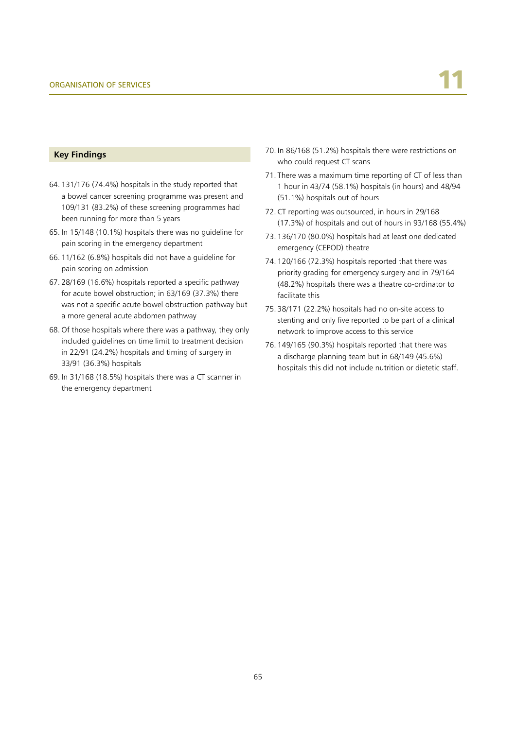## Key Findings

64. 131/176 (74.4%) hospitals in the study reported that a bowel cancer screening programme was present and 109/131 (83.2%) of these screening programmes had been running for more than 5 years
65. In 15/148 (10.1%) hospitals there was no guideline for pain scoring in the emergency department
66. 11/162 (6.8%) hospitals did not have a guideline for pain scoring on admission
67. 28/169 (16.6%) hospitals reported a specific pathway for acute bowel obstruction; in 63/169 (37.3%) there was not a specific acute bowel obstruction pathway but a more general acute abdomen pathway
68. Of those hospitals where there was a pathway, they only included guidelines on time limit to treatment decision in 22/91 (24.2%) hospitals and timing of surgery in 33/91 (36.3%) hospitals
69. In 31/168 (18.5%) hospitals there was a CT scanner in the emergency department
70. In 86/168 (51.2%) hospitals there were restrictions on who could request CT scans
71. There was a maximum time reporting of CT of less than 1 hour in 43/74 (58.1%) hospitals (in hours) and 48/94 (51.1%) hospitals out of hours
72. CT reporting was outsourced, in hours in 29/168 (17.3%) of hospitals and out of hours in 93/168 (55.4%)
73. 136/170 (80.0%) hospitals had at least one dedicated emergency (CEPOD) theatre
74. 120/166 (72.3%) hospitals reported that there was priority grading for emergency surgery and in 79/164 (48.2%) hospitals there was a theatre co-ordinator to facilitate this
75. 38/171 (22.2%) hospitals had no on-site access to stenting and only five reported to be part of a clinical network to improve access to this service
76. 149/165 (90.3%) hospitals reported that there was a discharge planning team but in 68/149 (45.6%) hospitals this did not include nutrition or dietetic staff.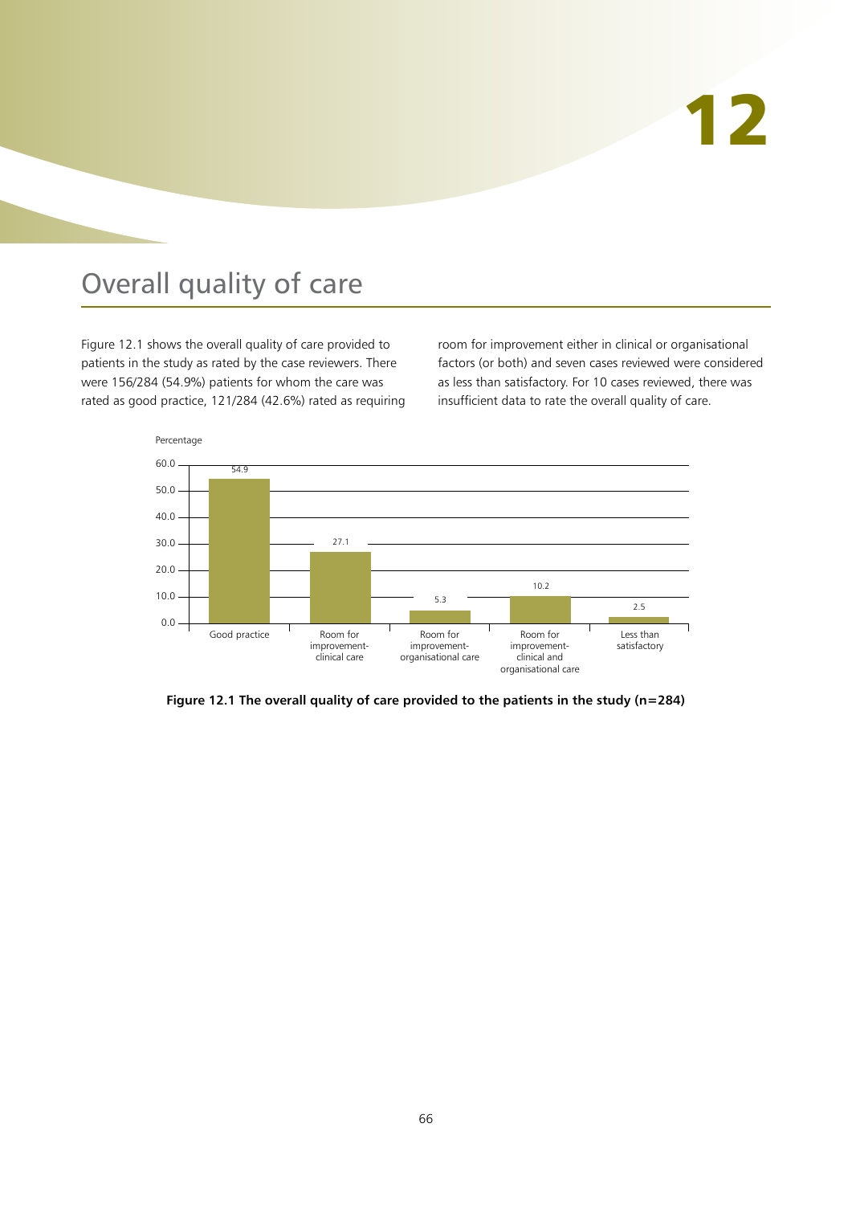# 12

## Overall quality of care

Figure 12.1 shows the overall quality of care provided to patients in the study as rated by the case reviewers. There were 156/284 (54.9%) patients for whom the care was rated as good practice, 121/284 (42.6%) rated as requiring room for improvement either in clinical or organisational factors (or both) and seven cases reviewed were considered as less than satisfactory. For 10 cases reviewed, there was insufficient data to rate the overall quality of care.

| Category | Percentage |
|---|---|
| Good practice | 54.9 |
| Room for improvement-clinical care | 27.1 |
| Room for improvement-organisational care | 5.3 |
| Room for improvement-clinical and organisational care | 10.2 |
| Less than satisfactory | 2.5 |

**Figure 12.1 The overall quality of care provided to the patients in the study (n=284)**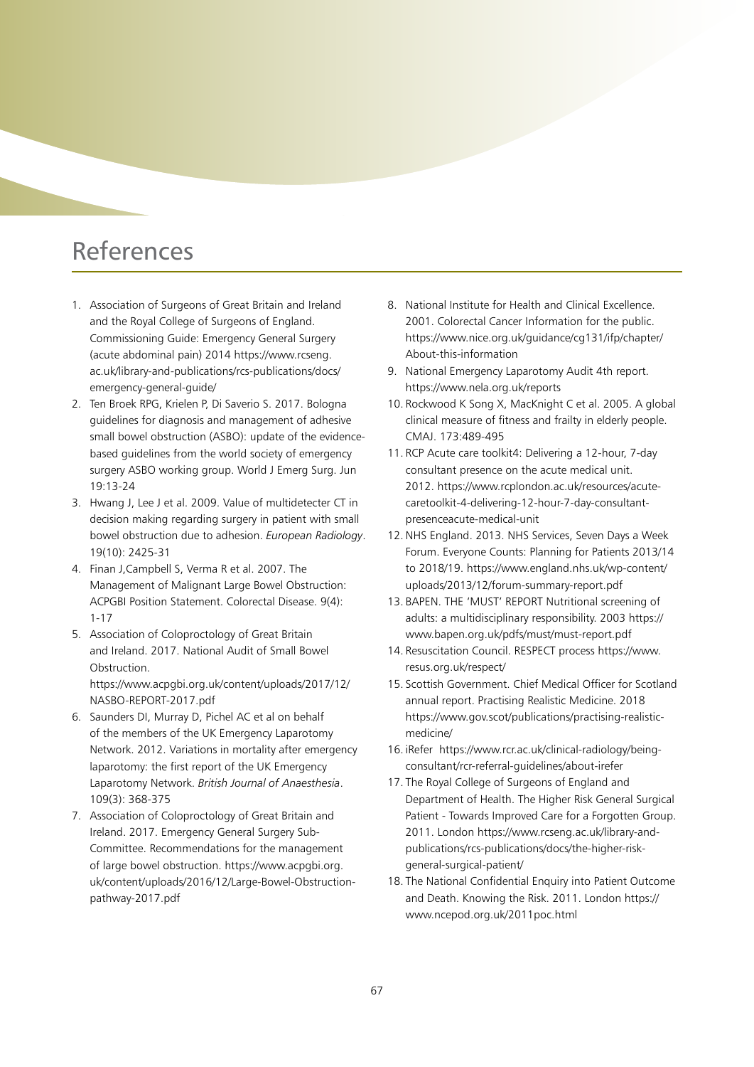# References

1. Association of Surgeons of Great Britain and Ireland and the Royal College of Surgeons of England. Commissioning Guide: Emergency General Surgery (acute abdominal pain) 2014 https://www.rcseng.ac.uk/library-and-publications/rcs-publications/docs/emergency-general-guide/
2. Ten Broek RPG, Krielen P, Di Saverio S. 2017. Bologna guidelines for diagnosis and management of adhesive small bowel obstruction (ASBO): update of the evidence-based guidelines from the world society of emergency surgery ASBO working group. World J Emerg Surg. Jun 19:13-24
3. Hwang J, Lee J et al. 2009. Value of multidetecter CT in decision making regarding surgery in patient with small bowel obstruction due to adhesion. *European Radiology*. 19(10): 2425-31
4. Finan J,Campbell S, Verma R et al. 2007. The Management of Malignant Large Bowel Obstruction: ACPGBI Position Statement. Colorectal Disease. 9(4): 1-17
5. Association of Coloproctology of Great Britain and Ireland. 2017. National Audit of Small Bowel Obstruction. https://www.acpgbi.org.uk/content/uploads/2017/12/NASBO-REPORT-2017.pdf
6. Saunders DI, Murray D, Pichel AC et al on behalf of the members of the UK Emergency Laparotomy Network. 2012. Variations in mortality after emergency laparotomy: the first report of the UK Emergency Laparotomy Network. *British Journal of Anaesthesia*. 109(3): 368-375
7. Association of Coloproctology of Great Britain and Ireland. 2017. Emergency General Surgery Sub-Committee. Recommendations for the management of large bowel obstruction. https://www.acpgbi.org.uk/content/uploads/2016/12/Large-Bowel-Obstruction-pathway-2017.pdf
8. National Institute for Health and Clinical Excellence. 2001. Colorectal Cancer Information for the public. https://www.nice.org.uk/guidance/cg131/ifp/chapter/About-this-information
9. National Emergency Laparotomy Audit 4th report. https://www.nela.org.uk/reports
10. Rockwood K Song X, MacKnight C et al. 2005. A global clinical measure of fitness and frailty in elderly people. CMAJ. 173:489-495
11. RCP Acute care toolkit4: Delivering a 12-hour, 7-day consultant presence on the acute medical unit. 2012. https://www.rcplondon.ac.uk/resources/acute-caretoolkit-4-delivering-12-hour-7-day-consultant-presenceacute-medical-unit
12. NHS England. 2013. NHS Services, Seven Days a Week Forum. Everyone Counts: Planning for Patients 2013/14 to 2018/19. https://www.england.nhs.uk/wp-content/uploads/2013/12/forum-summary-report.pdf
13. BAPEN. THE 'MUST' REPORT Nutritional screening of adults: a multidisciplinary responsibility. 2003 https://www.bapen.org.uk/pdfs/must/must-report.pdf
14. Resuscitation Council. RESPECT process https://www.resus.org.uk/respect/
15. Scottish Government. Chief Medical Officer for Scotland annual report. Practising Realistic Medicine. 2018 https://www.gov.scot/publications/practising-realistic-medicine/
16. iRefer https://www.rcr.ac.uk/clinical-radiology/being-consultant/rcr-referral-guidelines/about-irefer
17. The Royal College of Surgeons of England and Department of Health. The Higher Risk General Surgical Patient - Towards Improved Care for a Forgotten Group. 2011. London https://www.rcseng.ac.uk/library-and-publications/rcs-publications/docs/the-higher-risk-general-surgical-patient/
18. The National Confidential Enquiry into Patient Outcome and Death. Knowing the Risk. 2011. London https://www.ncepod.org.uk/2011poc.html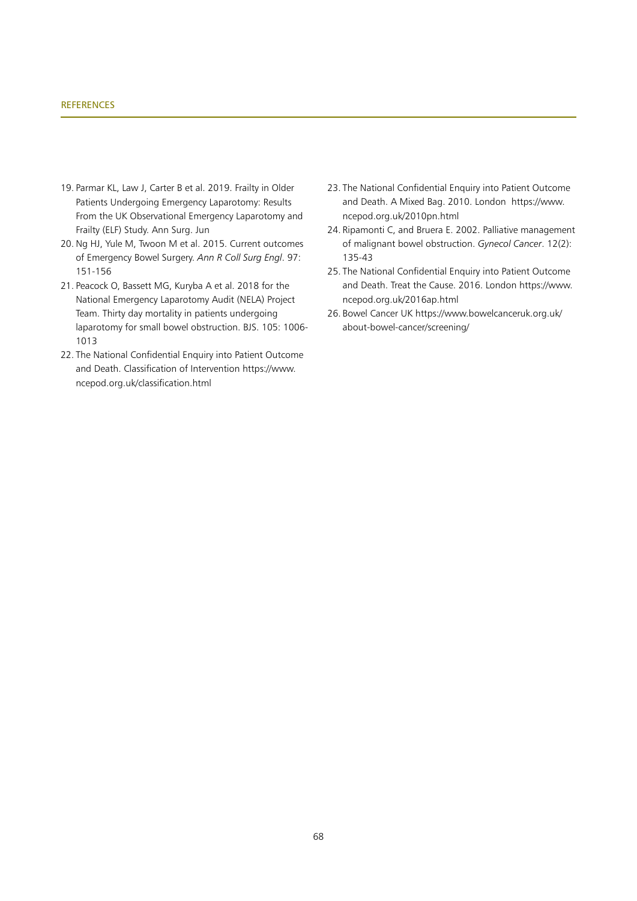19. Parmar KL, Law J, Carter B et al. 2019. Frailty in Older Patients Undergoing Emergency Laparotomy: Results From the UK Observational Emergency Laparotomy and Frailty (ELF) Study. Ann Surg. Jun
20. Ng HJ, Yule M, Twoon M et al. 2015. Current outcomes of Emergency Bowel Surgery. *Ann R Coll Surg Engl*. 97: 151-156
21. Peacock O, Bassett MG, Kuryba A et al. 2018 for the National Emergency Laparotomy Audit (NELA) Project Team. Thirty day mortality in patients undergoing laparotomy for small bowel obstruction. BJS. 105: 1006-1013
22. The National Confidential Enquiry into Patient Outcome and Death. Classification of Intervention https://www.ncepod.org.uk/classification.html
23. The National Confidential Enquiry into Patient Outcome and Death. A Mixed Bag. 2010. London https://www.ncepod.org.uk/2010pn.html
24. Ripamonti C, and Bruera E. 2002. Palliative management of malignant bowel obstruction. *Gynecol Cancer*. 12(2): 135-43
25. The National Confidential Enquiry into Patient Outcome and Death. Treat the Cause. 2016. London https://www.ncepod.org.uk/2016ap.html
26. Bowel Cancer UK https://www.bowelcanceruk.org.uk/about-bowel-cancer/screening/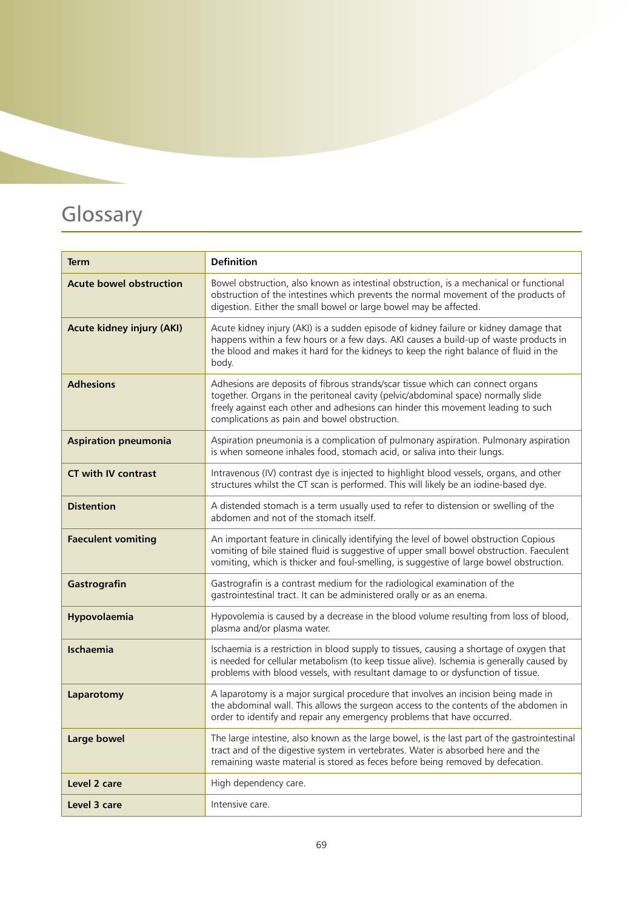# Glossary

| Term | Definition |
|---|---|
| **Acute bowel obstruction** | Bowel obstruction, also known as intestinal obstruction, is a mechanical or functional obstruction of the intestines which prevents the normal movement of the products of digestion. Either the small bowel or large bowel may be affected. |
| **Acute kidney injury (AKI)** | Acute kidney injury (AKI) is a sudden episode of kidney failure or kidney damage that happens within a few hours or a few days. AKI causes a build-up of waste products in the blood and makes it hard for the kidneys to keep the right balance of fluid in the body. |
| **Adhesions** | Adhesions are deposits of fibrous strands/scar tissue which can connect organs together. Organs in the peritoneal cavity (pelvic/abdominal space) normally slide freely against each other and adhesions can hinder this movement leading to such complications as pain and bowel obstruction. |
| **Aspiration pneumonia** | Aspiration pneumonia is a complication of pulmonary aspiration. Pulmonary aspiration is when someone inhales food, stomach acid, or saliva into their lungs. |
| **CT with IV contrast** | Intravenous (IV) contrast dye is injected to highlight blood vessels, organs, and other structures whilst the CT scan is performed. This will likely be an iodine-based dye. |
| **Distention** | A distended stomach is a term usually used to refer to distension or swelling of the abdomen and not of the stomach itself. |
| **Faeculent vomiting** | An important feature in clinically identifying the level of bowel obstruction Copious vomiting of bile stained fluid is suggestive of upper small bowel obstruction. Faeculent vomiting, which is thicker and foul-smelling, is suggestive of large bowel obstruction. |
| **Gastrografin** | Gastrografin is a contrast medium for the radiological examination of the gastrointestinal tract. It can be administered orally or as an enema. |
| **Hypovolaemia** | Hypovolemia is caused by a decrease in the blood volume resulting from loss of blood, plasma and/or plasma water. |
| **Ischaemia** | Ischaemia is a restriction in blood supply to tissues, causing a shortage of oxygen that is needed for cellular metabolism (to keep tissue alive). Ischemia is generally caused by problems with blood vessels, with resultant damage to or dysfunction of tissue. |
| **Laparotomy** | A laparotomy is a major surgical procedure that involves an incision being made in the abdominal wall. This allows the surgeon access to the contents of the abdomen in order to identify and repair any emergency problems that have occurred. |
| **Large bowel** | The large intestine, also known as the large bowel, is the last part of the gastrointestinal tract and of the digestive system in vertebrates. Water is absorbed here and the remaining waste material is stored as feces before being removed by defecation. |
| **Level 2 care** | High dependency care. |
| **Level 3 care** | Intensive care. |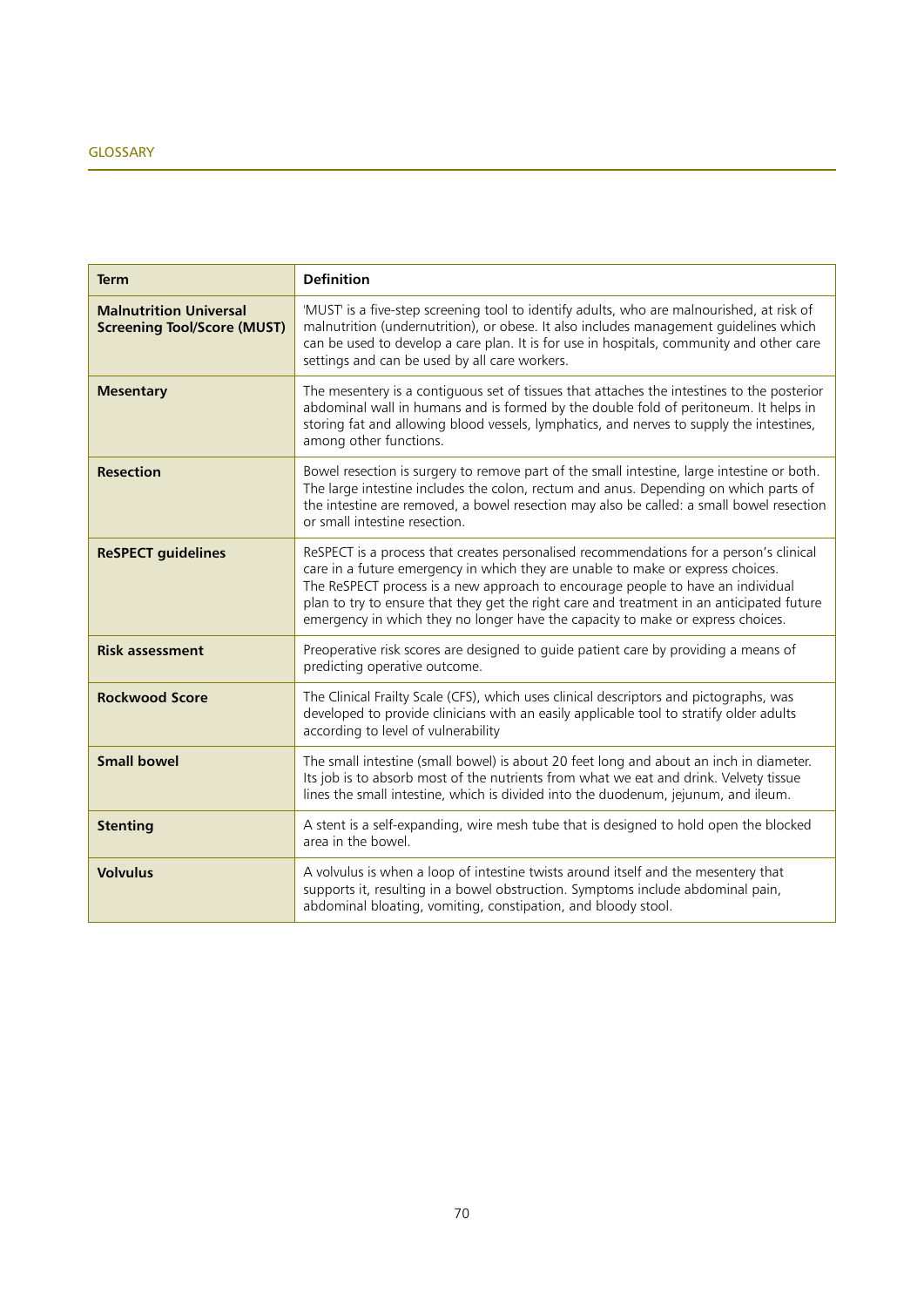GLOSSARY

| Term | Definition |
|---|---|
| **Malnutrition Universal Screening Tool/Score (MUST)** | 'MUST' is a five-step screening tool to identify adults, who are malnourished, at risk of malnutrition (undernutrition), or obese. It also includes management guidelines which can be used to develop a care plan. It is for use in hospitals, community and other care settings and can be used by all care workers. |
| **Mesentary** | The mesentery is a contiguous set of tissues that attaches the intestines to the posterior abdominal wall in humans and is formed by the double fold of peritoneum. It helps in storing fat and allowing blood vessels, lymphatics, and nerves to supply the intestines, among other functions. |
| **Resection** | Bowel resection is surgery to remove part of the small intestine, large intestine or both. The large intestine includes the colon, rectum and anus. Depending on which parts of the intestine are removed, a bowel resection may also be called: a small bowel resection or small intestine resection. |
| **ReSPECT guidelines** | ReSPECT is a process that creates personalised recommendations for a person's clinical care in a future emergency in which they are unable to make or express choices. The ReSPECT process is a new approach to encourage people to have an individual plan to try to ensure that they get the right care and treatment in an anticipated future emergency in which they no longer have the capacity to make or express choices. |
| **Risk assessment** | Preoperative risk scores are designed to guide patient care by providing a means of predicting operative outcome. |
| **Rockwood Score** | The Clinical Frailty Scale (CFS), which uses clinical descriptors and pictographs, was developed to provide clinicians with an easily applicable tool to stratify older adults according to level of vulnerability |
| **Small bowel** | The small intestine (small bowel) is about 20 feet long and about an inch in diameter. Its job is to absorb most of the nutrients from what we eat and drink. Velvety tissue lines the small intestine, which is divided into the duodenum, jejunum, and ileum. |
| **Stenting** | A stent is a self-expanding, wire mesh tube that is designed to hold open the blocked area in the bowel. |
| **Volvulus** | A volvulus is when a loop of intestine twists around itself and the mesentery that supports it, resulting in a bowel obstruction. Symptoms include abdominal pain, abdominal bloating, vomiting, constipation, and bloody stool. |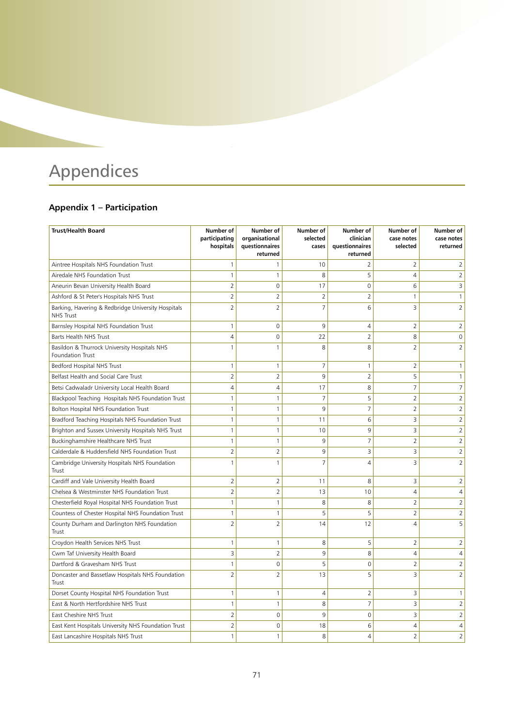# Appendices

## Appendix 1 – Participation

| Trust/Health Board | Number of participating hospitals | Number of organisational questionnaires returned | Number of selected cases | Number of clinician questionnaires returned | Number of case notes selected | Number of case notes returned |
|---|---|---|---|---|---|---|
| Aintree Hospitals NHS Foundation Trust | 1 | 1 | 10 | 2 | 2 | 2 |
| Airedale NHS Foundation Trust | 1 | 1 | 8 | 5 | 4 | 2 |
| Aneurin Bevan University Health Board | 2 | 0 | 17 | 0 | 6 | 3 |
| Ashford & St Peter's Hospitals NHS Trust | 2 | 2 | 2 | 2 | 1 | 1 |
| Barking, Havering & Redbridge University Hospitals NHS Trust | 2 | 2 | 7 | 6 | 3 | 2 |
| Barnsley Hospital NHS Foundation Trust | 1 | 0 | 9 | 4 | 2 | 2 |
| Barts Health NHS Trust | 4 | 0 | 22 | 2 | 8 | 0 |
| Basildon & Thurrock University Hospitals NHS Foundation Trust | 1 | 1 | 8 | 8 | 2 | 2 |
| Bedford Hospital NHS Trust | 1 | 1 | 7 | 1 | 2 | 1 |
| Belfast Health and Social Care Trust | 2 | 2 | 9 | 2 | 5 | 1 |
| Betsi Cadwaladr University Local Health Board | 4 | 4 | 17 | 8 | 7 | 7 |
| Blackpool Teaching Hospitals NHS Foundation Trust | 1 | 1 | 7 | 5 | 2 | 2 |
| Bolton Hospital NHS Foundation Trust | 1 | 1 | 9 | 7 | 2 | 2 |
| Bradford Teaching Hospitals NHS Foundation Trust | 1 | 1 | 11 | 6 | 3 | 2 |
| Brighton and Sussex University Hospitals NHS Trust | 1 | 1 | 10 | 9 | 3 | 2 |
| Buckinghamshire Healthcare NHS Trust | 1 | 1 | 9 | 7 | 2 | 2 |
| Calderdale & Huddersfield NHS Foundation Trust | 2 | 2 | 9 | 3 | 3 | 2 |
| Cambridge University Hospitals NHS Foundation Trust | 1 | 1 | 7 | 4 | 3 | 2 |
| Cardiff and Vale University Health Board | 2 | 2 | 11 | 8 | 3 | 2 |
| Chelsea & Westminster NHS Foundation Trust | 2 | 2 | 13 | 10 | 4 | 4 |
| Chesterfield Royal Hospital NHS Foundation Trust | 1 | 1 | 8 | 8 | 2 | 2 |
| Countess of Chester Hospital NHS Foundation Trust | 1 | 1 | 5 | 5 | 2 | 2 |
| County Durham and Darlington NHS Foundation Trust | 2 | 2 | 14 | 12 | 4 | 5 |
| Croydon Health Services NHS Trust | 1 | 1 | 8 | 5 | 2 | 2 |
| Cwm Taf University Health Board | 3 | 2 | 9 | 8 | 4 | 4 |
| Dartford & Gravesham NHS Trust | 1 | 0 | 5 | 0 | 2 | 2 |
| Doncaster and Bassetlaw Hospitals NHS Foundation Trust | 2 | 2 | 13 | 5 | 3 | 2 |
| Dorset County Hospital NHS Foundation Trust | 1 | 1 | 4 | 2 | 3 | 1 |
| East & North Hertfordshire NHS Trust | 1 | 1 | 8 | 7 | 3 | 2 |
| East Cheshire NHS Trust | 2 | 0 | 9 | 0 | 3 | 2 |
| East Kent Hospitals University NHS Foundation Trust | 2 | 0 | 18 | 6 | 4 | 4 |
| East Lancashire Hospitals NHS Trust | 1 | 1 | 8 | 4 | 2 | 2 |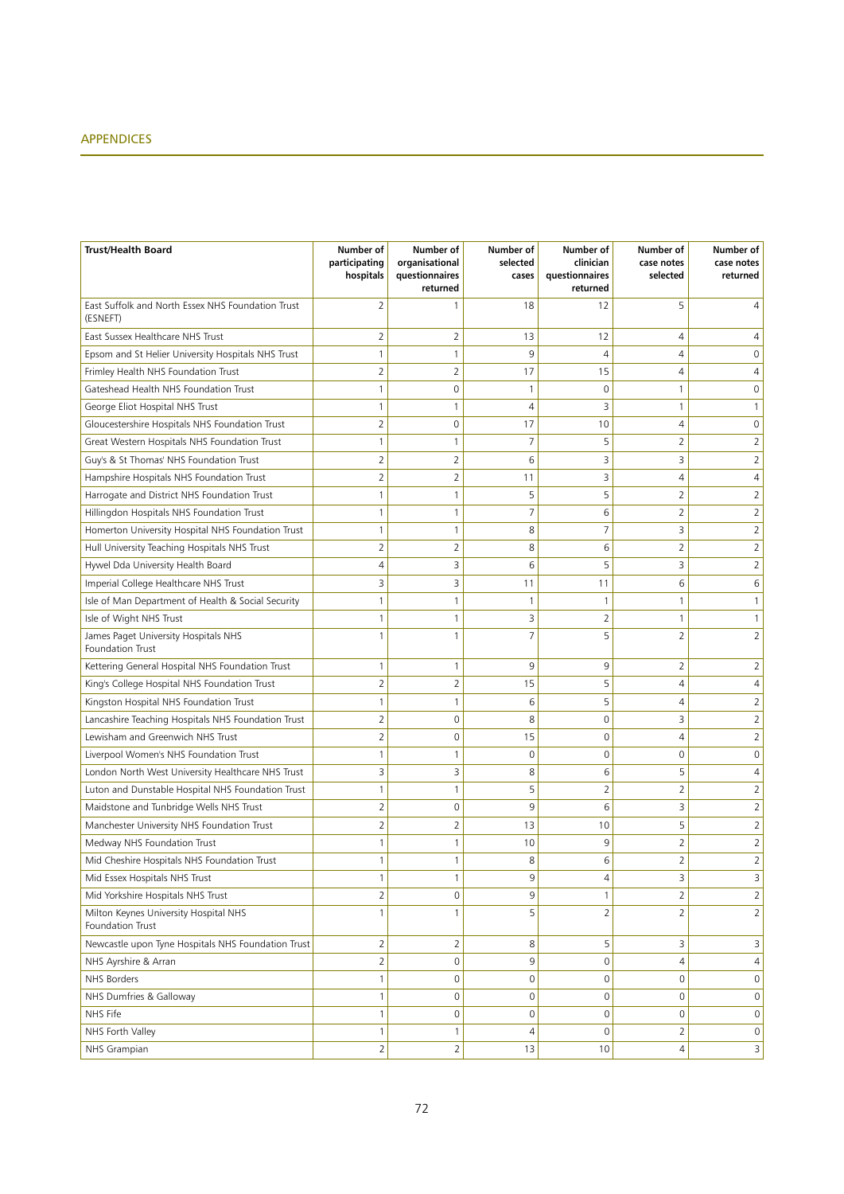| Trust/Health Board | Number of participating hospitals | Number of organisational questionnaires returned | Number of selected cases | Number of clinician questionnaires returned | Number of case notes selected | Number of case notes returned |
|---|---|---|---|---|---|---|
| East Suffolk and North Essex NHS Foundation Trust (ESNEFT) | 2 | 1 | 18 | 12 | 5 | 4 |
| East Sussex Healthcare NHS Trust | 2 | 2 | 13 | 12 | 4 | 4 |
| Epsom and St Helier University Hospitals NHS Trust | 1 | 1 | 9 | 4 | 4 | 0 |
| Frimley Health NHS Foundation Trust | 2 | 2 | 17 | 15 | 4 | 4 |
| Gateshead Health NHS Foundation Trust | 1 | 0 | 1 | 0 | 1 | 0 |
| George Eliot Hospital NHS Trust | 1 | 1 | 4 | 3 | 1 | 1 |
| Gloucestershire Hospitals NHS Foundation Trust | 2 | 0 | 17 | 10 | 4 | 0 |
| Great Western Hospitals NHS Foundation Trust | 1 | 1 | 7 | 5 | 2 | 2 |
| Guy's & St Thomas' NHS Foundation Trust | 2 | 2 | 6 | 3 | 3 | 2 |
| Hampshire Hospitals NHS Foundation Trust | 2 | 2 | 11 | 3 | 4 | 4 |
| Harrogate and District NHS Foundation Trust | 1 | 1 | 5 | 5 | 2 | 2 |
| Hillingdon Hospitals NHS Foundation Trust | 1 | 1 | 7 | 6 | 2 | 2 |
| Homerton University Hospital NHS Foundation Trust | 1 | 1 | 8 | 7 | 3 | 2 |
| Hull University Teaching Hospitals NHS Trust | 2 | 2 | 8 | 6 | 2 | 2 |
| Hywel Dda University Health Board | 4 | 3 | 6 | 5 | 3 | 2 |
| Imperial College Healthcare NHS Trust | 3 | 3 | 11 | 11 | 6 | 6 |
| Isle of Man Department of Health & Social Security | 1 | 1 | 1 | 1 | 1 | 1 |
| Isle of Wight NHS Trust | 1 | 1 | 3 | 2 | 1 | 1 |
| James Paget University Hospitals NHS Foundation Trust | 1 | 1 | 7 | 5 | 2 | 2 |
| Kettering General Hospital NHS Foundation Trust | 1 | 1 | 9 | 9 | 2 | 2 |
| King's College Hospital NHS Foundation Trust | 2 | 2 | 15 | 5 | 4 | 4 |
| Kingston Hospital NHS Foundation Trust | 1 | 1 | 6 | 5 | 4 | 2 |
| Lancashire Teaching Hospitals NHS Foundation Trust | 2 | 0 | 8 | 0 | 3 | 2 |
| Lewisham and Greenwich NHS Trust | 2 | 0 | 15 | 0 | 4 | 2 |
| Liverpool Women's NHS Foundation Trust | 1 | 1 | 0 | 0 | 0 | 0 |
| London North West University Healthcare NHS Trust | 3 | 3 | 8 | 6 | 5 | 4 |
| Luton and Dunstable Hospital NHS Foundation Trust | 1 | 1 | 5 | 2 | 2 | 2 |
| Maidstone and Tunbridge Wells NHS Trust | 2 | 0 | 9 | 6 | 3 | 2 |
| Manchester University NHS Foundation Trust | 2 | 2 | 13 | 10 | 5 | 2 |
| Medway NHS Foundation Trust | 1 | 1 | 10 | 9 | 2 | 2 |
| Mid Cheshire Hospitals NHS Foundation Trust | 1 | 1 | 8 | 6 | 2 | 2 |
| Mid Essex Hospitals NHS Trust | 1 | 1 | 9 | 4 | 3 | 3 |
| Mid Yorkshire Hospitals NHS Trust | 2 | 0 | 9 | 1 | 2 | 2 |
| Milton Keynes University Hospital NHS Foundation Trust | 1 | 1 | 5 | 2 | 2 | 2 |
| Newcastle upon Tyne Hospitals NHS Foundation Trust | 2 | 2 | 8 | 5 | 3 | 3 |
| NHS Ayrshire & Arran | 2 | 0 | 9 | 0 | 4 | 4 |
| NHS Borders | 1 | 0 | 0 | 0 | 0 | 0 |
| NHS Dumfries & Galloway | 1 | 0 | 0 | 0 | 0 | 0 |
| NHS Fife | 1 | 0 | 0 | 0 | 0 | 0 |
| NHS Forth Valley | 1 | 1 | 4 | 0 | 2 | 0 |
| NHS Grampian | 2 | 2 | 13 | 10 | 4 | 3 |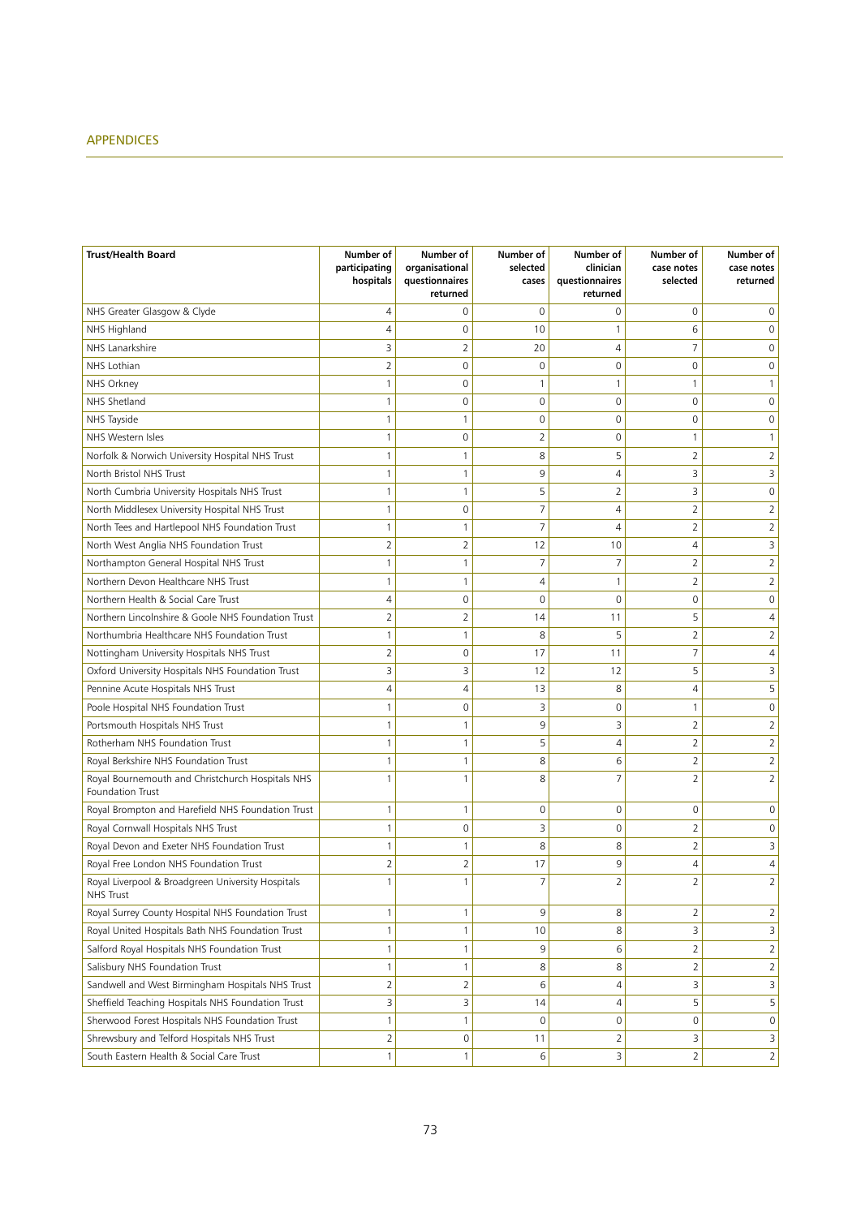| Trust/Health Board | Number of participating hospitals | Number of organisational questionnaires returned | Number of selected cases | Number of clinician questionnaires returned | Number of case notes selected | Number of case notes returned |
|---|---|---|---|---|---|---|
| NHS Greater Glasgow & Clyde | 4 | 0 | 0 | 0 | 0 | 0 |
| NHS Highland | 4 | 0 | 10 | 1 | 6 | 0 |
| NHS Lanarkshire | 3 | 2 | 20 | 4 | 7 | 0 |
| NHS Lothian | 2 | 0 | 0 | 0 | 0 | 0 |
| NHS Orkney | 1 | 0 | 1 | 1 | 1 | 1 |
| NHS Shetland | 1 | 0 | 0 | 0 | 0 | 0 |
| NHS Tayside | 1 | 1 | 0 | 0 | 0 | 0 |
| NHS Western Isles | 1 | 0 | 2 | 0 | 1 | 1 |
| Norfolk & Norwich University Hospital NHS Trust | 1 | 1 | 8 | 5 | 2 | 2 |
| North Bristol NHS Trust | 1 | 1 | 9 | 4 | 3 | 3 |
| North Cumbria University Hospitals NHS Trust | 1 | 1 | 5 | 2 | 3 | 0 |
| North Middlesex University Hospital NHS Trust | 1 | 0 | 7 | 4 | 2 | 2 |
| North Tees and Hartlepool NHS Foundation Trust | 1 | 1 | 7 | 4 | 2 | 2 |
| North West Anglia NHS Foundation Trust | 2 | 2 | 12 | 10 | 4 | 3 |
| Northampton General Hospital NHS Trust | 1 | 1 | 7 | 7 | 2 | 2 |
| Northern Devon Healthcare NHS Trust | 1 | 1 | 4 | 1 | 2 | 2 |
| Northern Health & Social Care Trust | 4 | 0 | 0 | 0 | 0 | 0 |
| Northern Lincolnshire & Goole NHS Foundation Trust | 2 | 2 | 14 | 11 | 5 | 4 |
| Northumbria Healthcare NHS Foundation Trust | 1 | 1 | 8 | 5 | 2 | 2 |
| Nottingham University Hospitals NHS Trust | 2 | 0 | 17 | 11 | 7 | 4 |
| Oxford University Hospitals NHS Foundation Trust | 3 | 3 | 12 | 12 | 5 | 3 |
| Pennine Acute Hospitals NHS Trust | 4 | 4 | 13 | 8 | 4 | 5 |
| Poole Hospital NHS Foundation Trust | 1 | 0 | 3 | 0 | 1 | 0 |
| Portsmouth Hospitals NHS Trust | 1 | 1 | 9 | 3 | 2 | 2 |
| Rotherham NHS Foundation Trust | 1 | 1 | 5 | 4 | 2 | 2 |
| Royal Berkshire NHS Foundation Trust | 1 | 1 | 8 | 6 | 2 | 2 |
| Royal Bournemouth and Christchurch Hospitals NHS Foundation Trust | 1 | 1 | 8 | 7 | 2 | 2 |
| Royal Brompton and Harefield NHS Foundation Trust | 1 | 1 | 0 | 0 | 0 | 0 |
| Royal Cornwall Hospitals NHS Trust | 1 | 0 | 3 | 0 | 2 | 0 |
| Royal Devon and Exeter NHS Foundation Trust | 1 | 1 | 8 | 8 | 2 | 3 |
| Royal Free London NHS Foundation Trust | 2 | 2 | 17 | 9 | 4 | 4 |
| Royal Liverpool & Broadgreen University Hospitals NHS Trust | 1 | 1 | 7 | 2 | 2 | 2 |
| Royal Surrey County Hospital NHS Foundation Trust | 1 | 1 | 9 | 8 | 2 | 2 |
| Royal United Hospitals Bath NHS Foundation Trust | 1 | 1 | 10 | 8 | 3 | 3 |
| Salford Royal Hospitals NHS Foundation Trust | 1 | 1 | 9 | 6 | 2 | 2 |
| Salisbury NHS Foundation Trust | 1 | 1 | 8 | 8 | 2 | 2 |
| Sandwell and West Birmingham Hospitals NHS Trust | 2 | 2 | 6 | 4 | 3 | 3 |
| Sheffield Teaching Hospitals NHS Foundation Trust | 3 | 3 | 14 | 4 | 5 | 5 |
| Sherwood Forest Hospitals NHS Foundation Trust | 1 | 1 | 0 | 0 | 0 | 0 |
| Shrewsbury and Telford Hospitals NHS Trust | 2 | 0 | 11 | 2 | 3 | 3 |
| South Eastern Health & Social Care Trust | 1 | 1 | 6 | 3 | 2 | 2 |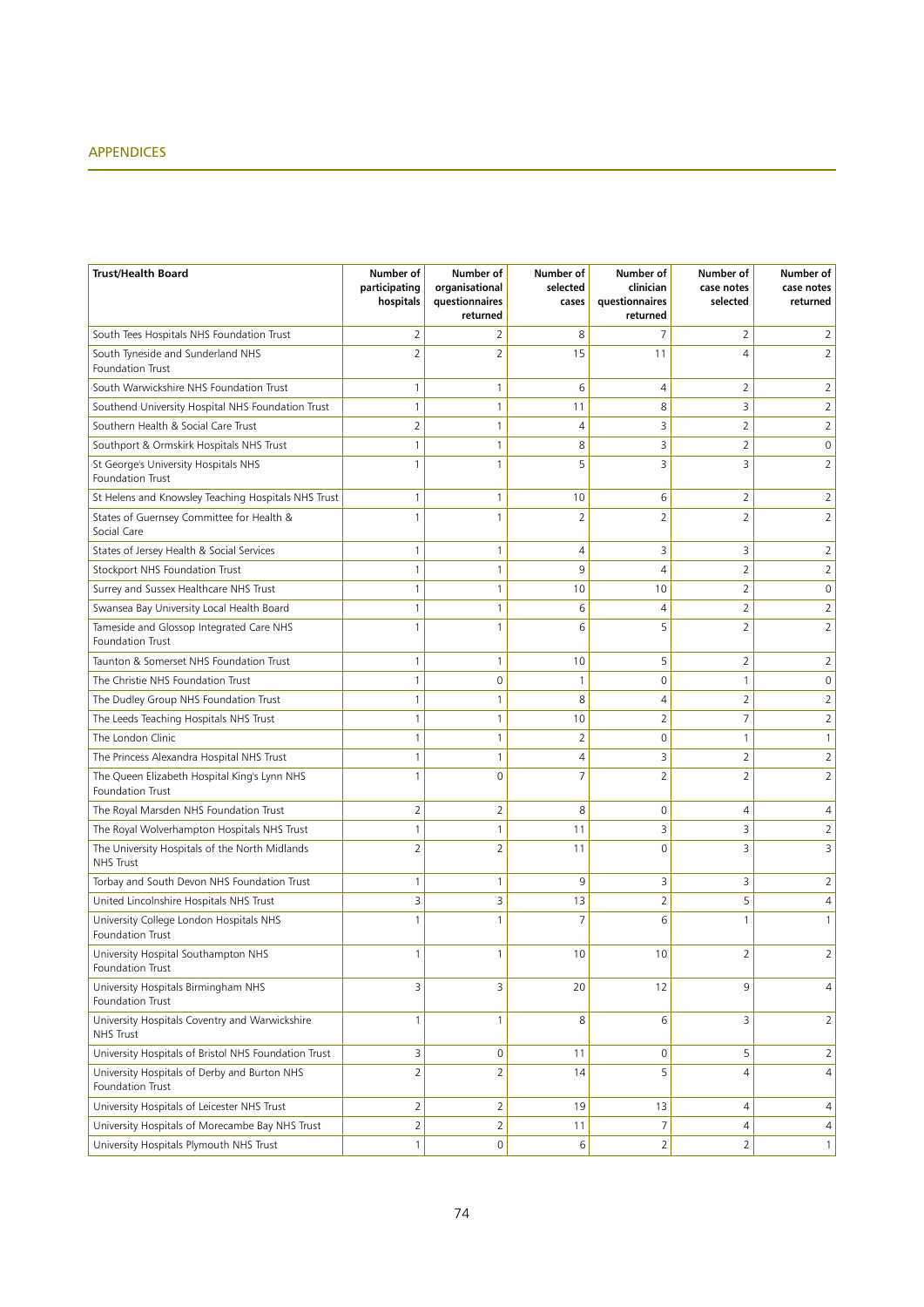## APPENDICES

| Trust/Health Board | Number of participating hospitals | Number of organisational questionnaires returned | Number of selected cases | Number of clinician questionnaires returned | Number of case notes selected | Number of case notes returned |
|---|---|---|---|---|---|---|
| South Tees Hospitals NHS Foundation Trust | 2 | 2 | 8 | 7 | 2 | 2 |
| South Tyneside and Sunderland NHS Foundation Trust | 2 | 2 | 15 | 11 | 4 | 2 |
| South Warwickshire NHS Foundation Trust | 1 | 1 | 6 | 4 | 2 | 2 |
| Southend University Hospital NHS Foundation Trust | 1 | 1 | 11 | 8 | 3 | 2 |
| Southern Health & Social Care Trust | 2 | 1 | 4 | 3 | 2 | 2 |
| Southport & Ormskirk Hospitals NHS Trust | 1 | 1 | 8 | 3 | 2 | 0 |
| St George's University Hospitals NHS Foundation Trust | 1 | 1 | 5 | 3 | 3 | 2 |
| St Helens and Knowsley Teaching Hospitals NHS Trust | 1 | 1 | 10 | 6 | 2 | 2 |
| States of Guernsey Committee for Health & Social Care | 1 | 1 | 2 | 2 | 2 | 2 |
| States of Jersey Health & Social Services | 1 | 1 | 4 | 3 | 3 | 2 |
| Stockport NHS Foundation Trust | 1 | 1 | 9 | 4 | 2 | 2 |
| Surrey and Sussex Healthcare NHS Trust | 1 | 1 | 10 | 10 | 2 | 0 |
| Swansea Bay University Local Health Board | 1 | 1 | 6 | 4 | 2 | 2 |
| Tameside and Glossop Integrated Care NHS Foundation Trust | 1 | 1 | 6 | 5 | 2 | 2 |
| Taunton & Somerset NHS Foundation Trust | 1 | 1 | 10 | 5 | 2 | 2 |
| The Christie NHS Foundation Trust | 1 | 0 | 1 | 0 | 1 | 0 |
| The Dudley Group NHS Foundation Trust | 1 | 1 | 8 | 4 | 2 | 2 |
| The Leeds Teaching Hospitals NHS Trust | 1 | 1 | 10 | 2 | 7 | 2 |
| The London Clinic | 1 | 1 | 2 | 0 | 1 | 1 |
| The Princess Alexandra Hospital NHS Trust | 1 | 1 | 4 | 3 | 2 | 2 |
| The Queen Elizabeth Hospital King's Lynn NHS Foundation Trust | 1 | 0 | 7 | 2 | 2 | 2 |
| The Royal Marsden NHS Foundation Trust | 2 | 2 | 8 | 0 | 4 | 4 |
| The Royal Wolverhampton Hospitals NHS Trust | 1 | 1 | 11 | 3 | 3 | 2 |
| The University Hospitals of the North Midlands NHS Trust | 2 | 2 | 11 | 0 | 3 | 3 |
| Torbay and South Devon NHS Foundation Trust | 1 | 1 | 9 | 3 | 3 | 2 |
| United Lincolnshire Hospitals NHS Trust | 3 | 3 | 13 | 2 | 5 | 4 |
| University College London Hospitals NHS Foundation Trust | 1 | 1 | 7 | 6 | 1 | 1 |
| University Hospital Southampton NHS Foundation Trust | 1 | 1 | 10 | 10 | 2 | 2 |
| University Hospitals Birmingham NHS Foundation Trust | 3 | 3 | 20 | 12 | 9 | 4 |
| University Hospitals Coventry and Warwickshire NHS Trust | 1 | 1 | 8 | 6 | 3 | 2 |
| University Hospitals of Bristol NHS Foundation Trust | 3 | 0 | 11 | 0 | 5 | 2 |
| University Hospitals of Derby and Burton NHS Foundation Trust | 2 | 2 | 14 | 5 | 4 | 4 |
| University Hospitals of Leicester NHS Trust | 2 | 2 | 19 | 13 | 4 | 4 |
| University Hospitals of Morecambe Bay NHS Trust | 2 | 2 | 11 | 7 | 4 | 4 |
| University Hospitals Plymouth NHS Trust | 1 | 0 | 6 | 2 | 2 | 1 |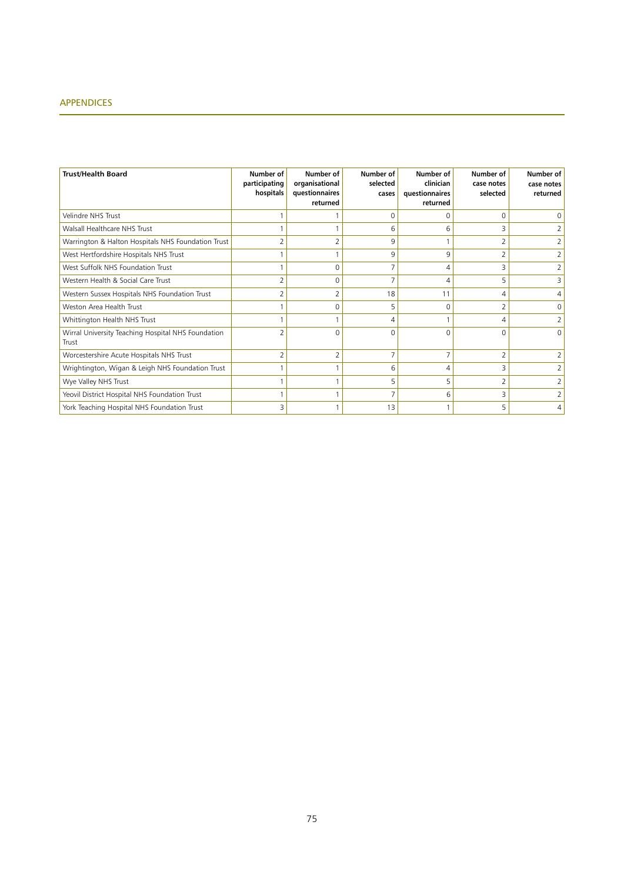| Trust/Health Board | Number of participating hospitals | Number of organisational questionnaires returned | Number of selected cases | Number of clinician questionnaires returned | Number of case notes selected | Number of case notes returned |
|---|---|---|---|---|---|---|
| Velindre NHS Trust | 1 | 1 | 0 | 0 | 0 | 0 |
| Walsall Healthcare NHS Trust | 1 | 1 | 6 | 6 | 3 | 2 |
| Warrington & Halton Hospitals NHS Foundation Trust | 2 | 2 | 9 | 1 | 2 | 2 |
| West Hertfordshire Hospitals NHS Trust | 1 | 1 | 9 | 9 | 2 | 2 |
| West Suffolk NHS Foundation Trust | 1 | 0 | 7 | 4 | 3 | 2 |
| Western Health & Social Care Trust | 2 | 0 | 7 | 4 | 5 | 3 |
| Western Sussex Hospitals NHS Foundation Trust | 2 | 2 | 18 | 11 | 4 | 4 |
| Weston Area Health Trust | 1 | 0 | 5 | 0 | 2 | 0 |
| Whittington Health NHS Trust | 1 | 1 | 4 | 1 | 4 | 2 |
| Wirral University Teaching Hospital NHS Foundation Trust | 2 | 0 | 0 | 0 | 0 | 0 |
| Worcestershire Acute Hospitals NHS Trust | 2 | 2 | 7 | 7 | 2 | 2 |
| Wrightington, Wigan & Leigh NHS Foundation Trust | 1 | 1 | 6 | 4 | 3 | 2 |
| Wye Valley NHS Trust | 1 | 1 | 5 | 5 | 2 | 2 |
| Yeovil District Hospital NHS Foundation Trust | 1 | 1 | 7 | 6 | 3 | 2 |
| York Teaching Hospital NHS Foundation Trust | 3 | 1 | 13 | 1 | 5 | 4 |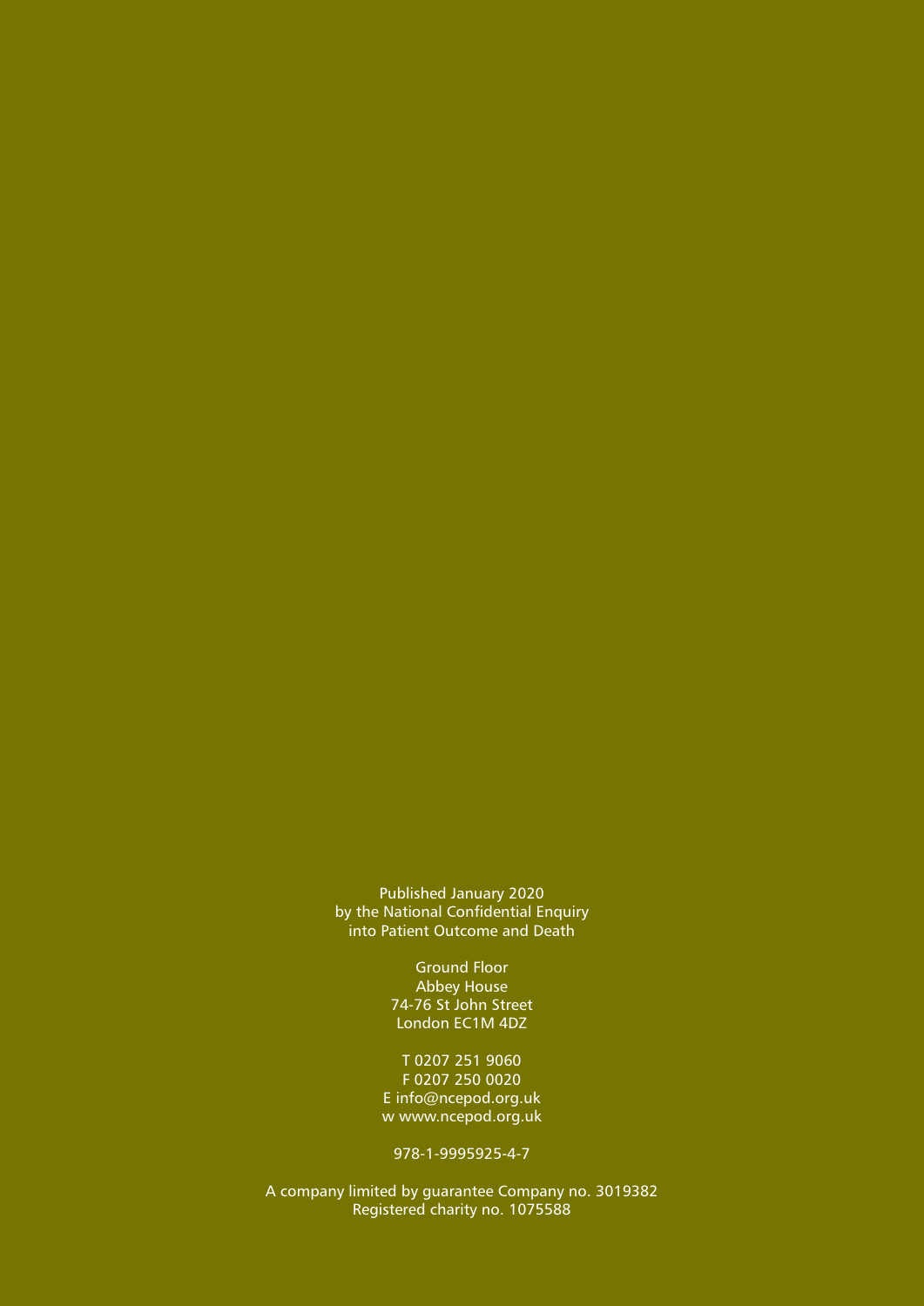Published January 2020
by the National Confidential Enquiry
into Patient Outcome and Death

Ground Floor
Abbey House
74-76 St John Street
London EC1M 4DZ

T 0207 251 9060
F 0207 250 0020
E info@ncepod.org.uk
w www.ncepod.org.uk

978-1-9995925-4-7

A company limited by guarantee Company no. 3019382
Registered charity no. 1075588